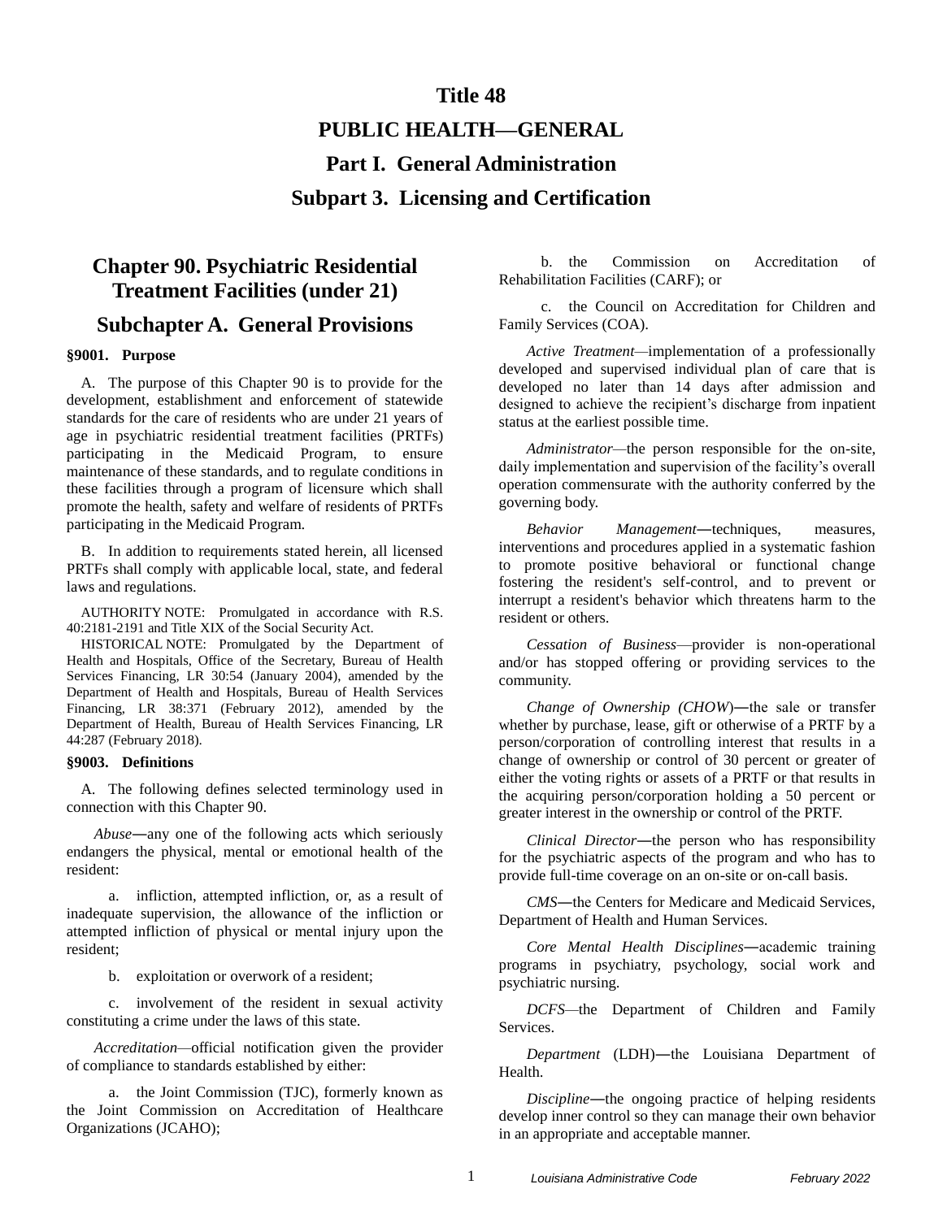# Title 48

# PUBLIC HEALTH—GENERAL

# Part I. General Administration

# Subpart 3. Licensing and Certification

## Chapter 90. Psychiatric Residential Treatment Facilities (under 21)

## Subchapter A. General Provisions

### §9001. Purpose

A. The purpose of this Chapter 90 is to provide for the development, establishment and enforcement of statewide standards for the care of residents who are under 21 years of age in psychiatric residential treatment facilities (PRTFs) participating in the Medicaid Program, to ensure maintenance of these standards, and to regulate conditions in these facilities through a program of licensure which shall promote the health, safety and welfare of residents of PRTFs participating in the Medicaid Program.

B. In addition to requirements stated herein, all licensed PRTFs shall comply with applicable local, state, and federal laws and regulations.

AUTHORITY NOTE: Promulgated in accordance with R.S. 40:2181-2191 and Title XIX of the Social Security Act.

HISTORICAL NOTE: Promulgated by the Department of Health and Hospitals, Office of the Secretary, Bureau of Health Services Financing, LR 30:54 (January 2004), amended by the Department of Health and Hospitals, Bureau of Health Services Financing, LR 38:371 (February 2012), amended by the Department of Health, Bureau of Health Services Financing, LR 44:287 (February 2018).

### §9003. Definitions

A. The following defines selected terminology used in connection with this Chapter 90.

*Abuse*—any one of the following acts which seriously endangers the physical, mental or emotional health of the resident:

a. infliction, attempted infliction, or, as a result of inadequate supervision, the allowance of the infliction or attempted infliction of physical or mental injury upon the resident;

b. exploitation or overwork of a resident;

c. involvement of the resident in sexual activity constituting a crime under the laws of this state.

*Accreditation*—official notification given the provider of compliance to standards established by either:

a. the Joint Commission (TJC), formerly known as the Joint Commission on Accreditation of Healthcare Organizations (JCAHO);

b. the Commission on Accreditation of Rehabilitation Facilities (CARF); or

c. the Council on Accreditation for Children and Family Services (COA).

*Active Treatment*—implementation of a professionally developed and supervised individual plan of care that is developed no later than 14 days after admission and designed to achieve the recipient's discharge from inpatient status at the earliest possible time.

*Administrator*—the person responsible for the on-site, daily implementation and supervision of the facility's overall operation commensurate with the authority conferred by the governing body.

*Behavior Management*—techniques, measures, interventions and procedures applied in a systematic fashion to promote positive behavioral or functional change fostering the resident's self-control, and to prevent or interrupt a resident's behavior which threatens harm to the resident or others.

*Cessation of Business*—provider is non-operational and/or has stopped offering or providing services to the community.

*Change of Ownership (CHOW)*—the sale or transfer whether by purchase, lease, gift or otherwise of a PRTF by a person/corporation of controlling interest that results in a change of ownership or control of 30 percent or greater of either the voting rights or assets of a PRTF or that results in the acquiring person/corporation holding a 50 percent or greater interest in the ownership or control of the PRTF.

*Clinical Director*—the person who has responsibility for the psychiatric aspects of the program and who has to provide full-time coverage on an on-site or on-call basis.

*CMS*—the Centers for Medicare and Medicaid Services, Department of Health and Human Services.

*Core Mental Health Disciplines*—academic training programs in psychiatry, psychology, social work and psychiatric nursing.

*DCFS*—the Department of Children and Family Services.

*Department* (LDH)—the Louisiana Department of Health.

*Discipline*—the ongoing practice of helping residents develop inner control so they can manage their own behavior in an appropriate and acceptable manner.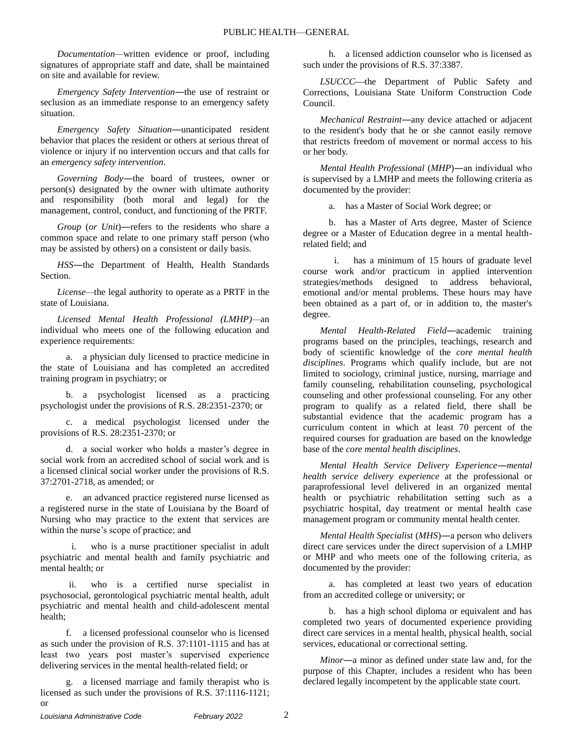*Documentation*—written evidence or proof, including signatures of appropriate staff and date, shall be maintained on site and available for review.

*Emergency Safety Intervention*―the use of restraint or seclusion as an immediate response to an emergency safety situation.

*Emergency Safety Situation*―unanticipated resident behavior that places the resident or others at serious threat of violence or injury if no intervention occurs and that calls for an *emergency safety intervention*.

*Governing Body*―the board of trustees, owner or person(s) designated by the owner with ultimate authority and responsibility (both moral and legal) for the management, control, conduct, and functioning of the PRTF.

*Group* (*or Unit*)―refers to the residents who share a common space and relate to one primary staff person (who may be assisted by others) on a consistent or daily basis.

*HSS*―the Department of Health, Health Standards Section.

*License*—the legal authority to operate as a PRTF in the state of Louisiana.

*Licensed Mental Health Professional (LMHP)*—an individual who meets one of the following education and experience requirements:

a. a physician duly licensed to practice medicine in the state of Louisiana and has completed an accredited training program in psychiatry; or

b. a psychologist licensed as a practicing psychologist under the provisions of R.S. 28:2351-2370; or

c. a medical psychologist licensed under the provisions of R.S. 28:2351-2370; or

d. a social worker who holds a master's degree in social work from an accredited school of social work and is a licensed clinical social worker under the provisions of R.S. 37:2701-2718, as amended; or

e. an advanced practice registered nurse licensed as a registered nurse in the state of Louisiana by the Board of Nursing who may practice to the extent that services are within the nurse's scope of practice; and

i. who is a nurse practitioner specialist in adult psychiatric and mental health and family psychiatric and mental health; or

ii. who is a certified nurse specialist in psychosocial, gerontological psychiatric mental health, adult psychiatric and mental health and child-adolescent mental health;

f. a licensed professional counselor who is licensed as such under the provision of R.S. 37:1101-1115 and has at least two years post master's supervised experience delivering services in the mental health-related field; or

g. a licensed marriage and family therapist who is licensed as such under the provisions of R.S. 37:1116-1121; or

h. a licensed addiction counselor who is licensed as such under the provisions of R.S. 37:3387.

*LSUCCC*—the Department of Public Safety and Corrections, Louisiana State Uniform Construction Code Council.

*Mechanical Restraint*―any device attached or adjacent to the resident's body that he or she cannot easily remove that restricts freedom of movement or normal access to his or her body.

*Mental Health Professional* (*MHP*)―an individual who is supervised by a LMHP and meets the following criteria as documented by the provider:

a. has a Master of Social Work degree; or

b. has a Master of Arts degree, Master of Science degree or a Master of Education degree in a mental health-related field; and

i. has a minimum of 15 hours of graduate level course work and/or practicum in applied intervention strategies/methods designed to address behavioral, emotional and/or mental problems. These hours may have been obtained as a part of, or in addition to, the master's degree.

*Mental Health-Related Field*―academic training programs based on the principles, teachings, research and body of scientific knowledge of the *core mental health disciplines*. Programs which qualify include, but are not limited to sociology, criminal justice, nursing, marriage and family counseling, rehabilitation counseling, psychological counseling and other professional counseling. For any other program to qualify as a related field, there shall be substantial evidence that the academic program has a curriculum content in which at least 70 percent of the required courses for graduation are based on the knowledge base of the *core mental health disciplines*.

*Mental Health Service Delivery Experience*―*mental health service delivery experience* at the professional or paraprofessional level delivered in an organized mental health or psychiatric rehabilitation setting such as a psychiatric hospital, day treatment or mental health case management program or community mental health center.

*Mental Health Specialist* (*MHS*)―a person who delivers direct care services under the direct supervision of a LMHP or MHP and who meets one of the following criteria, as documented by the provider:

a. has completed at least two years of education from an accredited college or university; or

b. has a high school diploma or equivalent and has completed two years of documented experience providing direct care services in a mental health, physical health, social services, educational or correctional setting.

*Minor*―a minor as defined under state law and, for the purpose of this Chapter, includes a resident who has been declared legally incompetent by the applicable state court.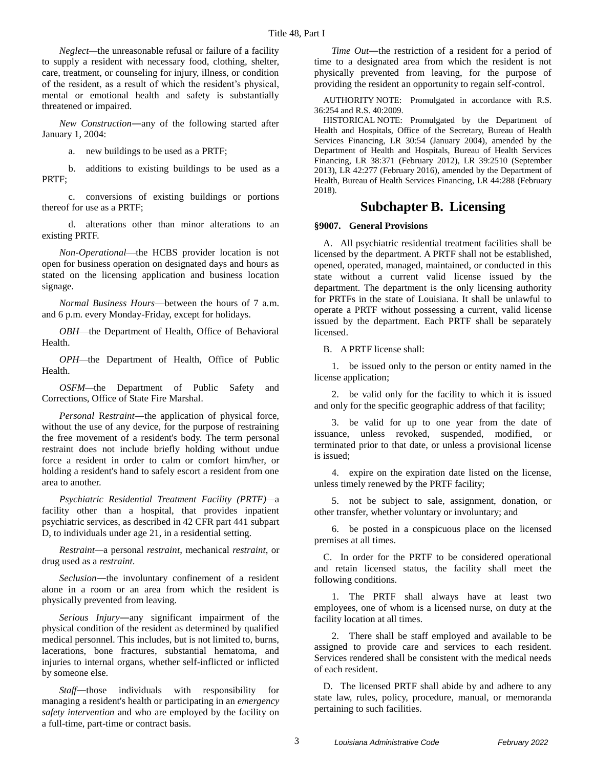*Neglect*—the unreasonable refusal or failure of a facility to supply a resident with necessary food, clothing, shelter, care, treatment, or counseling for injury, illness, or condition of the resident, as a result of which the resident's physical, mental or emotional health and safety is substantially threatened or impaired.

*New Construction*―any of the following started after January 1, 2004:

a. new buildings to be used as a PRTF;

b. additions to existing buildings to be used as a PRTF;

c. conversions of existing buildings or portions thereof for use as a PRTF;

d. alterations other than minor alterations to an existing PRTF.

*Non-Operational*—the HCBS provider location is not open for business operation on designated days and hours as stated on the licensing application and business location signage.

*Normal Business Hours*—between the hours of 7 a.m. and 6 p.m. every Monday-Friday, except for holidays.

*OBH*—the Department of Health, Office of Behavioral Health.

*OPH*—the Department of Health, Office of Public Health.

*OSFM*—the Department of Public Safety and Corrections, Office of State Fire Marshal.

*Personal Restraint*―the application of physical force, without the use of any device, for the purpose of restraining the free movement of a resident's body. The term personal restraint does not include briefly holding without undue force a resident in order to calm or comfort him/her, or holding a resident's hand to safely escort a resident from one area to another.

*Psychiatric Residential Treatment Facility (PRTF)*—a facility other than a hospital, that provides inpatient psychiatric services, as described in 42 CFR part 441 subpart D, to individuals under age 21, in a residential setting.

*Restraint*—a personal *restraint*, mechanical *restraint*, or drug used as a *restraint*.

*Seclusion*―the involuntary confinement of a resident alone in a room or an area from which the resident is physically prevented from leaving.

*Serious Injury*―any significant impairment of the physical condition of the resident as determined by qualified medical personnel. This includes, but is not limited to, burns, lacerations, bone fractures, substantial hematoma, and injuries to internal organs, whether self-inflicted or inflicted by someone else.

*Staff*―those individuals with responsibility for managing a resident's health or participating in an *emergency safety intervention* and who are employed by the facility on a full-time, part-time or contract basis.

*Time Out*―the restriction of a resident for a period of time to a designated area from which the resident is not physically prevented from leaving, for the purpose of providing the resident an opportunity to regain self-control.

AUTHORITY NOTE: Promulgated in accordance with R.S. 36:254 and R.S. 40:2009.

HISTORICAL NOTE: Promulgated by the Department of Health and Hospitals, Office of the Secretary, Bureau of Health Services Financing, LR 30:54 (January 2004), amended by the Department of Health and Hospitals, Bureau of Health Services Financing, LR 38:371 (February 2012), LR 39:2510 (September 2013), LR 42:277 (February 2016), amended by the Department of Health, Bureau of Health Services Financing, LR 44:288 (February 2018).

## Subchapter B. Licensing

### §9007. General Provisions

A. All psychiatric residential treatment facilities shall be licensed by the department. A PRTF shall not be established, opened, operated, managed, maintained, or conducted in this state without a current valid license issued by the department. The department is the only licensing authority for PRTFs in the state of Louisiana. It shall be unlawful to operate a PRTF without possessing a current, valid license issued by the department. Each PRTF shall be separately licensed.

B. A PRTF license shall:

1. be issued only to the person or entity named in the license application;

2. be valid only for the facility to which it is issued and only for the specific geographic address of that facility;

3. be valid for up to one year from the date of issuance, unless revoked, suspended, modified, or terminated prior to that date, or unless a provisional license is issued;

4. expire on the expiration date listed on the license, unless timely renewed by the PRTF facility;

5. not be subject to sale, assignment, donation, or other transfer, whether voluntary or involuntary; and

6. be posted in a conspicuous place on the licensed premises at all times.

C. In order for the PRTF to be considered operational and retain licensed status, the facility shall meet the following conditions.

1. The PRTF shall always have at least two employees, one of whom is a licensed nurse, on duty at the facility location at all times.

2. There shall be staff employed and available to be assigned to provide care and services to each resident. Services rendered shall be consistent with the medical needs of each resident.

D. The licensed PRTF shall abide by and adhere to any state law, rules, policy, procedure, manual, or memoranda pertaining to such facilities.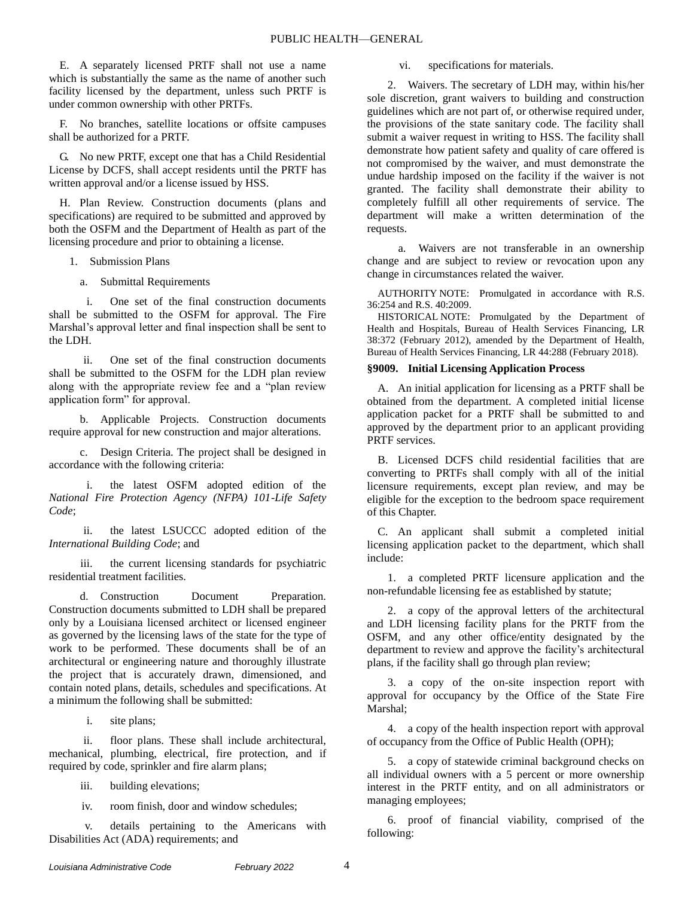E. A separately licensed PRTF shall not use a name which is substantially the same as the name of another such facility licensed by the department, unless such PRTF is under common ownership with other PRTFs.

F. No branches, satellite locations or offsite campuses shall be authorized for a PRTF.

G. No new PRTF, except one that has a Child Residential License by DCFS, shall accept residents until the PRTF has written approval and/or a license issued by HSS.

H. Plan Review. Construction documents (plans and specifications) are required to be submitted and approved by both the OSFM and the Department of Health as part of the licensing procedure and prior to obtaining a license.

1. Submission Plans

a. Submittal Requirements

i. One set of the final construction documents shall be submitted to the OSFM for approval. The Fire Marshal's approval letter and final inspection shall be sent to the LDH.

ii. One set of the final construction documents shall be submitted to the OSFM for the LDH plan review along with the appropriate review fee and a "plan review application form" for approval.

b. Applicable Projects. Construction documents require approval for new construction and major alterations.

c. Design Criteria. The project shall be designed in accordance with the following criteria:

i. the latest OSFM adopted edition of the *National Fire Protection Agency (NFPA) 101-Life Safety Code*;

ii. the latest LSUCCC adopted edition of the *International Building Code*; and

iii. the current licensing standards for psychiatric residential treatment facilities.

d. Construction Document Preparation. Construction documents submitted to LDH shall be prepared only by a Louisiana licensed architect or licensed engineer as governed by the licensing laws of the state for the type of work to be performed. These documents shall be of an architectural or engineering nature and thoroughly illustrate the project that is accurately drawn, dimensioned, and contain noted plans, details, schedules and specifications. At a minimum the following shall be submitted:

i. site plans;

ii. floor plans. These shall include architectural, mechanical, plumbing, electrical, fire protection, and if required by code, sprinkler and fire alarm plans;

iii. building elevations;

iv. room finish, door and window schedules;

v. details pertaining to the Americans with Disabilities Act (ADA) requirements; and

vi. specifications for materials.

2. Waivers. The secretary of LDH may, within his/her sole discretion, grant waivers to building and construction guidelines which are not part of, or otherwise required under, the provisions of the state sanitary code. The facility shall submit a waiver request in writing to HSS. The facility shall demonstrate how patient safety and quality of care offered is not compromised by the waiver, and must demonstrate the undue hardship imposed on the facility if the waiver is not granted. The facility shall demonstrate their ability to completely fulfill all other requirements of service. The department will make a written determination of the requests.

a. Waivers are not transferable in an ownership change and are subject to review or revocation upon any change in circumstances related the waiver.

AUTHORITY NOTE: Promulgated in accordance with R.S. 36:254 and R.S. 40:2009.

HISTORICAL NOTE: Promulgated by the Department of Health and Hospitals, Bureau of Health Services Financing, LR 38:372 (February 2012), amended by the Department of Health, Bureau of Health Services Financing, LR 44:288 (February 2018).

### §9009. Initial Licensing Application Process

A. An initial application for licensing as a PRTF shall be obtained from the department. A completed initial license application packet for a PRTF shall be submitted to and approved by the department prior to an applicant providing PRTF services.

B. Licensed DCFS child residential facilities that are converting to PRTFs shall comply with all of the initial licensure requirements, except plan review, and may be eligible for the exception to the bedroom space requirement of this Chapter.

C. An applicant shall submit a completed initial licensing application packet to the department, which shall include:

1. a completed PRTF licensure application and the non-refundable licensing fee as established by statute;

2. a copy of the approval letters of the architectural and LDH licensing facility plans for the PRTF from the OSFM, and any other office/entity designated by the department to review and approve the facility's architectural plans, if the facility shall go through plan review;

3. a copy of the on-site inspection report with approval for occupancy by the Office of the State Fire Marshal;

4. a copy of the health inspection report with approval of occupancy from the Office of Public Health (OPH);

5. a copy of statewide criminal background checks on all individual owners with a 5 percent or more ownership interest in the PRTF entity, and on all administrators or managing employees;

6. proof of financial viability, comprised of the following: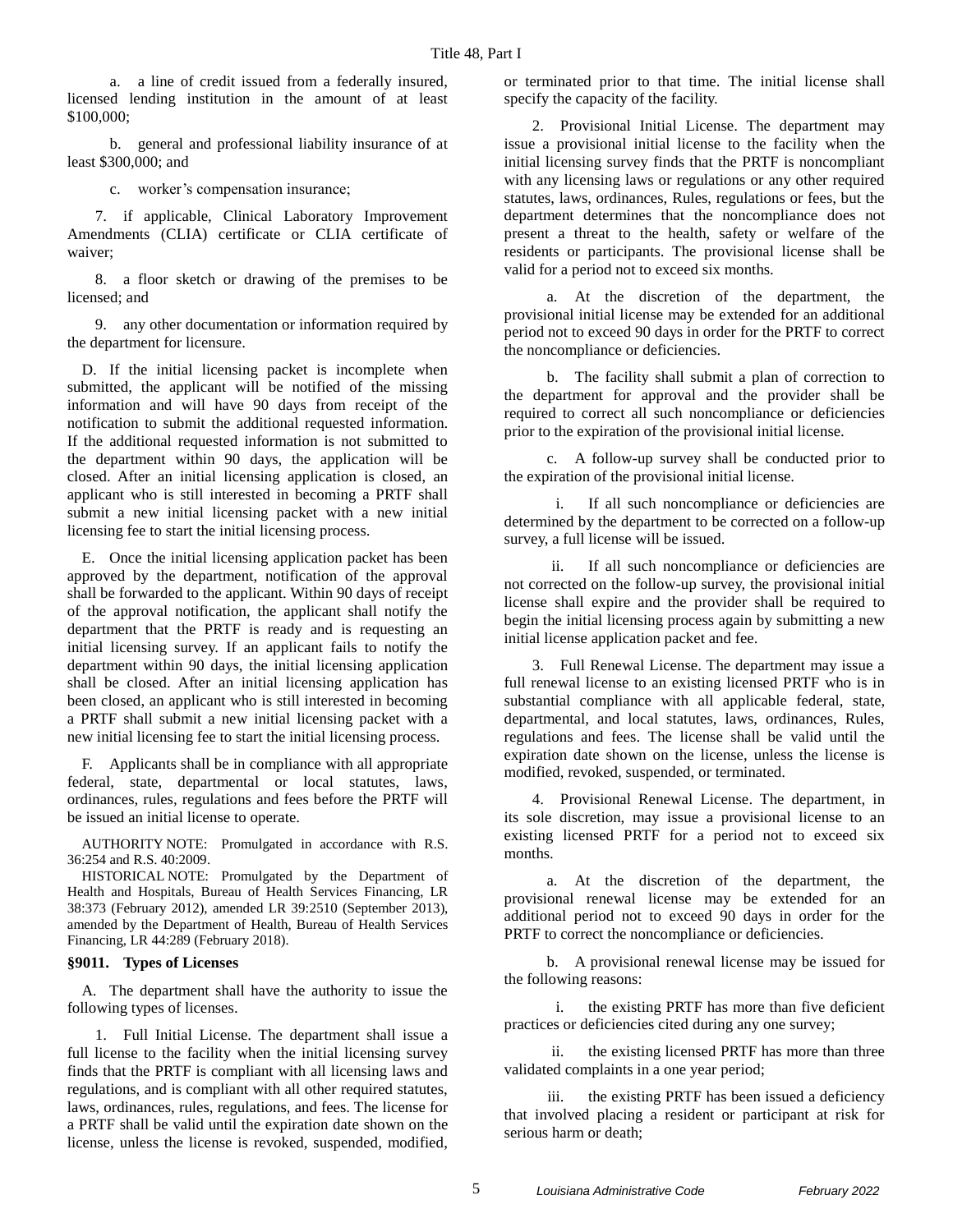a. a line of credit issued from a federally insured, licensed lending institution in the amount of at least $100,000;

b. general and professional liability insurance of at least $300,000; and

c. worker's compensation insurance;

7. if applicable, Clinical Laboratory Improvement Amendments (CLIA) certificate or CLIA certificate of waiver;

8. a floor sketch or drawing of the premises to be licensed; and

9. any other documentation or information required by the department for licensure.

D. If the initial licensing packet is incomplete when submitted, the applicant will be notified of the missing information and will have 90 days from receipt of the notification to submit the additional requested information. If the additional requested information is not submitted to the department within 90 days, the application will be closed. After an initial licensing application is closed, an applicant who is still interested in becoming a PRTF shall submit a new initial licensing packet with a new initial licensing fee to start the initial licensing process.

E. Once the initial licensing application packet has been approved by the department, notification of the approval shall be forwarded to the applicant. Within 90 days of receipt of the approval notification, the applicant shall notify the department that the PRTF is ready and is requesting an initial licensing survey. If an applicant fails to notify the department within 90 days, the initial licensing application shall be closed. After an initial licensing application has been closed, an applicant who is still interested in becoming a PRTF shall submit a new initial licensing packet with a new initial licensing fee to start the initial licensing process.

F. Applicants shall be in compliance with all appropriate federal, state, departmental or local statutes, laws, ordinances, rules, regulations and fees before the PRTF will be issued an initial license to operate.

AUTHORITY NOTE: Promulgated in accordance with R.S. 36:254 and R.S. 40:2009.

HISTORICAL NOTE: Promulgated by the Department of Health and Hospitals, Bureau of Health Services Financing, LR 38:373 (February 2012), amended LR 39:2510 (September 2013), amended by the Department of Health, Bureau of Health Services Financing, LR 44:289 (February 2018).

### §9011. Types of Licenses

A. The department shall have the authority to issue the following types of licenses.

1. Full Initial License. The department shall issue a full license to the facility when the initial licensing survey finds that the PRTF is compliant with all licensing laws and regulations, and is compliant with all other required statutes, laws, ordinances, rules, regulations, and fees. The license for a PRTF shall be valid until the expiration date shown on the license, unless the license is revoked, suspended, modified, or terminated prior to that time. The initial license shall specify the capacity of the facility.

2. Provisional Initial License. The department may issue a provisional initial license to the facility when the initial licensing survey finds that the PRTF is noncompliant with any licensing laws or regulations or any other required statutes, laws, ordinances, Rules, regulations or fees, but the department determines that the noncompliance does not present a threat to the health, safety or welfare of the residents or participants. The provisional license shall be valid for a period not to exceed six months.

a. At the discretion of the department, the provisional initial license may be extended for an additional period not to exceed 90 days in order for the PRTF to correct the noncompliance or deficiencies.

b. The facility shall submit a plan of correction to the department for approval and the provider shall be required to correct all such noncompliance or deficiencies prior to the expiration of the provisional initial license.

c. A follow-up survey shall be conducted prior to the expiration of the provisional initial license.

i. If all such noncompliance or deficiencies are determined by the department to be corrected on a follow-up survey, a full license will be issued.

ii. If all such noncompliance or deficiencies are not corrected on the follow-up survey, the provisional initial license shall expire and the provider shall be required to begin the initial licensing process again by submitting a new initial license application packet and fee.

3. Full Renewal License. The department may issue a full renewal license to an existing licensed PRTF who is in substantial compliance with all applicable federal, state, departmental, and local statutes, laws, ordinances, Rules, regulations and fees. The license shall be valid until the expiration date shown on the license, unless the license is modified, revoked, suspended, or terminated.

4. Provisional Renewal License. The department, in its sole discretion, may issue a provisional license to an existing licensed PRTF for a period not to exceed six months.

a. At the discretion of the department, the provisional renewal license may be extended for an additional period not to exceed 90 days in order for the PRTF to correct the noncompliance or deficiencies.

b. A provisional renewal license may be issued for the following reasons:

i. the existing PRTF has more than five deficient practices or deficiencies cited during any one survey;

ii. the existing licensed PRTF has more than three validated complaints in a one year period;

iii. the existing PRTF has been issued a deficiency that involved placing a resident or participant at risk for serious harm or death;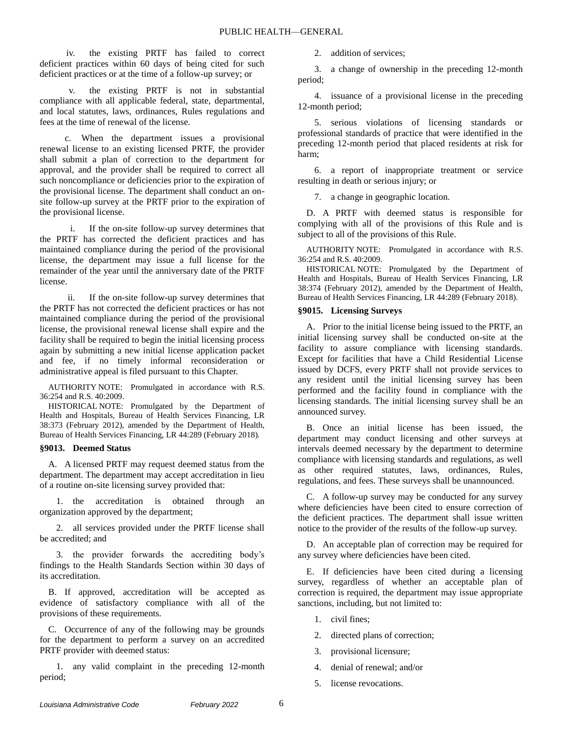iv. the existing PRTF has failed to correct deficient practices within 60 days of being cited for such deficient practices or at the time of a follow-up survey; or

v. the existing PRTF is not in substantial compliance with all applicable federal, state, departmental, and local statutes, laws, ordinances, Rules regulations and fees at the time of renewal of the license.

c. When the department issues a provisional renewal license to an existing licensed PRTF, the provider shall submit a plan of correction to the department for approval, and the provider shall be required to correct all such noncompliance or deficiencies prior to the expiration of the provisional license. The department shall conduct an on-site follow-up survey at the PRTF prior to the expiration of the provisional license.

i. If the on-site follow-up survey determines that the PRTF has corrected the deficient practices and has maintained compliance during the period of the provisional license, the department may issue a full license for the remainder of the year until the anniversary date of the PRTF license.

ii. If the on-site follow-up survey determines that the PRTF has not corrected the deficient practices or has not maintained compliance during the period of the provisional license, the provisional renewal license shall expire and the facility shall be required to begin the initial licensing process again by submitting a new initial license application packet and fee, if no timely informal reconsideration or administrative appeal is filed pursuant to this Chapter.

AUTHORITY NOTE: Promulgated in accordance with R.S. 36:254 and R.S. 40:2009.

HISTORICAL NOTE: Promulgated by the Department of Health and Hospitals, Bureau of Health Services Financing, LR 38:373 (February 2012), amended by the Department of Health, Bureau of Health Services Financing, LR 44:289 (February 2018).

### §9013. Deemed Status

A. A licensed PRTF may request deemed status from the department. The department may accept accreditation in lieu of a routine on-site licensing survey provided that:

1. the accreditation is obtained through an organization approved by the department;

2. all services provided under the PRTF license shall be accredited; and

3. the provider forwards the accrediting body's findings to the Health Standards Section within 30 days of its accreditation.

B. If approved, accreditation will be accepted as evidence of satisfactory compliance with all of the provisions of these requirements.

C. Occurrence of any of the following may be grounds for the department to perform a survey on an accredited PRTF provider with deemed status:

1. any valid complaint in the preceding 12-month period;

2. addition of services;

3. a change of ownership in the preceding 12-month period;

4. issuance of a provisional license in the preceding 12-month period;

5. serious violations of licensing standards or professional standards of practice that were identified in the preceding 12-month period that placed residents at risk for harm;

6. a report of inappropriate treatment or service resulting in death or serious injury; or

7. a change in geographic location.

D. A PRTF with deemed status is responsible for complying with all of the provisions of this Rule and is subject to all of the provisions of this Rule.

AUTHORITY NOTE: Promulgated in accordance with R.S. 36:254 and R.S. 40:2009.

HISTORICAL NOTE: Promulgated by the Department of Health and Hospitals, Bureau of Health Services Financing, LR 38:374 (February 2012), amended by the Department of Health, Bureau of Health Services Financing, LR 44:289 (February 2018).

### §9015. Licensing Surveys

A. Prior to the initial license being issued to the PRTF, an initial licensing survey shall be conducted on-site at the facility to assure compliance with licensing standards. Except for facilities that have a Child Residential License issued by DCFS, every PRTF shall not provide services to any resident until the initial licensing survey has been performed and the facility found in compliance with the licensing standards. The initial licensing survey shall be an announced survey.

B. Once an initial license has been issued, the department may conduct licensing and other surveys at intervals deemed necessary by the department to determine compliance with licensing standards and regulations, as well as other required statutes, laws, ordinances, Rules, regulations, and fees. These surveys shall be unannounced.

C. A follow-up survey may be conducted for any survey where deficiencies have been cited to ensure correction of the deficient practices. The department shall issue written notice to the provider of the results of the follow-up survey.

D. An acceptable plan of correction may be required for any survey where deficiencies have been cited.

E. If deficiencies have been cited during a licensing survey, regardless of whether an acceptable plan of correction is required, the department may issue appropriate sanctions, including, but not limited to:

1. civil fines;

2. directed plans of correction;

3. provisional licensure;

4. denial of renewal; and/or

5. license revocations.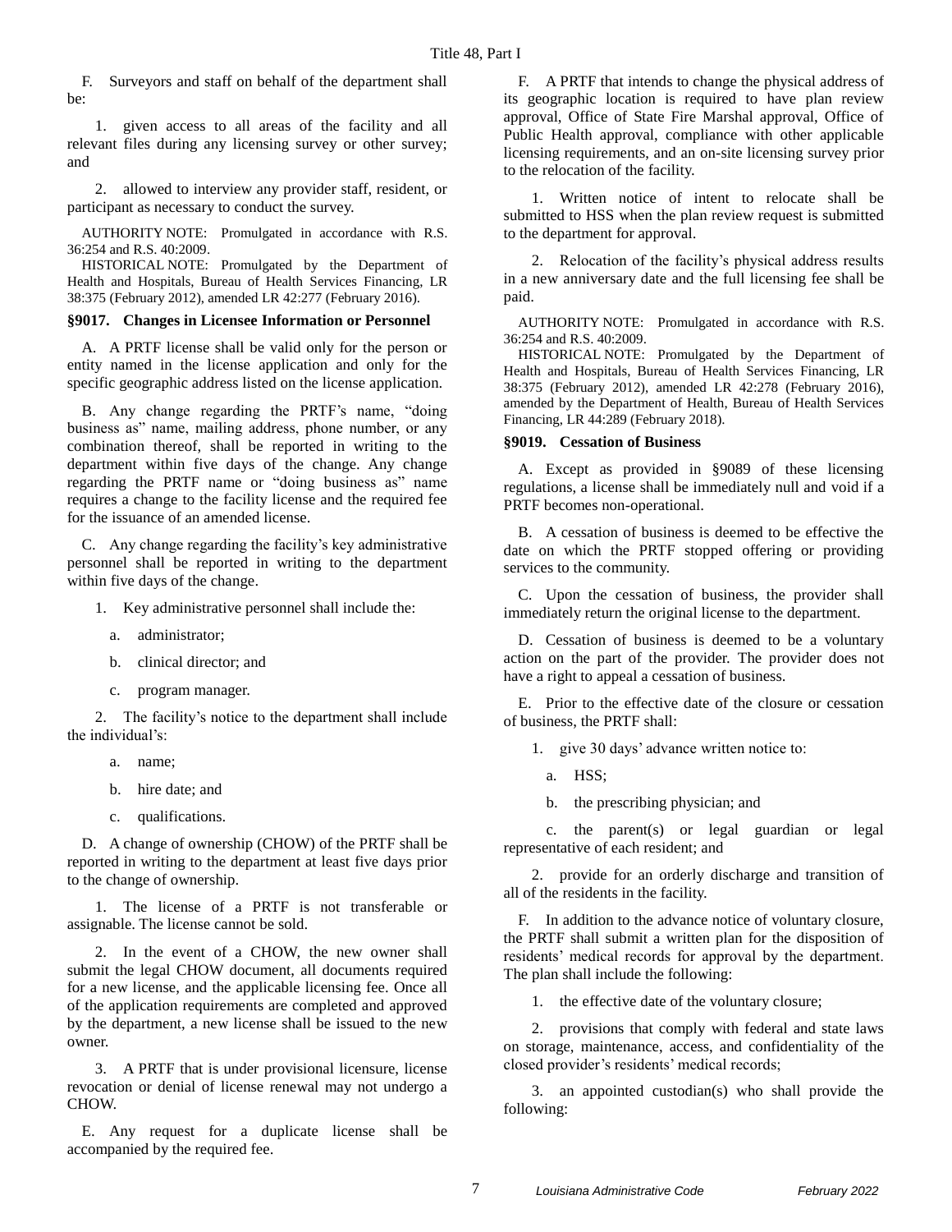F. Surveyors and staff on behalf of the department shall be:

1. given access to all areas of the facility and all relevant files during any licensing survey or other survey; and

2. allowed to interview any provider staff, resident, or participant as necessary to conduct the survey.

AUTHORITY NOTE: Promulgated in accordance with R.S. 36:254 and R.S. 40:2009.

HISTORICAL NOTE: Promulgated by the Department of Health and Hospitals, Bureau of Health Services Financing, LR 38:375 (February 2012), amended LR 42:277 (February 2016).

### §9017. Changes in Licensee Information or Personnel

A. A PRTF license shall be valid only for the person or entity named in the license application and only for the specific geographic address listed on the license application.

B. Any change regarding the PRTF's name, "doing business as" name, mailing address, phone number, or any combination thereof, shall be reported in writing to the department within five days of the change. Any change regarding the PRTF name or "doing business as" name requires a change to the facility license and the required fee for the issuance of an amended license.

C. Any change regarding the facility's key administrative personnel shall be reported in writing to the department within five days of the change.

1. Key administrative personnel shall include the:

a. administrator;

b. clinical director; and

c. program manager.

2. The facility's notice to the department shall include the individual's:

a. name;

b. hire date; and

c. qualifications.

D. A change of ownership (CHOW) of the PRTF shall be reported in writing to the department at least five days prior to the change of ownership.

1. The license of a PRTF is not transferable or assignable. The license cannot be sold.

2. In the event of a CHOW, the new owner shall submit the legal CHOW document, all documents required for a new license, and the applicable licensing fee. Once all of the application requirements are completed and approved by the department, a new license shall be issued to the new owner.

3. A PRTF that is under provisional licensure, license revocation or denial of license renewal may not undergo a CHOW.

E. Any request for a duplicate license shall be accompanied by the required fee.

F. A PRTF that intends to change the physical address of its geographic location is required to have plan review approval, Office of State Fire Marshal approval, Office of Public Health approval, compliance with other applicable licensing requirements, and an on-site licensing survey prior to the relocation of the facility.

1. Written notice of intent to relocate shall be submitted to HSS when the plan review request is submitted to the department for approval.

2. Relocation of the facility's physical address results in a new anniversary date and the full licensing fee shall be paid.

AUTHORITY NOTE: Promulgated in accordance with R.S. 36:254 and R.S. 40:2009.

HISTORICAL NOTE: Promulgated by the Department of Health and Hospitals, Bureau of Health Services Financing, LR 38:375 (February 2012), amended LR 42:278 (February 2016), amended by the Department of Health, Bureau of Health Services Financing, LR 44:289 (February 2018).

### §9019. Cessation of Business

A. Except as provided in §9089 of these licensing regulations, a license shall be immediately null and void if a PRTF becomes non-operational.

B. A cessation of business is deemed to be effective the date on which the PRTF stopped offering or providing services to the community.

C. Upon the cessation of business, the provider shall immediately return the original license to the department.

D. Cessation of business is deemed to be a voluntary action on the part of the provider. The provider does not have a right to appeal a cessation of business.

E. Prior to the effective date of the closure or cessation of business, the PRTF shall:

1. give 30 days' advance written notice to:

a. HSS;

b. the prescribing physician; and

c. the parent(s) or legal guardian or legal representative of each resident; and

2. provide for an orderly discharge and transition of all of the residents in the facility.

F. In addition to the advance notice of voluntary closure, the PRTF shall submit a written plan for the disposition of residents' medical records for approval by the department. The plan shall include the following:

1. the effective date of the voluntary closure;

2. provisions that comply with federal and state laws on storage, maintenance, access, and confidentiality of the closed provider's residents' medical records;

3. an appointed custodian(s) who shall provide the following: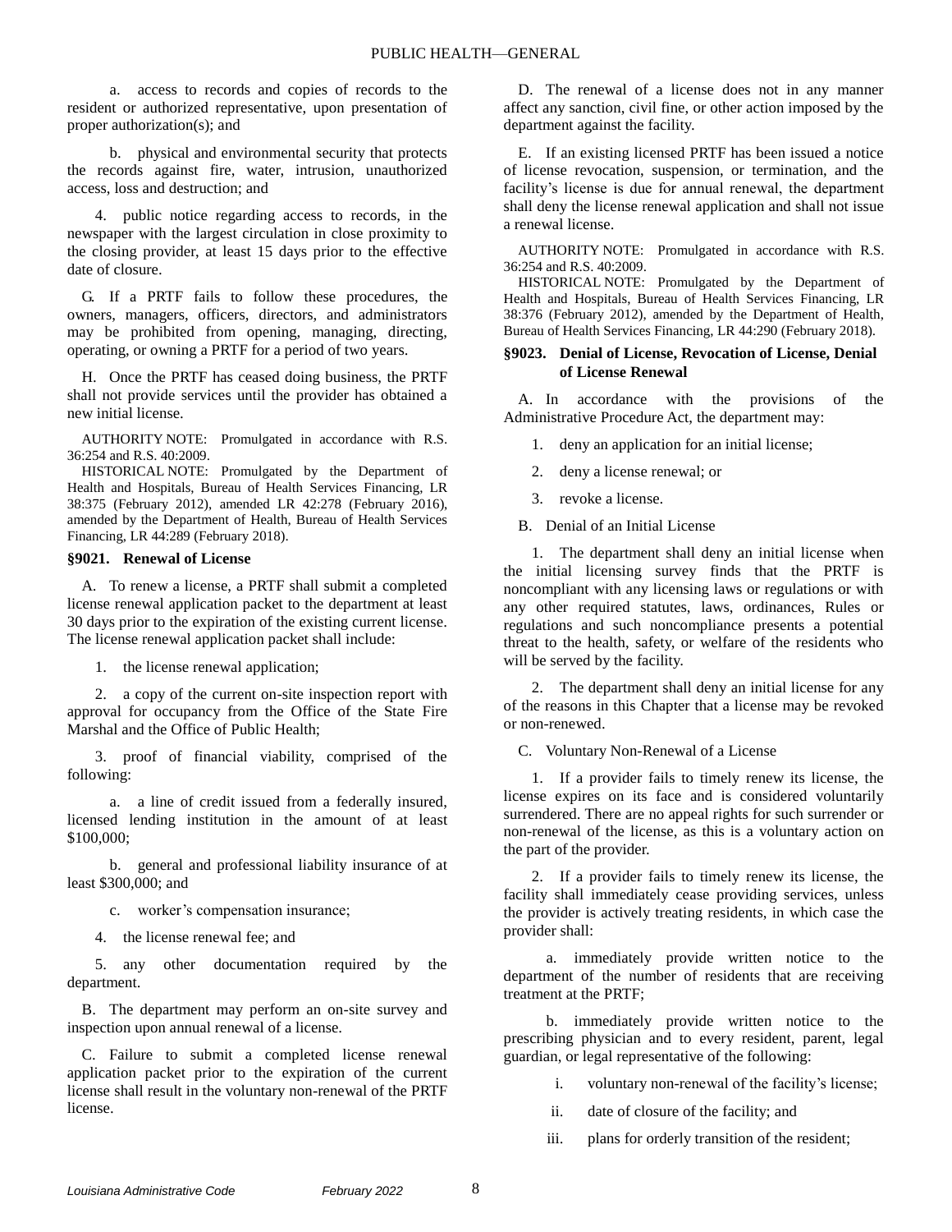a. access to records and copies of records to the resident or authorized representative, upon presentation of proper authorization(s); and

b. physical and environmental security that protects the records against fire, water, intrusion, unauthorized access, loss and destruction; and

4. public notice regarding access to records, in the newspaper with the largest circulation in close proximity to the closing provider, at least 15 days prior to the effective date of closure.

G. If a PRTF fails to follow these procedures, the owners, managers, officers, directors, and administrators may be prohibited from opening, managing, directing, operating, or owning a PRTF for a period of two years.

H. Once the PRTF has ceased doing business, the PRTF shall not provide services until the provider has obtained a new initial license.

AUTHORITY NOTE: Promulgated in accordance with R.S. 36:254 and R.S. 40:2009.

HISTORICAL NOTE: Promulgated by the Department of Health and Hospitals, Bureau of Health Services Financing, LR 38:375 (February 2012), amended LR 42:278 (February 2016), amended by the Department of Health, Bureau of Health Services Financing, LR 44:289 (February 2018).

### §9021. Renewal of License

A. To renew a license, a PRTF shall submit a completed license renewal application packet to the department at least 30 days prior to the expiration of the existing current license. The license renewal application packet shall include:

1. the license renewal application;

2. a copy of the current on-site inspection report with approval for occupancy from the Office of the State Fire Marshal and the Office of Public Health;

3. proof of financial viability, comprised of the following:

a. a line of credit issued from a federally insured, licensed lending institution in the amount of at least $100,000;

b. general and professional liability insurance of at least $300,000; and

c. worker's compensation insurance;

4. the license renewal fee; and

5. any other documentation required by the department.

B. The department may perform an on-site survey and inspection upon annual renewal of a license.

C. Failure to submit a completed license renewal application packet prior to the expiration of the current license shall result in the voluntary non-renewal of the PRTF license.

D. The renewal of a license does not in any manner affect any sanction, civil fine, or other action imposed by the department against the facility.

E. If an existing licensed PRTF has been issued a notice of license revocation, suspension, or termination, and the facility's license is due for annual renewal, the department shall deny the license renewal application and shall not issue a renewal license.

AUTHORITY NOTE: Promulgated in accordance with R.S. 36:254 and R.S. 40:2009.

HISTORICAL NOTE: Promulgated by the Department of Health and Hospitals, Bureau of Health Services Financing, LR 38:376 (February 2012), amended by the Department of Health, Bureau of Health Services Financing, LR 44:290 (February 2018).

### §9023. Denial of License, Revocation of License, Denial of License Renewal

A. In accordance with the provisions of the Administrative Procedure Act, the department may:

1. deny an application for an initial license;

2. deny a license renewal; or

3. revoke a license.

B. Denial of an Initial License

1. The department shall deny an initial license when the initial licensing survey finds that the PRTF is noncompliant with any licensing laws or regulations or with any other required statutes, laws, ordinances, Rules or regulations and such noncompliance presents a potential threat to the health, safety, or welfare of the residents who will be served by the facility.

2. The department shall deny an initial license for any of the reasons in this Chapter that a license may be revoked or non-renewed.

C. Voluntary Non-Renewal of a License

1. If a provider fails to timely renew its license, the license expires on its face and is considered voluntarily surrendered. There are no appeal rights for such surrender or non-renewal of the license, as this is a voluntary action on the part of the provider.

2. If a provider fails to timely renew its license, the facility shall immediately cease providing services, unless the provider is actively treating residents, in which case the provider shall:

a. immediately provide written notice to the department of the number of residents that are receiving treatment at the PRTF;

b. immediately provide written notice to the prescribing physician and to every resident, parent, legal guardian, or legal representative of the following:

i. voluntary non-renewal of the facility's license;

ii. date of closure of the facility; and

iii. plans for orderly transition of the resident;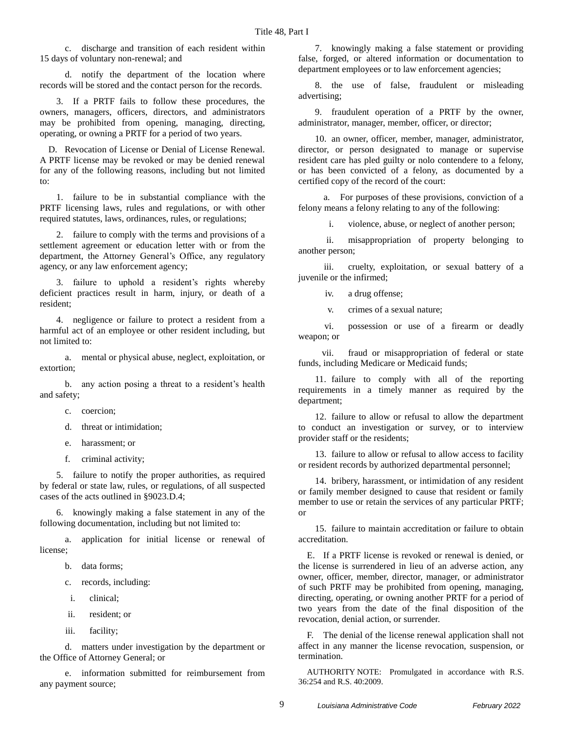c. discharge and transition of each resident within 15 days of voluntary non-renewal; and

d. notify the department of the location where records will be stored and the contact person for the records.

3. If a PRTF fails to follow these procedures, the owners, managers, officers, directors, and administrators may be prohibited from opening, managing, directing, operating, or owning a PRTF for a period of two years.

D. Revocation of License or Denial of License Renewal. A PRTF license may be revoked or may be denied renewal for any of the following reasons, including but not limited to:

1. failure to be in substantial compliance with the PRTF licensing laws, rules and regulations, or with other required statutes, laws, ordinances, rules, or regulations;

2. failure to comply with the terms and provisions of a settlement agreement or education letter with or from the department, the Attorney General's Office, any regulatory agency, or any law enforcement agency;

3. failure to uphold a resident's rights whereby deficient practices result in harm, injury, or death of a resident;

4. negligence or failure to protect a resident from a harmful act of an employee or other resident including, but not limited to:

a. mental or physical abuse, neglect, exploitation, or extortion;

b. any action posing a threat to a resident's health and safety;

c. coercion;

d. threat or intimidation;

e. harassment; or

f. criminal activity;

5. failure to notify the proper authorities, as required by federal or state law, rules, or regulations, of all suspected cases of the acts outlined in §9023.D.4;

6. knowingly making a false statement in any of the following documentation, including but not limited to:

a. application for initial license or renewal of license;

b. data forms;

c. records, including:

i. clinical;

ii. resident; or

iii. facility;

d. matters under investigation by the department or the Office of Attorney General; or

e. information submitted for reimbursement from any payment source;

7. knowingly making a false statement or providing false, forged, or altered information or documentation to department employees or to law enforcement agencies;

8. the use of false, fraudulent or misleading advertising;

9. fraudulent operation of a PRTF by the owner, administrator, manager, member, officer, or director;

10. an owner, officer, member, manager, administrator, director, or person designated to manage or supervise resident care has pled guilty or nolo contendere to a felony, or has been convicted of a felony, as documented by a certified copy of the record of the court:

a. For purposes of these provisions, conviction of a felony means a felony relating to any of the following:

i. violence, abuse, or neglect of another person;

ii. misappropriation of property belonging to another person;

iii. cruelty, exploitation, or sexual battery of a juvenile or the infirmed;

iv. a drug offense;

v. crimes of a sexual nature;

vi. possession or use of a firearm or deadly weapon; or

vii. fraud or misappropriation of federal or state funds, including Medicare or Medicaid funds;

11. failure to comply with all of the reporting requirements in a timely manner as required by the department;

12. failure to allow or refusal to allow the department to conduct an investigation or survey, or to interview provider staff or the residents;

13. failure to allow or refusal to allow access to facility or resident records by authorized departmental personnel;

14. bribery, harassment, or intimidation of any resident or family member designed to cause that resident or family member to use or retain the services of any particular PRTF; or

15. failure to maintain accreditation or failure to obtain accreditation.

E. If a PRTF license is revoked or renewal is denied, or the license is surrendered in lieu of an adverse action, any owner, officer, member, director, manager, or administrator of such PRTF may be prohibited from opening, managing, directing, operating, or owning another PRTF for a period of two years from the date of the final disposition of the revocation, denial action, or surrender.

F. The denial of the license renewal application shall not affect in any manner the license revocation, suspension, or termination.

AUTHORITY NOTE: Promulgated in accordance with R.S. 36:254 and R.S. 40:2009.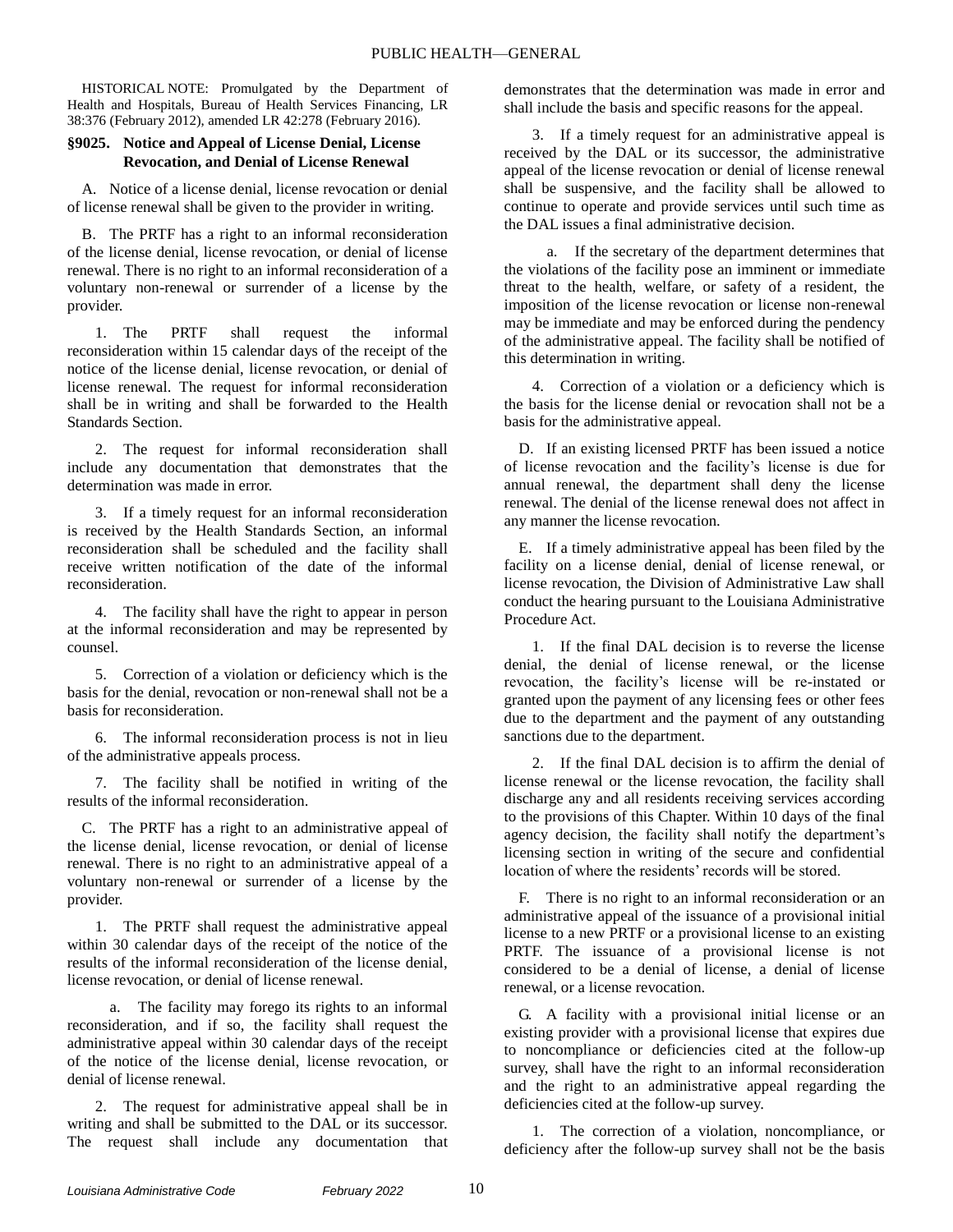HISTORICAL NOTE: Promulgated by the Department of Health and Hospitals, Bureau of Health Services Financing, LR 38:376 (February 2012), amended LR 42:278 (February 2016).

### §9025. Notice and Appeal of License Denial, License Revocation, and Denial of License Renewal

A. Notice of a license denial, license revocation or denial of license renewal shall be given to the provider in writing.

B. The PRTF has a right to an informal reconsideration of the license denial, license revocation, or denial of license renewal. There is no right to an informal reconsideration of a voluntary non-renewal or surrender of a license by the provider.

1. The PRTF shall request the informal reconsideration within 15 calendar days of the receipt of the notice of the license denial, license revocation, or denial of license renewal. The request for informal reconsideration shall be in writing and shall be forwarded to the Health Standards Section.

2. The request for informal reconsideration shall include any documentation that demonstrates that the determination was made in error.

3. If a timely request for an informal reconsideration is received by the Health Standards Section, an informal reconsideration shall be scheduled and the facility shall receive written notification of the date of the informal reconsideration.

4. The facility shall have the right to appear in person at the informal reconsideration and may be represented by counsel.

5. Correction of a violation or deficiency which is the basis for the denial, revocation or non-renewal shall not be a basis for reconsideration.

6. The informal reconsideration process is not in lieu of the administrative appeals process.

7. The facility shall be notified in writing of the results of the informal reconsideration.

C. The PRTF has a right to an administrative appeal of the license denial, license revocation, or denial of license renewal. There is no right to an administrative appeal of a voluntary non-renewal or surrender of a license by the provider.

1. The PRTF shall request the administrative appeal within 30 calendar days of the receipt of the notice of the results of the informal reconsideration of the license denial, license revocation, or denial of license renewal.

a. The facility may forego its rights to an informal reconsideration, and if so, the facility shall request the administrative appeal within 30 calendar days of the receipt of the notice of the license denial, license revocation, or denial of license renewal.

2. The request for administrative appeal shall be in writing and shall be submitted to the DAL or its successor. The request shall include any documentation that demonstrates that the determination was made in error and shall include the basis and specific reasons for the appeal.

3. If a timely request for an administrative appeal is received by the DAL or its successor, the administrative appeal of the license revocation or denial of license renewal shall be suspensive, and the facility shall be allowed to continue to operate and provide services until such time as the DAL issues a final administrative decision.

a. If the secretary of the department determines that the violations of the facility pose an imminent or immediate threat to the health, welfare, or safety of a resident, the imposition of the license revocation or license non-renewal may be immediate and may be enforced during the pendency of the administrative appeal. The facility shall be notified of this determination in writing.

4. Correction of a violation or a deficiency which is the basis for the license denial or revocation shall not be a basis for the administrative appeal.

D. If an existing licensed PRTF has been issued a notice of license revocation and the facility's license is due for annual renewal, the department shall deny the license renewal. The denial of the license renewal does not affect in any manner the license revocation.

E. If a timely administrative appeal has been filed by the facility on a license denial, denial of license renewal, or license revocation, the Division of Administrative Law shall conduct the hearing pursuant to the Louisiana Administrative Procedure Act.

1. If the final DAL decision is to reverse the license denial, the denial of license renewal, or the license revocation, the facility's license will be re-instated or granted upon the payment of any licensing fees or other fees due to the department and the payment of any outstanding sanctions due to the department.

2. If the final DAL decision is to affirm the denial of license renewal or the license revocation, the facility shall discharge any and all residents receiving services according to the provisions of this Chapter. Within 10 days of the final agency decision, the facility shall notify the department's licensing section in writing of the secure and confidential location of where the residents' records will be stored.

F. There is no right to an informal reconsideration or an administrative appeal of the issuance of a provisional initial license to a new PRTF or a provisional license to an existing PRTF. The issuance of a provisional license is not considered to be a denial of license, a denial of license renewal, or a license revocation.

G. A facility with a provisional initial license or an existing provider with a provisional license that expires due to noncompliance or deficiencies cited at the follow-up survey, shall have the right to an informal reconsideration and the right to an administrative appeal regarding the deficiencies cited at the follow-up survey.

1. The correction of a violation, noncompliance, or deficiency after the follow-up survey shall not be the basis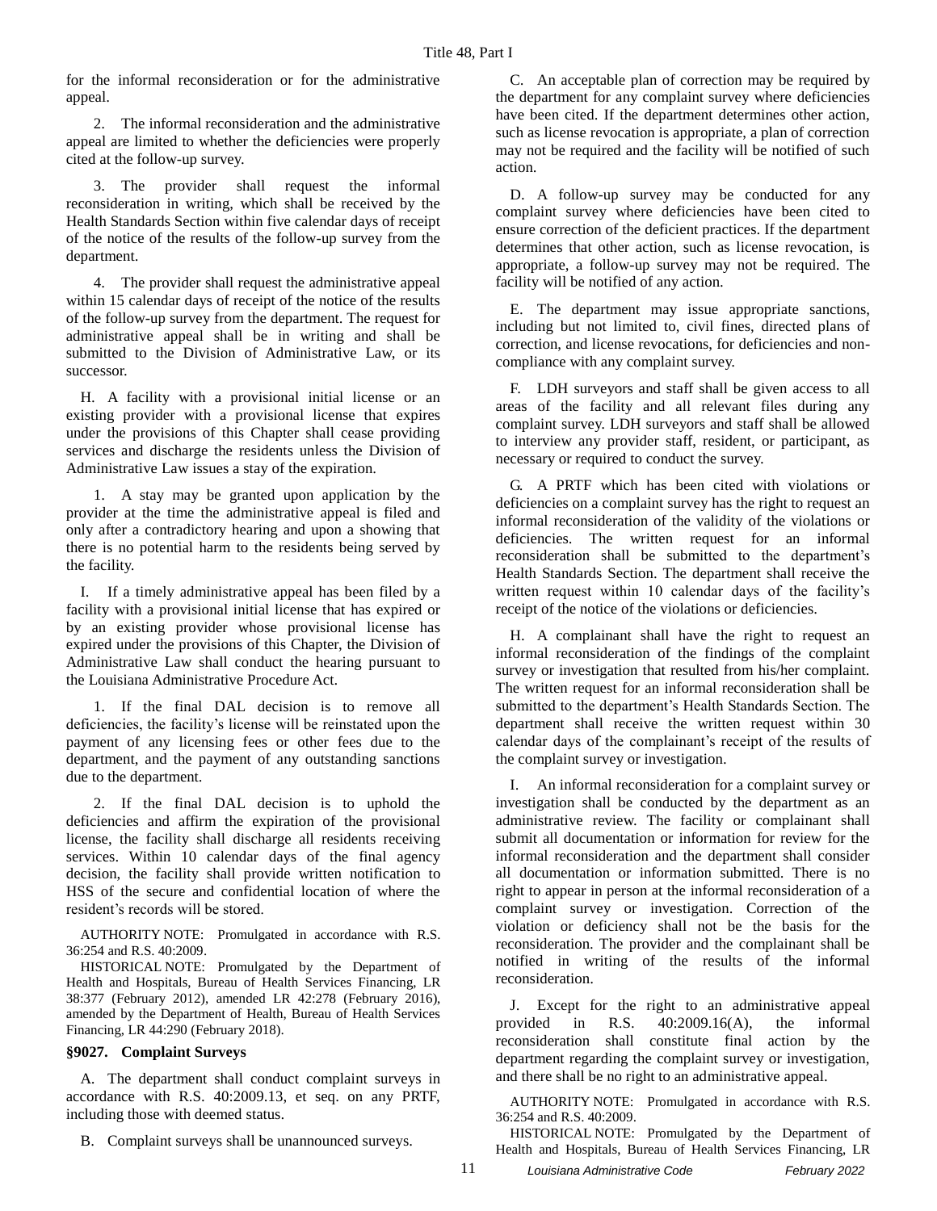for the informal reconsideration or for the administrative appeal.

2. The informal reconsideration and the administrative appeal are limited to whether the deficiencies were properly cited at the follow-up survey.

3. The provider shall request the informal reconsideration in writing, which shall be received by the Health Standards Section within five calendar days of receipt of the notice of the results of the follow-up survey from the department.

4. The provider shall request the administrative appeal within 15 calendar days of receipt of the notice of the results of the follow-up survey from the department. The request for administrative appeal shall be in writing and shall be submitted to the Division of Administrative Law, or its successor.

H. A facility with a provisional initial license or an existing provider with a provisional license that expires under the provisions of this Chapter shall cease providing services and discharge the residents unless the Division of Administrative Law issues a stay of the expiration.

1. A stay may be granted upon application by the provider at the time the administrative appeal is filed and only after a contradictory hearing and upon a showing that there is no potential harm to the residents being served by the facility.

I. If a timely administrative appeal has been filed by a facility with a provisional initial license that has expired or by an existing provider whose provisional license has expired under the provisions of this Chapter, the Division of Administrative Law shall conduct the hearing pursuant to the Louisiana Administrative Procedure Act.

1. If the final DAL decision is to remove all deficiencies, the facility's license will be reinstated upon the payment of any licensing fees or other fees due to the department, and the payment of any outstanding sanctions due to the department.

2. If the final DAL decision is to uphold the deficiencies and affirm the expiration of the provisional license, the facility shall discharge all residents receiving services. Within 10 calendar days of the final agency decision, the facility shall provide written notification to HSS of the secure and confidential location of where the resident's records will be stored.

AUTHORITY NOTE: Promulgated in accordance with R.S. 36:254 and R.S. 40:2009.

HISTORICAL NOTE: Promulgated by the Department of Health and Hospitals, Bureau of Health Services Financing, LR 38:377 (February 2012), amended LR 42:278 (February 2016), amended by the Department of Health, Bureau of Health Services Financing, LR 44:290 (February 2018).

### §9027. Complaint Surveys

A. The department shall conduct complaint surveys in accordance with R.S. 40:2009.13, et seq. on any PRTF, including those with deemed status.

B. Complaint surveys shall be unannounced surveys.

C. An acceptable plan of correction may be required by the department for any complaint survey where deficiencies have been cited. If the department determines other action, such as license revocation is appropriate, a plan of correction may not be required and the facility will be notified of such action.

D. A follow-up survey may be conducted for any complaint survey where deficiencies have been cited to ensure correction of the deficient practices. If the department determines that other action, such as license revocation, is appropriate, a follow-up survey may not be required. The facility will be notified of any action.

E. The department may issue appropriate sanctions, including but not limited to, civil fines, directed plans of correction, and license revocations, for deficiencies and non-compliance with any complaint survey.

F. LDH surveyors and staff shall be given access to all areas of the facility and all relevant files during any complaint survey. LDH surveyors and staff shall be allowed to interview any provider staff, resident, or participant, as necessary or required to conduct the survey.

G. A PRTF which has been cited with violations or deficiencies on a complaint survey has the right to request an informal reconsideration of the validity of the violations or deficiencies. The written request for an informal reconsideration shall be submitted to the department's Health Standards Section. The department shall receive the written request within 10 calendar days of the facility's receipt of the notice of the violations or deficiencies.

H. A complainant shall have the right to request an informal reconsideration of the findings of the complaint survey or investigation that resulted from his/her complaint. The written request for an informal reconsideration shall be submitted to the department's Health Standards Section. The department shall receive the written request within 30 calendar days of the complainant's receipt of the results of the complaint survey or investigation.

I. An informal reconsideration for a complaint survey or investigation shall be conducted by the department as an administrative review. The facility or complainant shall submit all documentation or information for review for the informal reconsideration and the department shall consider all documentation or information submitted. There is no right to appear in person at the informal reconsideration of a complaint survey or investigation. Correction of the violation or deficiency shall not be the basis for the reconsideration. The provider and the complainant shall be notified in writing of the results of the informal reconsideration.

J. Except for the right to an administrative appeal provided in R.S. 40:2009.16(A), the informal reconsideration shall constitute final action by the department regarding the complaint survey or investigation, and there shall be no right to an administrative appeal.

AUTHORITY NOTE: Promulgated in accordance with R.S. 36:254 and R.S. 40:2009.

HISTORICAL NOTE: Promulgated by the Department of Health and Hospitals, Bureau of Health Services Financing, LR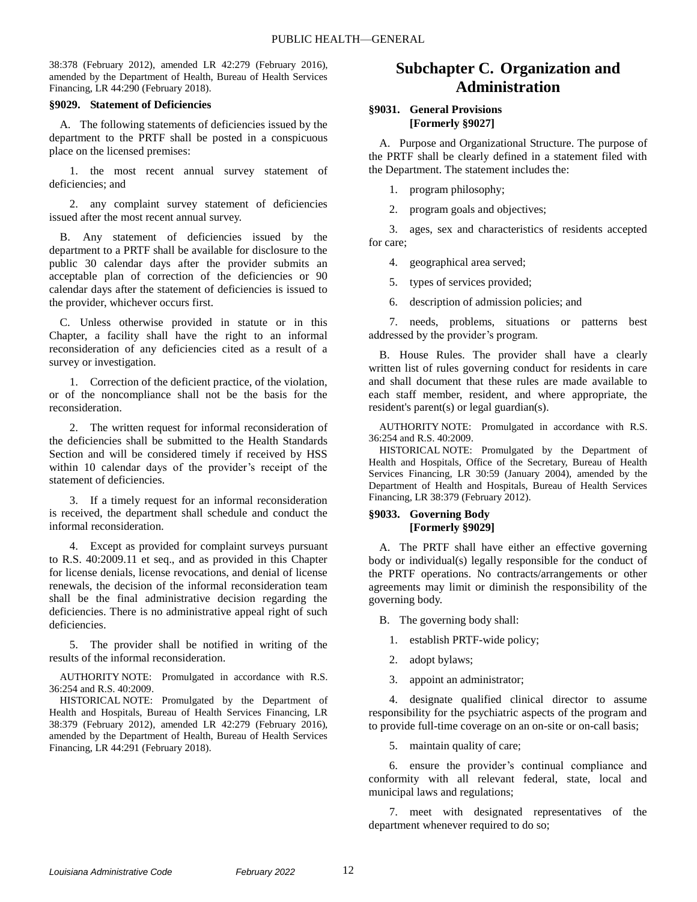38:378 (February 2012), amended LR 42:279 (February 2016), amended by the Department of Health, Bureau of Health Services Financing, LR 44:290 (February 2018).

#### §9029. Statement of Deficiencies

A. The following statements of deficiencies issued by the department to the PRTF shall be posted in a conspicuous place on the licensed premises:

1. the most recent annual survey statement of deficiencies; and

2. any complaint survey statement of deficiencies issued after the most recent annual survey.

B. Any statement of deficiencies issued by the department to a PRTF shall be available for disclosure to the public 30 calendar days after the provider submits an acceptable plan of correction of the deficiencies or 90 calendar days after the statement of deficiencies is issued to the provider, whichever occurs first.

C. Unless otherwise provided in statute or in this Chapter, a facility shall have the right to an informal reconsideration of any deficiencies cited as a result of a survey or investigation.

1. Correction of the deficient practice, of the violation, or of the noncompliance shall not be the basis for the reconsideration.

2. The written request for informal reconsideration of the deficiencies shall be submitted to the Health Standards Section and will be considered timely if received by HSS within 10 calendar days of the provider's receipt of the statement of deficiencies.

3. If a timely request for an informal reconsideration is received, the department shall schedule and conduct the informal reconsideration.

4. Except as provided for complaint surveys pursuant to R.S. 40:2009.11 et seq., and as provided in this Chapter for license denials, license revocations, and denial of license renewals, the decision of the informal reconsideration team shall be the final administrative decision regarding the deficiencies. There is no administrative appeal right of such deficiencies.

5. The provider shall be notified in writing of the results of the informal reconsideration.

AUTHORITY NOTE: Promulgated in accordance with R.S. 36:254 and R.S. 40:2009.

HISTORICAL NOTE: Promulgated by the Department of Health and Hospitals, Bureau of Health Services Financing, LR 38:379 (February 2012), amended LR 42:279 (February 2016), amended by the Department of Health, Bureau of Health Services Financing, LR 44:291 (February 2018).

## Subchapter C. Organization and Administration

#### §9031. General Provisions [Formerly §9027]

A. Purpose and Organizational Structure. The purpose of the PRTF shall be clearly defined in a statement filed with the Department. The statement includes the:

1. program philosophy;

2. program goals and objectives;

3. ages, sex and characteristics of residents accepted for care;

4. geographical area served;

5. types of services provided;

6. description of admission policies; and

7. needs, problems, situations or patterns best addressed by the provider's program.

B. House Rules. The provider shall have a clearly written list of rules governing conduct for residents in care and shall document that these rules are made available to each staff member, resident, and where appropriate, the resident's parent(s) or legal guardian(s).

AUTHORITY NOTE: Promulgated in accordance with R.S. 36:254 and R.S. 40:2009.

HISTORICAL NOTE: Promulgated by the Department of Health and Hospitals, Office of the Secretary, Bureau of Health Services Financing, LR 30:59 (January 2004), amended by the Department of Health and Hospitals, Bureau of Health Services Financing, LR 38:379 (February 2012).

#### §9033. Governing Body [Formerly §9029]

A. The PRTF shall have either an effective governing body or individual(s) legally responsible for the conduct of the PRTF operations. No contracts/arrangements or other agreements may limit or diminish the responsibility of the governing body.

B. The governing body shall:

1. establish PRTF-wide policy;

2. adopt bylaws;

3. appoint an administrator;

4. designate qualified clinical director to assume responsibility for the psychiatric aspects of the program and to provide full-time coverage on an on-site or on-call basis;

5. maintain quality of care;

6. ensure the provider's continual compliance and conformity with all relevant federal, state, local and municipal laws and regulations;

7. meet with designated representatives of the department whenever required to do so;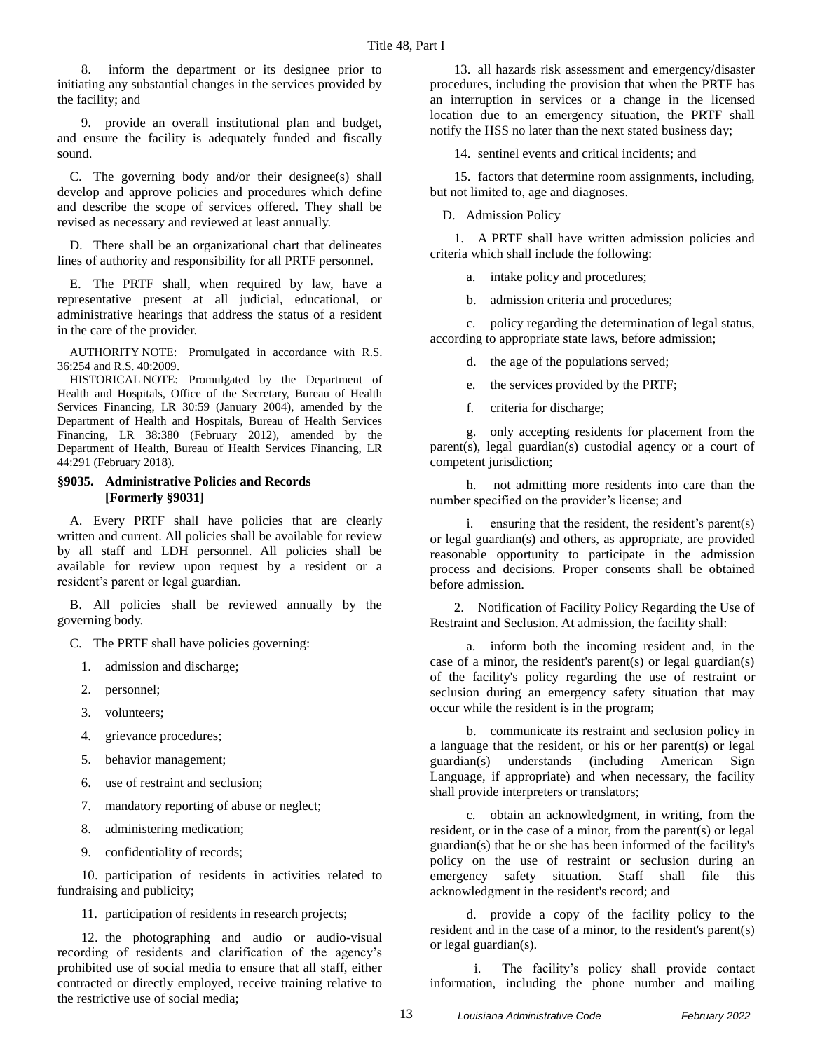8. inform the department or its designee prior to initiating any substantial changes in the services provided by the facility; and

9. provide an overall institutional plan and budget, and ensure the facility is adequately funded and fiscally sound.

C. The governing body and/or their designee(s) shall develop and approve policies and procedures which define and describe the scope of services offered. They shall be revised as necessary and reviewed at least annually.

D. There shall be an organizational chart that delineates lines of authority and responsibility for all PRTF personnel.

E. The PRTF shall, when required by law, have a representative present at all judicial, educational, or administrative hearings that address the status of a resident in the care of the provider.

AUTHORITY NOTE: Promulgated in accordance with R.S. 36:254 and R.S. 40:2009.

HISTORICAL NOTE: Promulgated by the Department of Health and Hospitals, Office of the Secretary, Bureau of Health Services Financing, LR 30:59 (January 2004), amended by the Department of Health and Hospitals, Bureau of Health Services Financing, LR 38:380 (February 2012), amended by the Department of Health, Bureau of Health Services Financing, LR 44:291 (February 2018).

### §9035. Administrative Policies and Records [Formerly §9031]

A. Every PRTF shall have policies that are clearly written and current. All policies shall be available for review by all staff and LDH personnel. All policies shall be available for review upon request by a resident or a resident's parent or legal guardian.

B. All policies shall be reviewed annually by the governing body.

C. The PRTF shall have policies governing:

1. admission and discharge;

2. personnel;

3. volunteers;

4. grievance procedures;

5. behavior management;

6. use of restraint and seclusion;

7. mandatory reporting of abuse or neglect;

8. administering medication;

9. confidentiality of records;

10. participation of residents in activities related to fundraising and publicity;

11. participation of residents in research projects;

12. the photographing and audio or audio-visual recording of residents and clarification of the agency's prohibited use of social media to ensure that all staff, either contracted or directly employed, receive training relative to the restrictive use of social media;

13. all hazards risk assessment and emergency/disaster procedures, including the provision that when the PRTF has an interruption in services or a change in the licensed location due to an emergency situation, the PRTF shall notify the HSS no later than the next stated business day;

14. sentinel events and critical incidents; and

15. factors that determine room assignments, including, but not limited to, age and diagnoses.

D. Admission Policy

1. A PRTF shall have written admission policies and criteria which shall include the following:

a. intake policy and procedures;

b. admission criteria and procedures;

c. policy regarding the determination of legal status, according to appropriate state laws, before admission;

d. the age of the populations served;

e. the services provided by the PRTF;

f. criteria for discharge;

g. only accepting residents for placement from the parent(s), legal guardian(s) custodial agency or a court of competent jurisdiction;

h. not admitting more residents into care than the number specified on the provider's license; and

i. ensuring that the resident, the resident's parent(s) or legal guardian(s) and others, as appropriate, are provided reasonable opportunity to participate in the admission process and decisions. Proper consents shall be obtained before admission.

2. Notification of Facility Policy Regarding the Use of Restraint and Seclusion. At admission, the facility shall:

a. inform both the incoming resident and, in the case of a minor, the resident's parent(s) or legal guardian(s) of the facility's policy regarding the use of restraint or seclusion during an emergency safety situation that may occur while the resident is in the program;

b. communicate its restraint and seclusion policy in a language that the resident, or his or her parent(s) or legal guardian(s) understands (including American Sign Language, if appropriate) and when necessary, the facility shall provide interpreters or translators;

c. obtain an acknowledgment, in writing, from the resident, or in the case of a minor, from the parent(s) or legal guardian(s) that he or she has been informed of the facility's policy on the use of restraint or seclusion during an emergency safety situation. Staff shall file this acknowledgment in the resident's record; and

d. provide a copy of the facility policy to the resident and in the case of a minor, to the resident's parent(s) or legal guardian(s).

i. The facility's policy shall provide contact information, including the phone number and mailing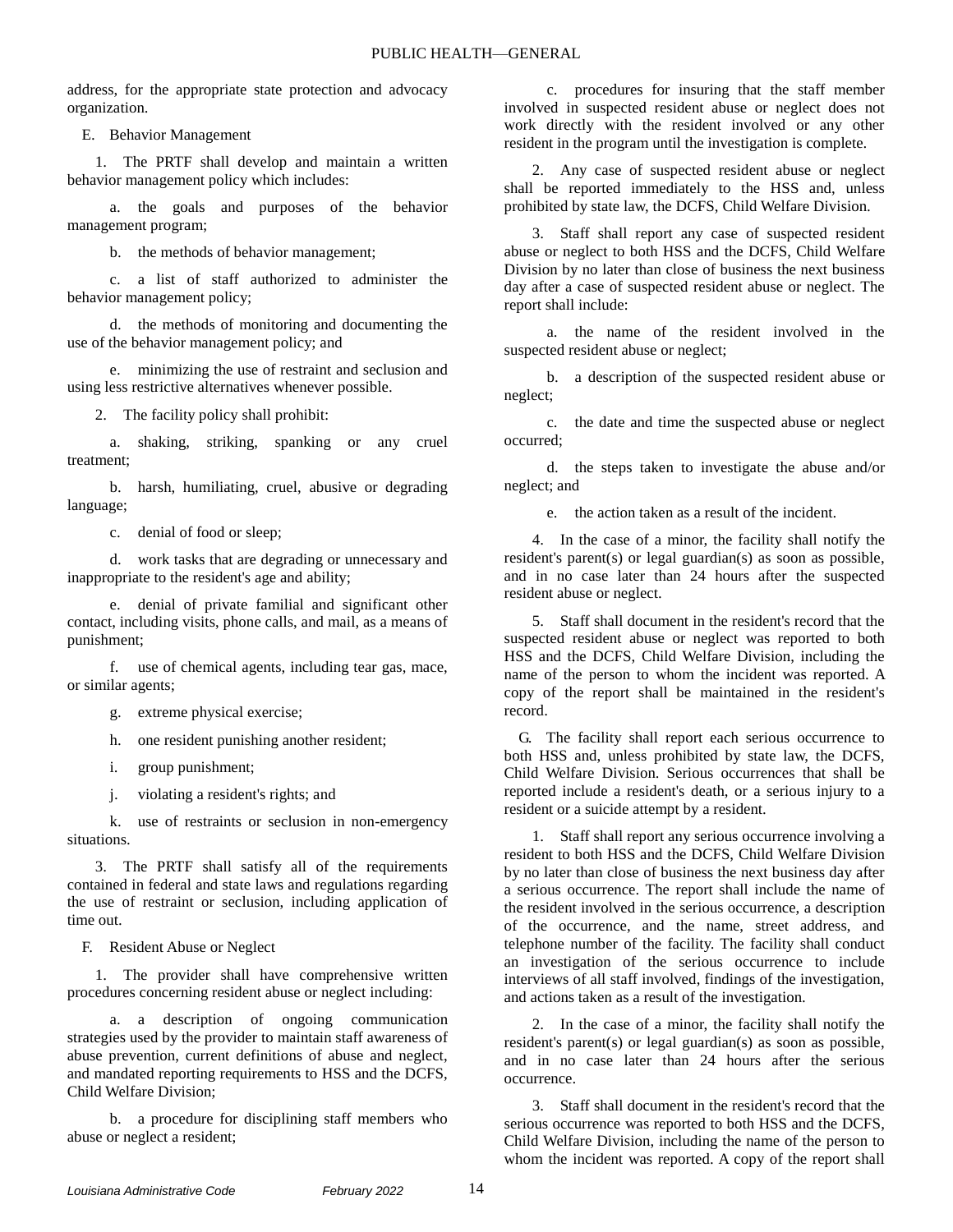address, for the appropriate state protection and advocacy organization.

E. Behavior Management

1. The PRTF shall develop and maintain a written behavior management policy which includes:

a. the goals and purposes of the behavior management program;

b. the methods of behavior management;

c. a list of staff authorized to administer the behavior management policy;

d. the methods of monitoring and documenting the use of the behavior management policy; and

e. minimizing the use of restraint and seclusion and using less restrictive alternatives whenever possible.

2. The facility policy shall prohibit:

a. shaking, striking, spanking or any cruel treatment;

b. harsh, humiliating, cruel, abusive or degrading language;

c. denial of food or sleep;

d. work tasks that are degrading or unnecessary and inappropriate to the resident's age and ability;

e. denial of private familial and significant other contact, including visits, phone calls, and mail, as a means of punishment;

f. use of chemical agents, including tear gas, mace, or similar agents;

g. extreme physical exercise;

h. one resident punishing another resident;

i. group punishment;

j. violating a resident's rights; and

k. use of restraints or seclusion in non-emergency situations.

3. The PRTF shall satisfy all of the requirements contained in federal and state laws and regulations regarding the use of restraint or seclusion, including application of time out.

F. Resident Abuse or Neglect

1. The provider shall have comprehensive written procedures concerning resident abuse or neglect including:

a. a description of ongoing communication strategies used by the provider to maintain staff awareness of abuse prevention, current definitions of abuse and neglect, and mandated reporting requirements to HSS and the DCFS, Child Welfare Division;

b. a procedure for disciplining staff members who abuse or neglect a resident;

c. procedures for insuring that the staff member involved in suspected resident abuse or neglect does not work directly with the resident involved or any other resident in the program until the investigation is complete.

2. Any case of suspected resident abuse or neglect shall be reported immediately to the HSS and, unless prohibited by state law, the DCFS, Child Welfare Division.

3. Staff shall report any case of suspected resident abuse or neglect to both HSS and the DCFS, Child Welfare Division by no later than close of business the next business day after a case of suspected resident abuse or neglect. The report shall include:

a. the name of the resident involved in the suspected resident abuse or neglect;

b. a description of the suspected resident abuse or neglect;

c. the date and time the suspected abuse or neglect occurred;

d. the steps taken to investigate the abuse and/or neglect; and

e. the action taken as a result of the incident.

4. In the case of a minor, the facility shall notify the resident's parent(s) or legal guardian(s) as soon as possible, and in no case later than 24 hours after the suspected resident abuse or neglect.

5. Staff shall document in the resident's record that the suspected resident abuse or neglect was reported to both HSS and the DCFS, Child Welfare Division, including the name of the person to whom the incident was reported. A copy of the report shall be maintained in the resident's record.

G. The facility shall report each serious occurrence to both HSS and, unless prohibited by state law, the DCFS, Child Welfare Division. Serious occurrences that shall be reported include a resident's death, or a serious injury to a resident or a suicide attempt by a resident.

1. Staff shall report any serious occurrence involving a resident to both HSS and the DCFS, Child Welfare Division by no later than close of business the next business day after a serious occurrence. The report shall include the name of the resident involved in the serious occurrence, a description of the occurrence, and the name, street address, and telephone number of the facility. The facility shall conduct an investigation of the serious occurrence to include interviews of all staff involved, findings of the investigation, and actions taken as a result of the investigation.

2. In the case of a minor, the facility shall notify the resident's parent(s) or legal guardian(s) as soon as possible, and in no case later than 24 hours after the serious occurrence.

3. Staff shall document in the resident's record that the serious occurrence was reported to both HSS and the DCFS, Child Welfare Division, including the name of the person to whom the incident was reported. A copy of the report shall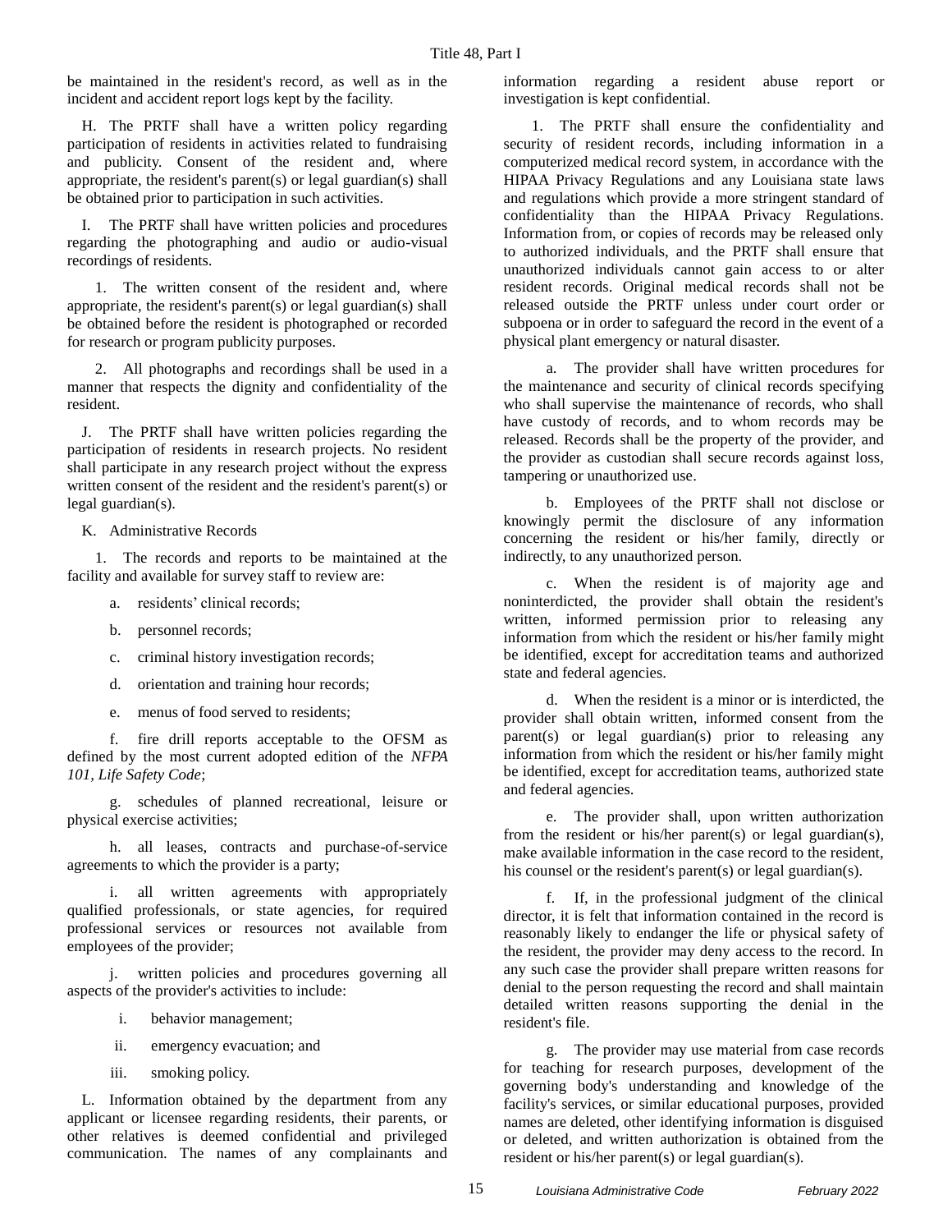be maintained in the resident's record, as well as in the incident and accident report logs kept by the facility.

H. The PRTF shall have a written policy regarding participation of residents in activities related to fundraising and publicity. Consent of the resident and, where appropriate, the resident's parent(s) or legal guardian(s) shall be obtained prior to participation in such activities.

I. The PRTF shall have written policies and procedures regarding the photographing and audio or audio-visual recordings of residents.

1. The written consent of the resident and, where appropriate, the resident's parent(s) or legal guardian(s) shall be obtained before the resident is photographed or recorded for research or program publicity purposes.

2. All photographs and recordings shall be used in a manner that respects the dignity and confidentiality of the resident.

J. The PRTF shall have written policies regarding the participation of residents in research projects. No resident shall participate in any research project without the express written consent of the resident and the resident's parent(s) or legal guardian(s).

K. Administrative Records

1. The records and reports to be maintained at the facility and available for survey staff to review are:

a. residents' clinical records;

b. personnel records;

c. criminal history investigation records;

d. orientation and training hour records;

e. menus of food served to residents;

f. fire drill reports acceptable to the OFSM as defined by the most current adopted edition of the *NFPA 101, Life Safety Code*;

g. schedules of planned recreational, leisure or physical exercise activities;

h. all leases, contracts and purchase-of-service agreements to which the provider is a party;

i. all written agreements with appropriately qualified professionals, or state agencies, for required professional services or resources not available from employees of the provider;

j. written policies and procedures governing all aspects of the provider's activities to include:

i. behavior management;

ii. emergency evacuation; and

iii. smoking policy.

L. Information obtained by the department from any applicant or licensee regarding residents, their parents, or other relatives is deemed confidential and privileged communication. The names of any complainants and information regarding a resident abuse report or investigation is kept confidential.

1. The PRTF shall ensure the confidentiality and security of resident records, including information in a computerized medical record system, in accordance with the HIPAA Privacy Regulations and any Louisiana state laws and regulations which provide a more stringent standard of confidentiality than the HIPAA Privacy Regulations. Information from, or copies of records may be released only to authorized individuals, and the PRTF shall ensure that unauthorized individuals cannot gain access to or alter resident records. Original medical records shall not be released outside the PRTF unless under court order or subpoena or in order to safeguard the record in the event of a physical plant emergency or natural disaster.

a. The provider shall have written procedures for the maintenance and security of clinical records specifying who shall supervise the maintenance of records, who shall have custody of records, and to whom records may be released. Records shall be the property of the provider, and the provider as custodian shall secure records against loss, tampering or unauthorized use.

b. Employees of the PRTF shall not disclose or knowingly permit the disclosure of any information concerning the resident or his/her family, directly or indirectly, to any unauthorized person.

c. When the resident is of majority age and noninterdicted, the provider shall obtain the resident's written, informed permission prior to releasing any information from which the resident or his/her family might be identified, except for accreditation teams and authorized state and federal agencies.

d. When the resident is a minor or is interdicted, the provider shall obtain written, informed consent from the parent(s) or legal guardian(s) prior to releasing any information from which the resident or his/her family might be identified, except for accreditation teams, authorized state and federal agencies.

e. The provider shall, upon written authorization from the resident or his/her parent(s) or legal guardian(s), make available information in the case record to the resident, his counsel or the resident's parent(s) or legal guardian(s).

f. If, in the professional judgment of the clinical director, it is felt that information contained in the record is reasonably likely to endanger the life or physical safety of the resident, the provider may deny access to the record. In any such case the provider shall prepare written reasons for denial to the person requesting the record and shall maintain detailed written reasons supporting the denial in the resident's file.

g. The provider may use material from case records for teaching for research purposes, development of the governing body's understanding and knowledge of the facility's services, or similar educational purposes, provided names are deleted, other identifying information is disguised or deleted, and written authorization is obtained from the resident or his/her parent(s) or legal guardian(s).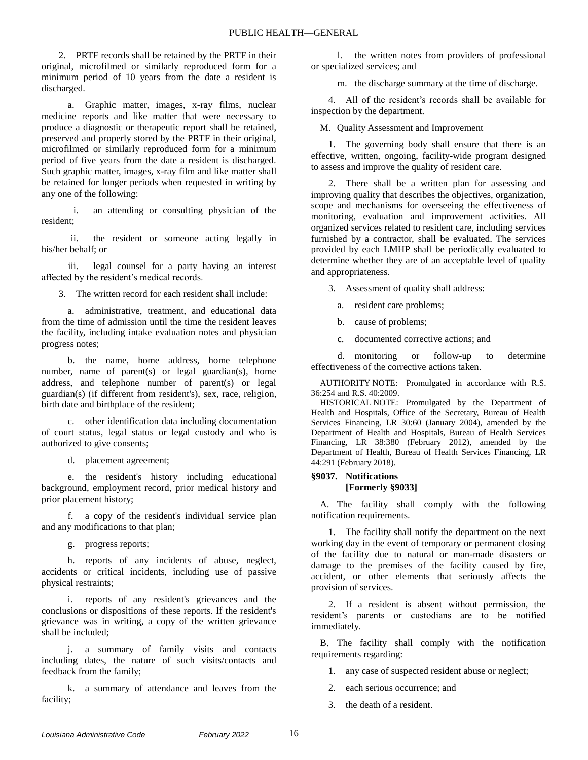2. PRTF records shall be retained by the PRTF in their original, microfilmed or similarly reproduced form for a minimum period of 10 years from the date a resident is discharged.

a. Graphic matter, images, x-ray films, nuclear medicine reports and like matter that were necessary to produce a diagnostic or therapeutic report shall be retained, preserved and properly stored by the PRTF in their original, microfilmed or similarly reproduced form for a minimum period of five years from the date a resident is discharged. Such graphic matter, images, x-ray film and like matter shall be retained for longer periods when requested in writing by any one of the following:

i. an attending or consulting physician of the resident;

ii. the resident or someone acting legally in his/her behalf; or

iii. legal counsel for a party having an interest affected by the resident's medical records.

3. The written record for each resident shall include:

a. administrative, treatment, and educational data from the time of admission until the time the resident leaves the facility, including intake evaluation notes and physician progress notes;

b. the name, home address, home telephone number, name of parent(s) or legal guardian(s), home address, and telephone number of parent(s) or legal guardian(s) (if different from resident's), sex, race, religion, birth date and birthplace of the resident;

c. other identification data including documentation of court status, legal status or legal custody and who is authorized to give consents;

d. placement agreement;

e. the resident's history including educational background, employment record, prior medical history and prior placement history;

f. a copy of the resident's individual service plan and any modifications to that plan;

g. progress reports;

h. reports of any incidents of abuse, neglect, accidents or critical incidents, including use of passive physical restraints;

i. reports of any resident's grievances and the conclusions or dispositions of these reports. If the resident's grievance was in writing, a copy of the written grievance shall be included;

j. a summary of family visits and contacts including dates, the nature of such visits/contacts and feedback from the family;

k. a summary of attendance and leaves from the facility;

l. the written notes from providers of professional or specialized services; and

m. the discharge summary at the time of discharge.

4. All of the resident's records shall be available for inspection by the department.

M. Quality Assessment and Improvement

1. The governing body shall ensure that there is an effective, written, ongoing, facility-wide program designed to assess and improve the quality of resident care.

2. There shall be a written plan for assessing and improving quality that describes the objectives, organization, scope and mechanisms for overseeing the effectiveness of monitoring, evaluation and improvement activities. All organized services related to resident care, including services furnished by a contractor, shall be evaluated. The services provided by each LMHP shall be periodically evaluated to determine whether they are of an acceptable level of quality and appropriateness.

3. Assessment of quality shall address:

a. resident care problems;

b. cause of problems;

c. documented corrective actions; and

d. monitoring or follow-up to determine effectiveness of the corrective actions taken.

AUTHORITY NOTE: Promulgated in accordance with R.S. 36:254 and R.S. 40:2009.

HISTORICAL NOTE: Promulgated by the Department of Health and Hospitals, Office of the Secretary, Bureau of Health Services Financing, LR 30:60 (January 2004), amended by the Department of Health and Hospitals, Bureau of Health Services Financing, LR 38:380 (February 2012), amended by the Department of Health, Bureau of Health Services Financing, LR 44:291 (February 2018).

### §9037. Notifications [Formerly §9033]

A. The facility shall comply with the following notification requirements.

1. The facility shall notify the department on the next working day in the event of temporary or permanent closing of the facility due to natural or man-made disasters or damage to the premises of the facility caused by fire, accident, or other elements that seriously affects the provision of services.

2. If a resident is absent without permission, the resident's parents or custodians are to be notified immediately.

B. The facility shall comply with the notification requirements regarding:

1. any case of suspected resident abuse or neglect;

2. each serious occurrence; and

3. the death of a resident.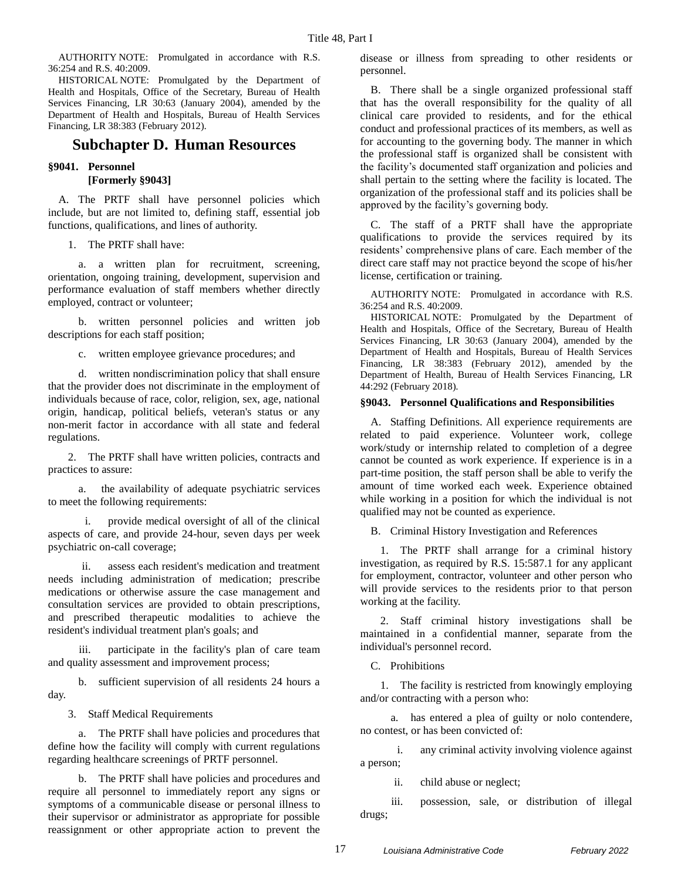AUTHORITY NOTE: Promulgated in accordance with R.S. 36:254 and R.S. 40:2009.

HISTORICAL NOTE: Promulgated by the Department of Health and Hospitals, Office of the Secretary, Bureau of Health Services Financing, LR 30:63 (January 2004), amended by the Department of Health and Hospitals, Bureau of Health Services Financing, LR 38:383 (February 2012).

## Subchapter D. Human Resources

### §9041. Personnel [Formerly §9043]

A. The PRTF shall have personnel policies which include, but are not limited to, defining staff, essential job functions, qualifications, and lines of authority.

1. The PRTF shall have:

a. a written plan for recruitment, screening, orientation, ongoing training, development, supervision and performance evaluation of staff members whether directly employed, contract or volunteer;

b. written personnel policies and written job descriptions for each staff position;

c. written employee grievance procedures; and

d. written nondiscrimination policy that shall ensure that the provider does not discriminate in the employment of individuals because of race, color, religion, sex, age, national origin, handicap, political beliefs, veteran's status or any non-merit factor in accordance with all state and federal regulations.

2. The PRTF shall have written policies, contracts and practices to assure:

a. the availability of adequate psychiatric services to meet the following requirements:

i. provide medical oversight of all of the clinical aspects of care, and provide 24-hour, seven days per week psychiatric on-call coverage;

ii. assess each resident's medication and treatment needs including administration of medication; prescribe medications or otherwise assure the case management and consultation services are provided to obtain prescriptions, and prescribed therapeutic modalities to achieve the resident's individual treatment plan's goals; and

iii. participate in the facility's plan of care team and quality assessment and improvement process;

b. sufficient supervision of all residents 24 hours a day.

3. Staff Medical Requirements

a. The PRTF shall have policies and procedures that define how the facility will comply with current regulations regarding healthcare screenings of PRTF personnel.

b. The PRTF shall have policies and procedures and require all personnel to immediately report any signs or symptoms of a communicable disease or personal illness to their supervisor or administrator as appropriate for possible reassignment or other appropriate action to prevent the disease or illness from spreading to other residents or personnel.

B. There shall be a single organized professional staff that has the overall responsibility for the quality of all clinical care provided to residents, and for the ethical conduct and professional practices of its members, as well as for accounting to the governing body. The manner in which the professional staff is organized shall be consistent with the facility's documented staff organization and policies and shall pertain to the setting where the facility is located. The organization of the professional staff and its policies shall be approved by the facility's governing body.

C. The staff of a PRTF shall have the appropriate qualifications to provide the services required by its residents' comprehensive plans of care. Each member of the direct care staff may not practice beyond the scope of his/her license, certification or training.

AUTHORITY NOTE: Promulgated in accordance with R.S. 36:254 and R.S. 40:2009.

HISTORICAL NOTE: Promulgated by the Department of Health and Hospitals, Office of the Secretary, Bureau of Health Services Financing, LR 30:63 (January 2004), amended by the Department of Health and Hospitals, Bureau of Health Services Financing, LR 38:383 (February 2012), amended by the Department of Health, Bureau of Health Services Financing, LR 44:292 (February 2018).

### §9043. Personnel Qualifications and Responsibilities

A. Staffing Definitions. All experience requirements are related to paid experience. Volunteer work, college work/study or internship related to completion of a degree cannot be counted as work experience. If experience is in a part-time position, the staff person shall be able to verify the amount of time worked each week. Experience obtained while working in a position for which the individual is not qualified may not be counted as experience.

B. Criminal History Investigation and References

1. The PRTF shall arrange for a criminal history investigation, as required by R.S. 15:587.1 for any applicant for employment, contractor, volunteer and other person who will provide services to the residents prior to that person working at the facility.

2. Staff criminal history investigations shall be maintained in a confidential manner, separate from the individual's personnel record.

C. Prohibitions

1. The facility is restricted from knowingly employing and/or contracting with a person who:

a. has entered a plea of guilty or nolo contendere, no contest, or has been convicted of:

i. any criminal activity involving violence against a person;

ii. child abuse or neglect;

iii. possession, sale, or distribution of illegal drugs;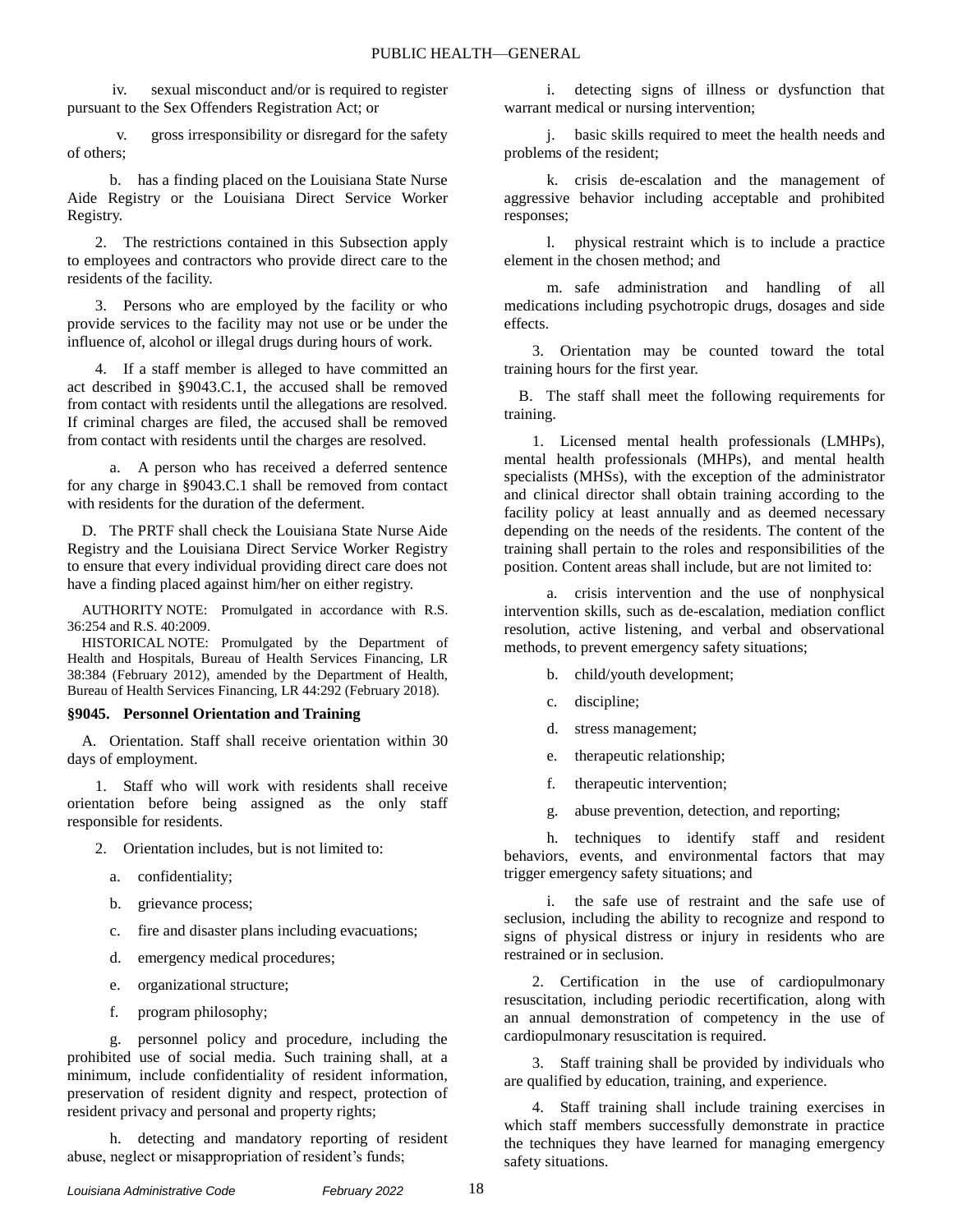iv. sexual misconduct and/or is required to register pursuant to the Sex Offenders Registration Act; or

v. gross irresponsibility or disregard for the safety of others;

b. has a finding placed on the Louisiana State Nurse Aide Registry or the Louisiana Direct Service Worker Registry.

2. The restrictions contained in this Subsection apply to employees and contractors who provide direct care to the residents of the facility.

3. Persons who are employed by the facility or who provide services to the facility may not use or be under the influence of, alcohol or illegal drugs during hours of work.

4. If a staff member is alleged to have committed an act described in §9043.C.1, the accused shall be removed from contact with residents until the allegations are resolved. If criminal charges are filed, the accused shall be removed from contact with residents until the charges are resolved.

a. A person who has received a deferred sentence for any charge in §9043.C.1 shall be removed from contact with residents for the duration of the deferment.

D. The PRTF shall check the Louisiana State Nurse Aide Registry and the Louisiana Direct Service Worker Registry to ensure that every individual providing direct care does not have a finding placed against him/her on either registry.

AUTHORITY NOTE: Promulgated in accordance with R.S. 36:254 and R.S. 40:2009.

HISTORICAL NOTE: Promulgated by the Department of Health and Hospitals, Bureau of Health Services Financing, LR 38:384 (February 2012), amended by the Department of Health, Bureau of Health Services Financing, LR 44:292 (February 2018).

**§9045. Personnel Orientation and Training**

A. Orientation. Staff shall receive orientation within 30 days of employment.

1. Staff who will work with residents shall receive orientation before being assigned as the only staff responsible for residents.

2. Orientation includes, but is not limited to:

a. confidentiality;

b. grievance process;

c. fire and disaster plans including evacuations;

d. emergency medical procedures;

e. organizational structure;

f. program philosophy;

g. personnel policy and procedure, including the prohibited use of social media. Such training shall, at a minimum, include confidentiality of resident information, preservation of resident dignity and respect, protection of resident privacy and personal and property rights;

h. detecting and mandatory reporting of resident abuse, neglect or misappropriation of resident's funds;

i. detecting signs of illness or dysfunction that warrant medical or nursing intervention;

j. basic skills required to meet the health needs and problems of the resident;

k. crisis de-escalation and the management of aggressive behavior including acceptable and prohibited responses;

l. physical restraint which is to include a practice element in the chosen method; and

m. safe administration and handling of all medications including psychotropic drugs, dosages and side effects.

3. Orientation may be counted toward the total training hours for the first year.

B. The staff shall meet the following requirements for training.

1. Licensed mental health professionals (LMHPs), mental health professionals (MHPs), and mental health specialists (MHSs), with the exception of the administrator and clinical director shall obtain training according to the facility policy at least annually and as deemed necessary depending on the needs of the residents. The content of the training shall pertain to the roles and responsibilities of the position. Content areas shall include, but are not limited to:

a. crisis intervention and the use of nonphysical intervention skills, such as de-escalation, mediation conflict resolution, active listening, and verbal and observational methods, to prevent emergency safety situations;

b. child/youth development;

c. discipline;

d. stress management;

e. therapeutic relationship;

f. therapeutic intervention;

g. abuse prevention, detection, and reporting;

h. techniques to identify staff and resident behaviors, events, and environmental factors that may trigger emergency safety situations; and

i. the safe use of restraint and the safe use of seclusion, including the ability to recognize and respond to signs of physical distress or injury in residents who are restrained or in seclusion.

2. Certification in the use of cardiopulmonary resuscitation, including periodic recertification, along with an annual demonstration of competency in the use of cardiopulmonary resuscitation is required.

3. Staff training shall be provided by individuals who are qualified by education, training, and experience.

4. Staff training shall include training exercises in which staff members successfully demonstrate in practice the techniques they have learned for managing emergency safety situations.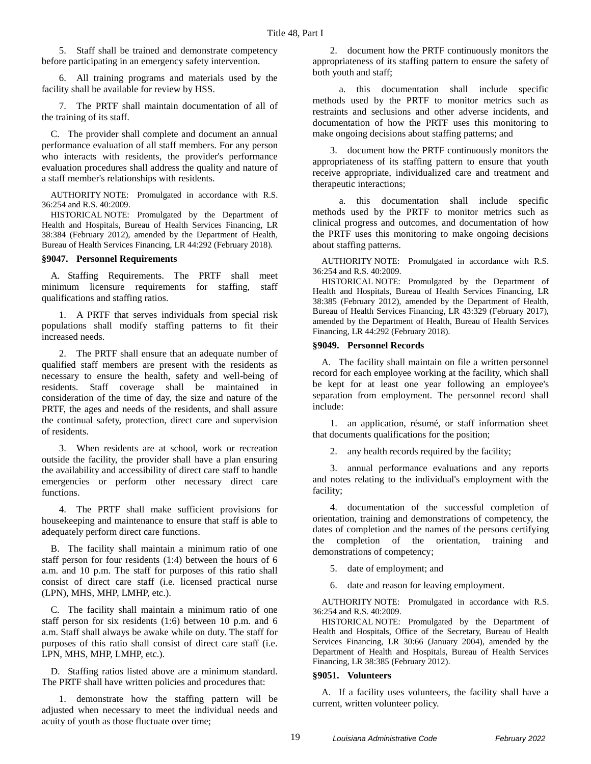5. Staff shall be trained and demonstrate competency before participating in an emergency safety intervention.

6. All training programs and materials used by the facility shall be available for review by HSS.

7. The PRTF shall maintain documentation of all of the training of its staff.

C. The provider shall complete and document an annual performance evaluation of all staff members. For any person who interacts with residents, the provider's performance evaluation procedures shall address the quality and nature of a staff member's relationships with residents.

AUTHORITY NOTE: Promulgated in accordance with R.S. 36:254 and R.S. 40:2009.

HISTORICAL NOTE: Promulgated by the Department of Health and Hospitals, Bureau of Health Services Financing, LR 38:384 (February 2012), amended by the Department of Health, Bureau of Health Services Financing, LR 44:292 (February 2018).

### §9047. Personnel Requirements

A. Staffing Requirements. The PRTF shall meet minimum licensure requirements for staffing, staff qualifications and staffing ratios.

1. A PRTF that serves individuals from special risk populations shall modify staffing patterns to fit their increased needs.

2. The PRTF shall ensure that an adequate number of qualified staff members are present with the residents as necessary to ensure the health, safety and well-being of residents. Staff coverage shall be maintained in consideration of the time of day, the size and nature of the PRTF, the ages and needs of the residents, and shall assure the continual safety, protection, direct care and supervision of residents.

3. When residents are at school, work or recreation outside the facility, the provider shall have a plan ensuring the availability and accessibility of direct care staff to handle emergencies or perform other necessary direct care functions.

4. The PRTF shall make sufficient provisions for housekeeping and maintenance to ensure that staff is able to adequately perform direct care functions.

B. The facility shall maintain a minimum ratio of one staff person for four residents (1:4) between the hours of 6 a.m. and 10 p.m. The staff for purposes of this ratio shall consist of direct care staff (i.e. licensed practical nurse (LPN), MHS, MHP, LMHP, etc.).

C. The facility shall maintain a minimum ratio of one staff person for six residents (1:6) between 10 p.m. and 6 a.m. Staff shall always be awake while on duty. The staff for purposes of this ratio shall consist of direct care staff (i.e. LPN, MHS, MHP, LMHP, etc.).

D. Staffing ratios listed above are a minimum standard. The PRTF shall have written policies and procedures that:

1. demonstrate how the staffing pattern will be adjusted when necessary to meet the individual needs and acuity of youth as those fluctuate over time;

2. document how the PRTF continuously monitors the appropriateness of its staffing pattern to ensure the safety of both youth and staff;

a. this documentation shall include specific methods used by the PRTF to monitor metrics such as restraints and seclusions and other adverse incidents, and documentation of how the PRTF uses this monitoring to make ongoing decisions about staffing patterns; and

3. document how the PRTF continuously monitors the appropriateness of its staffing pattern to ensure that youth receive appropriate, individualized care and treatment and therapeutic interactions;

a. this documentation shall include specific methods used by the PRTF to monitor metrics such as clinical progress and outcomes, and documentation of how the PRTF uses this monitoring to make ongoing decisions about staffing patterns.

AUTHORITY NOTE: Promulgated in accordance with R.S. 36:254 and R.S. 40:2009.

HISTORICAL NOTE: Promulgated by the Department of Health and Hospitals, Bureau of Health Services Financing, LR 38:385 (February 2012), amended by the Department of Health, Bureau of Health Services Financing, LR 43:329 (February 2017), amended by the Department of Health, Bureau of Health Services Financing, LR 44:292 (February 2018).

### §9049. Personnel Records

A. The facility shall maintain on file a written personnel record for each employee working at the facility, which shall be kept for at least one year following an employee's separation from employment. The personnel record shall include:

1. an application, résumé, or staff information sheet that documents qualifications for the position;

2. any health records required by the facility;

3. annual performance evaluations and any reports and notes relating to the individual's employment with the facility;

4. documentation of the successful completion of orientation, training and demonstrations of competency, the dates of completion and the names of the persons certifying the completion of the orientation, training and demonstrations of competency;

5. date of employment; and

6. date and reason for leaving employment.

AUTHORITY NOTE: Promulgated in accordance with R.S. 36:254 and R.S. 40:2009.

HISTORICAL NOTE: Promulgated by the Department of Health and Hospitals, Office of the Secretary, Bureau of Health Services Financing, LR 30:66 (January 2004), amended by the Department of Health and Hospitals, Bureau of Health Services Financing, LR 38:385 (February 2012).

### §9051. Volunteers

A. If a facility uses volunteers, the facility shall have a current, written volunteer policy.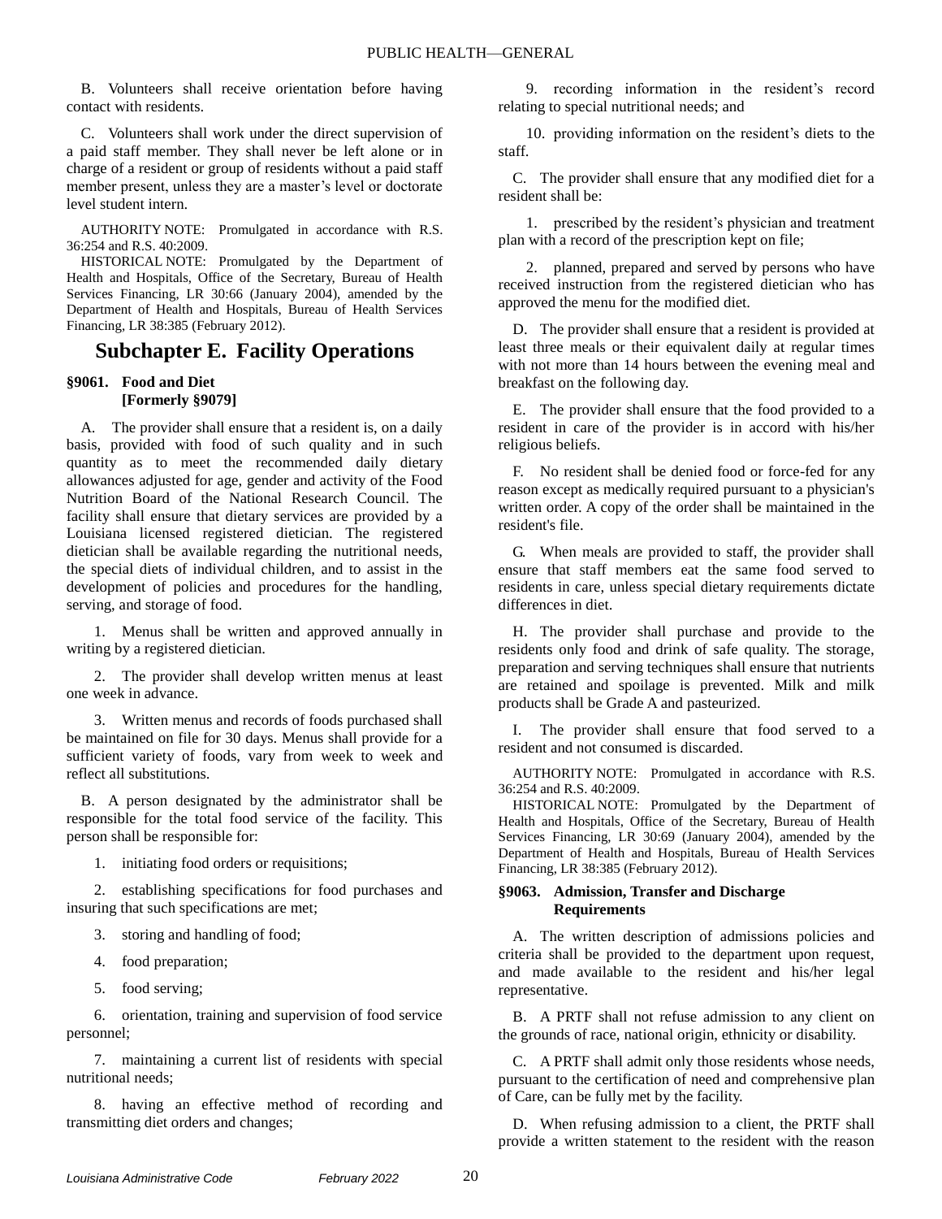B. Volunteers shall receive orientation before having contact with residents.

C. Volunteers shall work under the direct supervision of a paid staff member. They shall never be left alone or in charge of a resident or group of residents without a paid staff member present, unless they are a master's level or doctorate level student intern.

AUTHORITY NOTE: Promulgated in accordance with R.S. 36:254 and R.S. 40:2009.

HISTORICAL NOTE: Promulgated by the Department of Health and Hospitals, Office of the Secretary, Bureau of Health Services Financing, LR 30:66 (January 2004), amended by the Department of Health and Hospitals, Bureau of Health Services Financing, LR 38:385 (February 2012).

## Subchapter E. Facility Operations

### §9061. Food and Diet [Formerly §9079]

A. The provider shall ensure that a resident is, on a daily basis, provided with food of such quality and in such quantity as to meet the recommended daily dietary allowances adjusted for age, gender and activity of the Food Nutrition Board of the National Research Council. The facility shall ensure that dietary services are provided by a Louisiana licensed registered dietician. The registered dietician shall be available regarding the nutritional needs, the special diets of individual children, and to assist in the development of policies and procedures for the handling, serving, and storage of food.

1. Menus shall be written and approved annually in writing by a registered dietician.

2. The provider shall develop written menus at least one week in advance.

3. Written menus and records of foods purchased shall be maintained on file for 30 days. Menus shall provide for a sufficient variety of foods, vary from week to week and reflect all substitutions.

B. A person designated by the administrator shall be responsible for the total food service of the facility. This person shall be responsible for:

1. initiating food orders or requisitions;

2. establishing specifications for food purchases and insuring that such specifications are met;

3. storing and handling of food;

4. food preparation;

5. food serving;

6. orientation, training and supervision of food service personnel;

7. maintaining a current list of residents with special nutritional needs;

8. having an effective method of recording and transmitting diet orders and changes;

9. recording information in the resident's record relating to special nutritional needs; and

10. providing information on the resident's diets to the staff.

C. The provider shall ensure that any modified diet for a resident shall be:

1. prescribed by the resident's physician and treatment plan with a record of the prescription kept on file;

2. planned, prepared and served by persons who have received instruction from the registered dietician who has approved the menu for the modified diet.

D. The provider shall ensure that a resident is provided at least three meals or their equivalent daily at regular times with not more than 14 hours between the evening meal and breakfast on the following day.

E. The provider shall ensure that the food provided to a resident in care of the provider is in accord with his/her religious beliefs.

F. No resident shall be denied food or force-fed for any reason except as medically required pursuant to a physician's written order. A copy of the order shall be maintained in the resident's file.

G. When meals are provided to staff, the provider shall ensure that staff members eat the same food served to residents in care, unless special dietary requirements dictate differences in diet.

H. The provider shall purchase and provide to the residents only food and drink of safe quality. The storage, preparation and serving techniques shall ensure that nutrients are retained and spoilage is prevented. Milk and milk products shall be Grade A and pasteurized.

I. The provider shall ensure that food served to a resident and not consumed is discarded.

AUTHORITY NOTE: Promulgated in accordance with R.S. 36:254 and R.S. 40:2009.

HISTORICAL NOTE: Promulgated by the Department of Health and Hospitals, Office of the Secretary, Bureau of Health Services Financing, LR 30:69 (January 2004), amended by the Department of Health and Hospitals, Bureau of Health Services Financing, LR 38:385 (February 2012).

### §9063. Admission, Transfer and Discharge Requirements

A. The written description of admissions policies and criteria shall be provided to the department upon request, and made available to the resident and his/her legal representative.

B. A PRTF shall not refuse admission to any client on the grounds of race, national origin, ethnicity or disability.

C. A PRTF shall admit only those residents whose needs, pursuant to the certification of need and comprehensive plan of Care, can be fully met by the facility.

D. When refusing admission to a client, the PRTF shall provide a written statement to the resident with the reason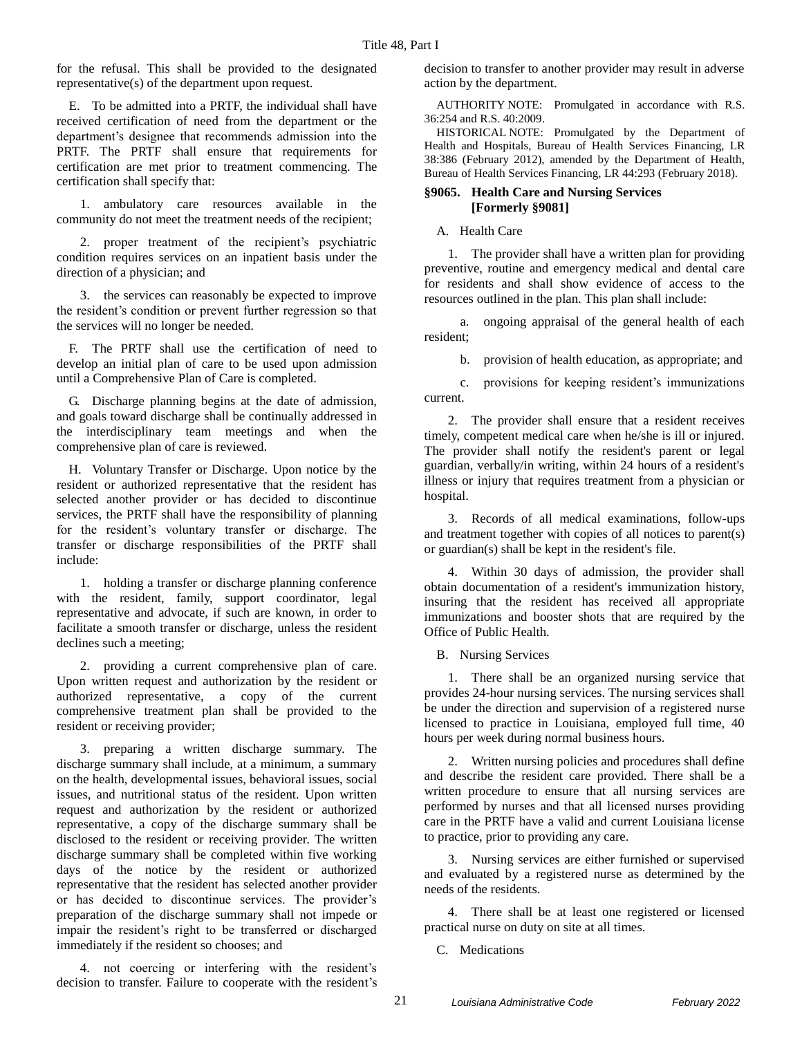for the refusal. This shall be provided to the designated representative(s) of the department upon request.

E. To be admitted into a PRTF, the individual shall have received certification of need from the department or the department's designee that recommends admission into the PRTF. The PRTF shall ensure that requirements for certification are met prior to treatment commencing. The certification shall specify that:

1. ambulatory care resources available in the community do not meet the treatment needs of the recipient;

2. proper treatment of the recipient's psychiatric condition requires services on an inpatient basis under the direction of a physician; and

3. the services can reasonably be expected to improve the resident's condition or prevent further regression so that the services will no longer be needed.

F. The PRTF shall use the certification of need to develop an initial plan of care to be used upon admission until a Comprehensive Plan of Care is completed.

G. Discharge planning begins at the date of admission, and goals toward discharge shall be continually addressed in the interdisciplinary team meetings and when the comprehensive plan of care is reviewed.

H. Voluntary Transfer or Discharge. Upon notice by the resident or authorized representative that the resident has selected another provider or has decided to discontinue services, the PRTF shall have the responsibility of planning for the resident's voluntary transfer or discharge. The transfer or discharge responsibilities of the PRTF shall include:

1. holding a transfer or discharge planning conference with the resident, family, support coordinator, legal representative and advocate, if such are known, in order to facilitate a smooth transfer or discharge, unless the resident declines such a meeting;

2. providing a current comprehensive plan of care. Upon written request and authorization by the resident or authorized representative, a copy of the current comprehensive treatment plan shall be provided to the resident or receiving provider;

3. preparing a written discharge summary. The discharge summary shall include, at a minimum, a summary on the health, developmental issues, behavioral issues, social issues, and nutritional status of the resident. Upon written request and authorization by the resident or authorized representative, a copy of the discharge summary shall be disclosed to the resident or receiving provider. The written discharge summary shall be completed within five working days of the notice by the resident or authorized representative that the resident has selected another provider or has decided to discontinue services. The provider's preparation of the discharge summary shall not impede or impair the resident's right to be transferred or discharged immediately if the resident so chooses; and

4. not coercing or interfering with the resident's decision to transfer. Failure to cooperate with the resident's decision to transfer to another provider may result in adverse action by the department.

AUTHORITY NOTE: Promulgated in accordance with R.S. 36:254 and R.S. 40:2009.

HISTORICAL NOTE: Promulgated by the Department of Health and Hospitals, Bureau of Health Services Financing, LR 38:386 (February 2012), amended by the Department of Health, Bureau of Health Services Financing, LR 44:293 (February 2018).

### §9065. Health Care and Nursing Services [Formerly §9081]

A. Health Care

1. The provider shall have a written plan for providing preventive, routine and emergency medical and dental care for residents and shall show evidence of access to the resources outlined in the plan. This plan shall include:

a. ongoing appraisal of the general health of each resident;

b. provision of health education, as appropriate; and

c. provisions for keeping resident's immunizations current.

2. The provider shall ensure that a resident receives timely, competent medical care when he/she is ill or injured. The provider shall notify the resident's parent or legal guardian, verbally/in writing, within 24 hours of a resident's illness or injury that requires treatment from a physician or hospital.

3. Records of all medical examinations, follow-ups and treatment together with copies of all notices to parent(s) or guardian(s) shall be kept in the resident's file.

4. Within 30 days of admission, the provider shall obtain documentation of a resident's immunization history, insuring that the resident has received all appropriate immunizations and booster shots that are required by the Office of Public Health.

B. Nursing Services

1. There shall be an organized nursing service that provides 24-hour nursing services. The nursing services shall be under the direction and supervision of a registered nurse licensed to practice in Louisiana, employed full time, 40 hours per week during normal business hours.

2. Written nursing policies and procedures shall define and describe the resident care provided. There shall be a written procedure to ensure that all nursing services are performed by nurses and that all licensed nurses providing care in the PRTF have a valid and current Louisiana license to practice, prior to providing any care.

3. Nursing services are either furnished or supervised and evaluated by a registered nurse as determined by the needs of the residents.

4. There shall be at least one registered or licensed practical nurse on duty on site at all times.

C. Medications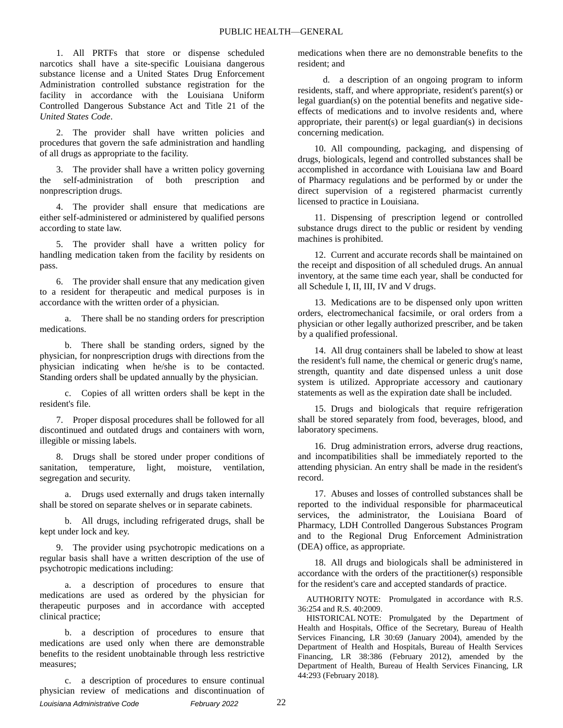1. All PRTFs that store or dispense scheduled narcotics shall have a site-specific Louisiana dangerous substance license and a United States Drug Enforcement Administration controlled substance registration for the facility in accordance with the Louisiana Uniform Controlled Dangerous Substance Act and Title 21 of the *United States Code*.

2. The provider shall have written policies and procedures that govern the safe administration and handling of all drugs as appropriate to the facility.

3. The provider shall have a written policy governing the self-administration of both prescription and nonprescription drugs.

4. The provider shall ensure that medications are either self-administered or administered by qualified persons according to state law.

5. The provider shall have a written policy for handling medication taken from the facility by residents on pass.

6. The provider shall ensure that any medication given to a resident for therapeutic and medical purposes is in accordance with the written order of a physician.

a. There shall be no standing orders for prescription medications.

b. There shall be standing orders, signed by the physician, for nonprescription drugs with directions from the physician indicating when he/she is to be contacted. Standing orders shall be updated annually by the physician.

c. Copies of all written orders shall be kept in the resident's file.

7. Proper disposal procedures shall be followed for all discontinued and outdated drugs and containers with worn, illegible or missing labels.

8. Drugs shall be stored under proper conditions of sanitation, temperature, light, moisture, ventilation, segregation and security.

a. Drugs used externally and drugs taken internally shall be stored on separate shelves or in separate cabinets.

b. All drugs, including refrigerated drugs, shall be kept under lock and key.

9. The provider using psychotropic medications on a regular basis shall have a written description of the use of psychotropic medications including:

a. a description of procedures to ensure that medications are used as ordered by the physician for therapeutic purposes and in accordance with accepted clinical practice;

b. a description of procedures to ensure that medications are used only when there are demonstrable benefits to the resident unobtainable through less restrictive measures;

c. a description of procedures to ensure continual physician review of medications and discontinuation of medications when there are no demonstrable benefits to the resident; and

d. a description of an ongoing program to inform residents, staff, and where appropriate, resident's parent(s) or legal guardian(s) on the potential benefits and negative side-effects of medications and to involve residents and, where appropriate, their parent(s) or legal guardian(s) in decisions concerning medication.

10. All compounding, packaging, and dispensing of drugs, biologicals, legend and controlled substances shall be accomplished in accordance with Louisiana law and Board of Pharmacy regulations and be performed by or under the direct supervision of a registered pharmacist currently licensed to practice in Louisiana.

11. Dispensing of prescription legend or controlled substance drugs direct to the public or resident by vending machines is prohibited.

12. Current and accurate records shall be maintained on the receipt and disposition of all scheduled drugs. An annual inventory, at the same time each year, shall be conducted for all Schedule I, II, III, IV and V drugs.

13. Medications are to be dispensed only upon written orders, electromechanical facsimile, or oral orders from a physician or other legally authorized prescriber, and be taken by a qualified professional.

14. All drug containers shall be labeled to show at least the resident's full name, the chemical or generic drug's name, strength, quantity and date dispensed unless a unit dose system is utilized. Appropriate accessory and cautionary statements as well as the expiration date shall be included.

15. Drugs and biologicals that require refrigeration shall be stored separately from food, beverages, blood, and laboratory specimens.

16. Drug administration errors, adverse drug reactions, and incompatibilities shall be immediately reported to the attending physician. An entry shall be made in the resident's record.

17. Abuses and losses of controlled substances shall be reported to the individual responsible for pharmaceutical services, the administrator, the Louisiana Board of Pharmacy, LDH Controlled Dangerous Substances Program and to the Regional Drug Enforcement Administration (DEA) office, as appropriate.

18. All drugs and biologicals shall be administered in accordance with the orders of the practitioner(s) responsible for the resident's care and accepted standards of practice.

AUTHORITY NOTE: Promulgated in accordance with R.S. 36:254 and R.S. 40:2009.

HISTORICAL NOTE: Promulgated by the Department of Health and Hospitals, Office of the Secretary, Bureau of Health Services Financing, LR 30:69 (January 2004), amended by the Department of Health and Hospitals, Bureau of Health Services Financing, LR 38:386 (February 2012), amended by the Department of Health, Bureau of Health Services Financing, LR 44:293 (February 2018).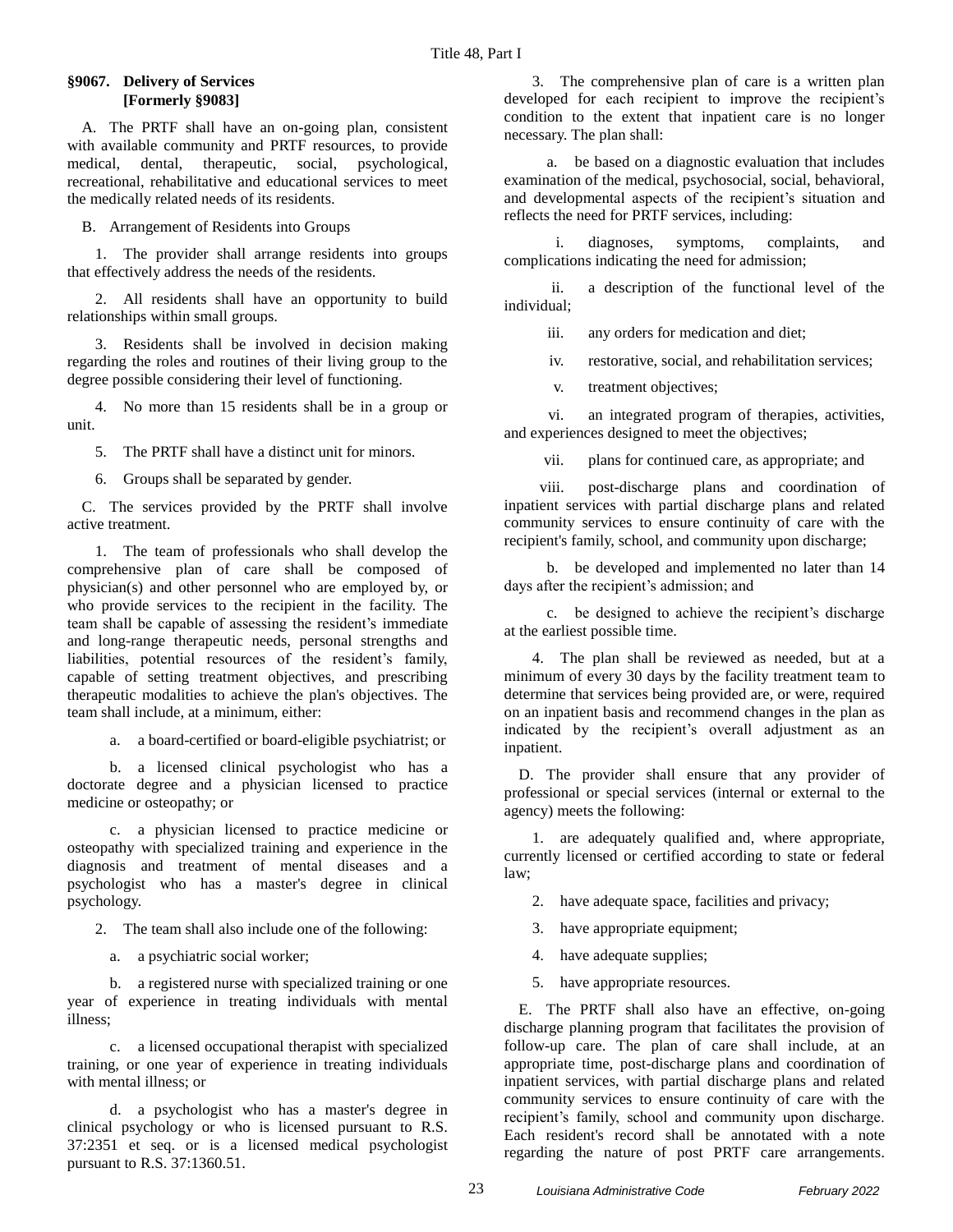### §9067. Delivery of Services [Formerly §9083]

A. The PRTF shall have an on-going plan, consistent with available community and PRTF resources, to provide medical, dental, therapeutic, social, psychological, recreational, rehabilitative and educational services to meet the medically related needs of its residents.

B. Arrangement of Residents into Groups

1. The provider shall arrange residents into groups that effectively address the needs of the residents.

2. All residents shall have an opportunity to build relationships within small groups.

3. Residents shall be involved in decision making regarding the roles and routines of their living group to the degree possible considering their level of functioning.

4. No more than 15 residents shall be in a group or unit.

5. The PRTF shall have a distinct unit for minors.

6. Groups shall be separated by gender.

C. The services provided by the PRTF shall involve active treatment.

1. The team of professionals who shall develop the comprehensive plan of care shall be composed of physician(s) and other personnel who are employed by, or who provide services to the recipient in the facility. The team shall be capable of assessing the resident's immediate and long-range therapeutic needs, personal strengths and liabilities, potential resources of the resident's family, capable of setting treatment objectives, and prescribing therapeutic modalities to achieve the plan's objectives. The team shall include, at a minimum, either:

a. a board-certified or board-eligible psychiatrist; or

b. a licensed clinical psychologist who has a doctorate degree and a physician licensed to practice medicine or osteopathy; or

c. a physician licensed to practice medicine or osteopathy with specialized training and experience in the diagnosis and treatment of mental diseases and a psychologist who has a master's degree in clinical psychology.

2. The team shall also include one of the following:

a. a psychiatric social worker;

b. a registered nurse with specialized training or one year of experience in treating individuals with mental illness;

c. a licensed occupational therapist with specialized training, or one year of experience in treating individuals with mental illness; or

d. a psychologist who has a master's degree in clinical psychology or who is licensed pursuant to R.S. 37:2351 et seq. or is a licensed medical psychologist pursuant to R.S. 37:1360.51.

3. The comprehensive plan of care is a written plan developed for each recipient to improve the recipient's condition to the extent that inpatient care is no longer necessary. The plan shall:

a. be based on a diagnostic evaluation that includes examination of the medical, psychosocial, social, behavioral, and developmental aspects of the recipient's situation and reflects the need for PRTF services, including:

i. diagnoses, symptoms, complaints, and complications indicating the need for admission;

ii. a description of the functional level of the individual;

iii. any orders for medication and diet;

iv. restorative, social, and rehabilitation services;

v. treatment objectives;

vi. an integrated program of therapies, activities, and experiences designed to meet the objectives;

vii. plans for continued care, as appropriate; and

viii. post-discharge plans and coordination of inpatient services with partial discharge plans and related community services to ensure continuity of care with the recipient's family, school, and community upon discharge;

b. be developed and implemented no later than 14 days after the recipient's admission; and

c. be designed to achieve the recipient's discharge at the earliest possible time.

4. The plan shall be reviewed as needed, but at a minimum of every 30 days by the facility treatment team to determine that services being provided are, or were, required on an inpatient basis and recommend changes in the plan as indicated by the recipient's overall adjustment as an inpatient.

D. The provider shall ensure that any provider of professional or special services (internal or external to the agency) meets the following:

1. are adequately qualified and, where appropriate, currently licensed or certified according to state or federal law;

2. have adequate space, facilities and privacy;

3. have appropriate equipment;

4. have adequate supplies;

5. have appropriate resources.

E. The PRTF shall also have an effective, on-going discharge planning program that facilitates the provision of follow-up care. The plan of care shall include, at an appropriate time, post-discharge plans and coordination of inpatient services, with partial discharge plans and related community services to ensure continuity of care with the recipient's family, school and community upon discharge. Each resident's record shall be annotated with a note regarding the nature of post PRTF care arrangements.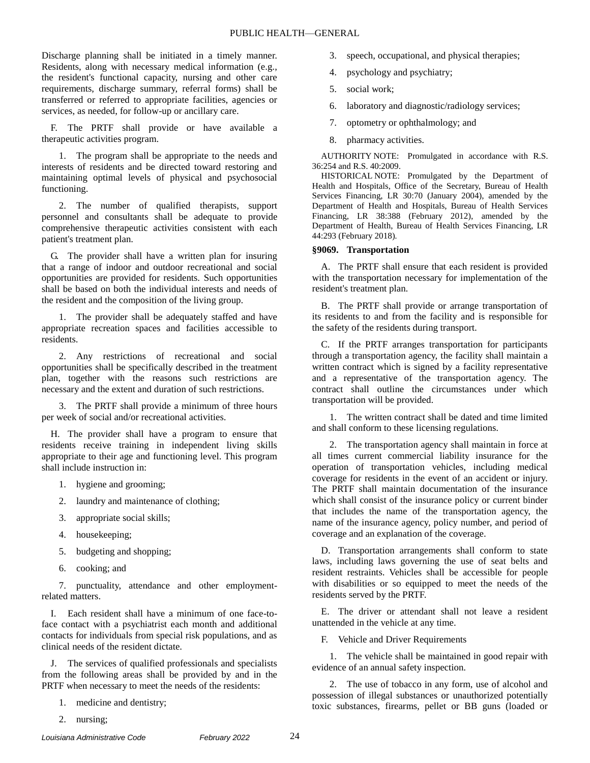Discharge planning shall be initiated in a timely manner. Residents, along with necessary medical information (e.g., the resident's functional capacity, nursing and other care requirements, discharge summary, referral forms) shall be transferred or referred to appropriate facilities, agencies or services, as needed, for follow-up or ancillary care.

F. The PRTF shall provide or have available a therapeutic activities program.

1. The program shall be appropriate to the needs and interests of residents and be directed toward restoring and maintaining optimal levels of physical and psychosocial functioning.

2. The number of qualified therapists, support personnel and consultants shall be adequate to provide comprehensive therapeutic activities consistent with each patient's treatment plan.

G. The provider shall have a written plan for insuring that a range of indoor and outdoor recreational and social opportunities are provided for residents. Such opportunities shall be based on both the individual interests and needs of the resident and the composition of the living group.

1. The provider shall be adequately staffed and have appropriate recreation spaces and facilities accessible to residents.

2. Any restrictions of recreational and social opportunities shall be specifically described in the treatment plan, together with the reasons such restrictions are necessary and the extent and duration of such restrictions.

3. The PRTF shall provide a minimum of three hours per week of social and/or recreational activities.

H. The provider shall have a program to ensure that residents receive training in independent living skills appropriate to their age and functioning level. This program shall include instruction in:

1. hygiene and grooming;

2. laundry and maintenance of clothing;

3. appropriate social skills;

4. housekeeping;

5. budgeting and shopping;

6. cooking; and

7. punctuality, attendance and other employment-related matters.

I. Each resident shall have a minimum of one face-to-face contact with a psychiatrist each month and additional contacts for individuals from special risk populations, and as clinical needs of the resident dictate.

J. The services of qualified professionals and specialists from the following areas shall be provided by and in the PRTF when necessary to meet the needs of the residents:

1. medicine and dentistry;

2. nursing;

3. speech, occupational, and physical therapies;

4. psychology and psychiatry;

5. social work;

6. laboratory and diagnostic/radiology services;

7. optometry or ophthalmology; and

8. pharmacy activities.

AUTHORITY NOTE: Promulgated in accordance with R.S. 36:254 and R.S. 40:2009.

HISTORICAL NOTE: Promulgated by the Department of Health and Hospitals, Office of the Secretary, Bureau of Health Services Financing, LR 30:70 (January 2004), amended by the Department of Health and Hospitals, Bureau of Health Services Financing, LR 38:388 (February 2012), amended by the Department of Health, Bureau of Health Services Financing, LR 44:293 (February 2018).

### §9069. Transportation

A. The PRTF shall ensure that each resident is provided with the transportation necessary for implementation of the resident's treatment plan.

B. The PRTF shall provide or arrange transportation of its residents to and from the facility and is responsible for the safety of the residents during transport.

C. If the PRTF arranges transportation for participants through a transportation agency, the facility shall maintain a written contract which is signed by a facility representative and a representative of the transportation agency. The contract shall outline the circumstances under which transportation will be provided.

1. The written contract shall be dated and time limited and shall conform to these licensing regulations.

2. The transportation agency shall maintain in force at all times current commercial liability insurance for the operation of transportation vehicles, including medical coverage for residents in the event of an accident or injury. The PRTF shall maintain documentation of the insurance which shall consist of the insurance policy or current binder that includes the name of the transportation agency, the name of the insurance agency, policy number, and period of coverage and an explanation of the coverage.

D. Transportation arrangements shall conform to state laws, including laws governing the use of seat belts and resident restraints. Vehicles shall be accessible for people with disabilities or so equipped to meet the needs of the residents served by the PRTF.

E. The driver or attendant shall not leave a resident unattended in the vehicle at any time.

F. Vehicle and Driver Requirements

1. The vehicle shall be maintained in good repair with evidence of an annual safety inspection.

2. The use of tobacco in any form, use of alcohol and possession of illegal substances or unauthorized potentially toxic substances, firearms, pellet or BB guns (loaded or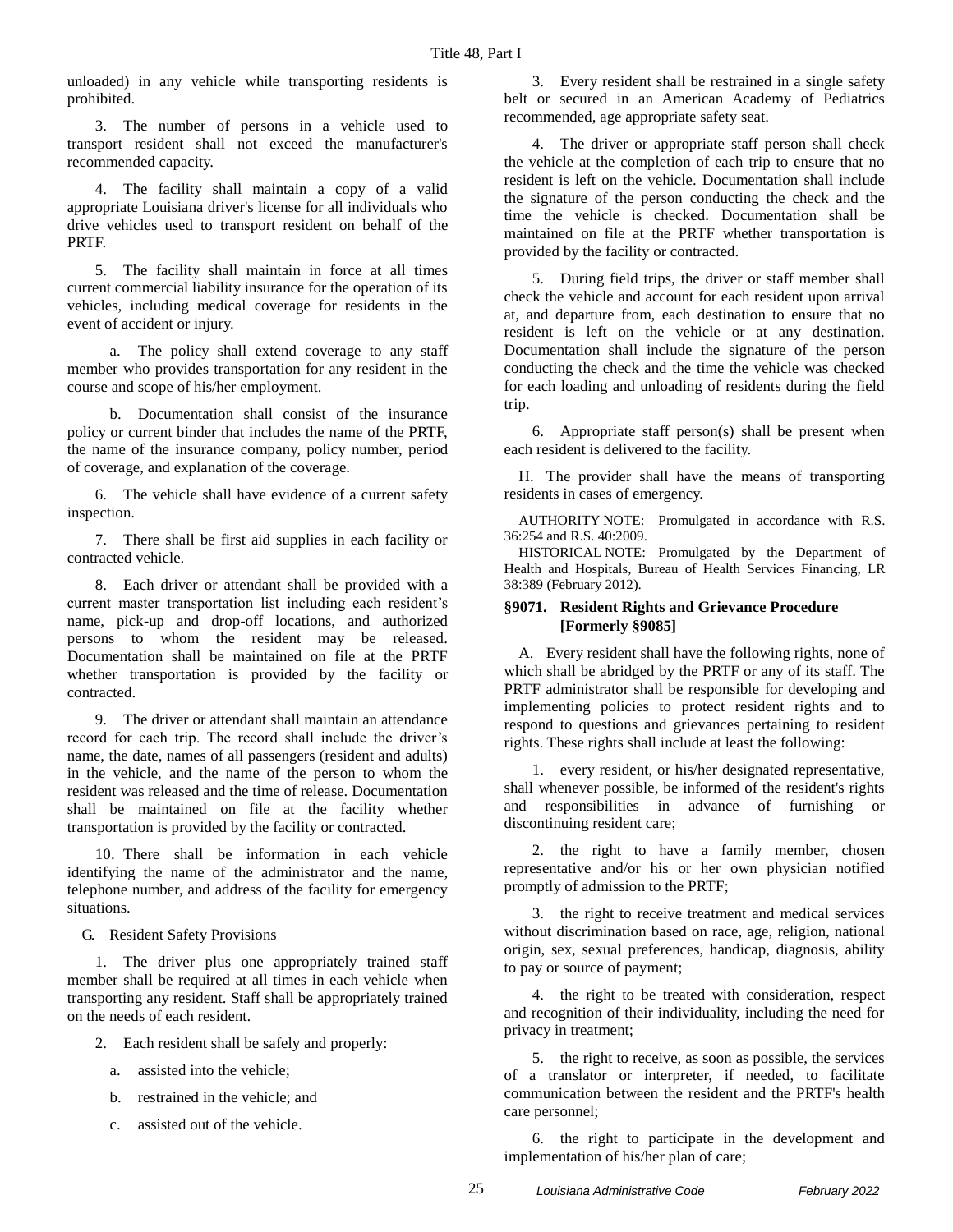unloaded) in any vehicle while transporting residents is prohibited.

3. The number of persons in a vehicle used to transport resident shall not exceed the manufacturer's recommended capacity.

4. The facility shall maintain a copy of a valid appropriate Louisiana driver's license for all individuals who drive vehicles used to transport resident on behalf of the PRTF.

5. The facility shall maintain in force at all times current commercial liability insurance for the operation of its vehicles, including medical coverage for residents in the event of accident or injury.

a. The policy shall extend coverage to any staff member who provides transportation for any resident in the course and scope of his/her employment.

b. Documentation shall consist of the insurance policy or current binder that includes the name of the PRTF, the name of the insurance company, policy number, period of coverage, and explanation of the coverage.

6. The vehicle shall have evidence of a current safety inspection.

7. There shall be first aid supplies in each facility or contracted vehicle.

8. Each driver or attendant shall be provided with a current master transportation list including each resident's name, pick-up and drop-off locations, and authorized persons to whom the resident may be released. Documentation shall be maintained on file at the PRTF whether transportation is provided by the facility or contracted.

9. The driver or attendant shall maintain an attendance record for each trip. The record shall include the driver's name, the date, names of all passengers (resident and adults) in the vehicle, and the name of the person to whom the resident was released and the time of release. Documentation shall be maintained on file at the facility whether transportation is provided by the facility or contracted.

10. There shall be information in each vehicle identifying the name of the administrator and the name, telephone number, and address of the facility for emergency situations.

G. Resident Safety Provisions

1. The driver plus one appropriately trained staff member shall be required at all times in each vehicle when transporting any resident. Staff shall be appropriately trained on the needs of each resident.

2. Each resident shall be safely and properly:

a. assisted into the vehicle;

b. restrained in the vehicle; and

c. assisted out of the vehicle.

3. Every resident shall be restrained in a single safety belt or secured in an American Academy of Pediatrics recommended, age appropriate safety seat.

4. The driver or appropriate staff person shall check the vehicle at the completion of each trip to ensure that no resident is left on the vehicle. Documentation shall include the signature of the person conducting the check and the time the vehicle is checked. Documentation shall be maintained on file at the PRTF whether transportation is provided by the facility or contracted.

5. During field trips, the driver or staff member shall check the vehicle and account for each resident upon arrival at, and departure from, each destination to ensure that no resident is left on the vehicle or at any destination. Documentation shall include the signature of the person conducting the check and the time the vehicle was checked for each loading and unloading of residents during the field trip.

6. Appropriate staff person(s) shall be present when each resident is delivered to the facility.

H. The provider shall have the means of transporting residents in cases of emergency.

AUTHORITY NOTE: Promulgated in accordance with R.S. 36:254 and R.S. 40:2009.

HISTORICAL NOTE: Promulgated by the Department of Health and Hospitals, Bureau of Health Services Financing, LR 38:389 (February 2012).

### §9071. Resident Rights and Grievance Procedure [Formerly §9085]

A. Every resident shall have the following rights, none of which shall be abridged by the PRTF or any of its staff. The PRTF administrator shall be responsible for developing and implementing policies to protect resident rights and to respond to questions and grievances pertaining to resident rights. These rights shall include at least the following:

1. every resident, or his/her designated representative, shall whenever possible, be informed of the resident's rights and responsibilities in advance of furnishing or discontinuing resident care;

2. the right to have a family member, chosen representative and/or his or her own physician notified promptly of admission to the PRTF;

3. the right to receive treatment and medical services without discrimination based on race, age, religion, national origin, sex, sexual preferences, handicap, diagnosis, ability to pay or source of payment;

4. the right to be treated with consideration, respect and recognition of their individuality, including the need for privacy in treatment;

5. the right to receive, as soon as possible, the services of a translator or interpreter, if needed, to facilitate communication between the resident and the PRTF's health care personnel;

6. the right to participate in the development and implementation of his/her plan of care;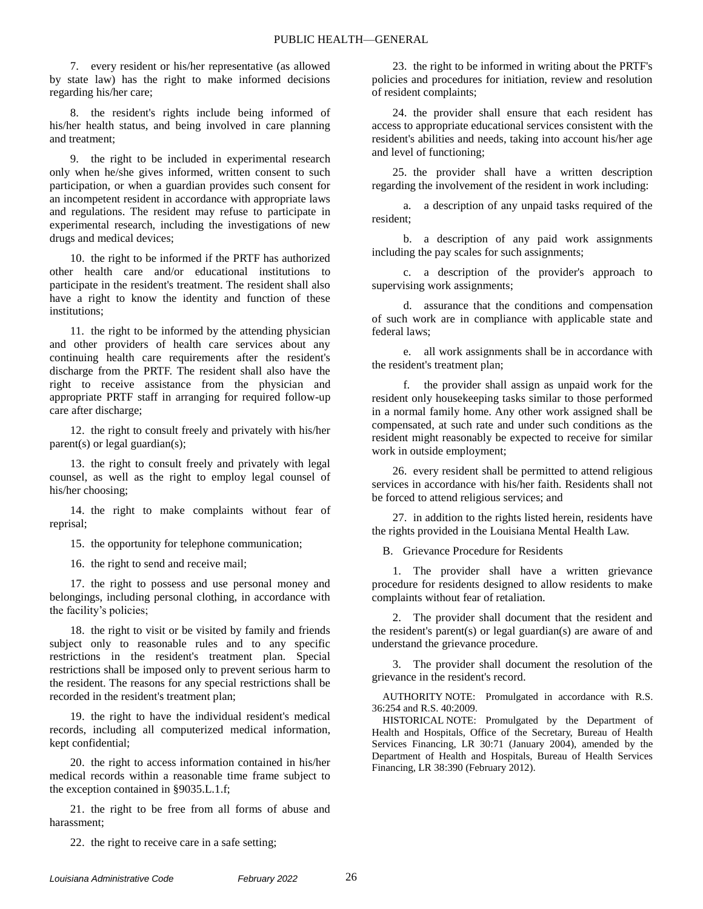7. every resident or his/her representative (as allowed by state law) has the right to make informed decisions regarding his/her care;

8. the resident's rights include being informed of his/her health status, and being involved in care planning and treatment;

9. the right to be included in experimental research only when he/she gives informed, written consent to such participation, or when a guardian provides such consent for an incompetent resident in accordance with appropriate laws and regulations. The resident may refuse to participate in experimental research, including the investigations of new drugs and medical devices;

10. the right to be informed if the PRTF has authorized other health care and/or educational institutions to participate in the resident's treatment. The resident shall also have a right to know the identity and function of these institutions;

11. the right to be informed by the attending physician and other providers of health care services about any continuing health care requirements after the resident's discharge from the PRTF. The resident shall also have the right to receive assistance from the physician and appropriate PRTF staff in arranging for required follow-up care after discharge;

12. the right to consult freely and privately with his/her parent(s) or legal guardian(s);

13. the right to consult freely and privately with legal counsel, as well as the right to employ legal counsel of his/her choosing;

14. the right to make complaints without fear of reprisal;

15. the opportunity for telephone communication;

16. the right to send and receive mail;

17. the right to possess and use personal money and belongings, including personal clothing, in accordance with the facility's policies;

18. the right to visit or be visited by family and friends subject only to reasonable rules and to any specific restrictions in the resident's treatment plan. Special restrictions shall be imposed only to prevent serious harm to the resident. The reasons for any special restrictions shall be recorded in the resident's treatment plan;

19. the right to have the individual resident's medical records, including all computerized medical information, kept confidential;

20. the right to access information contained in his/her medical records within a reasonable time frame subject to the exception contained in §9035.L.1.f;

21. the right to be free from all forms of abuse and harassment;

22. the right to receive care in a safe setting;

23. the right to be informed in writing about the PRTF's policies and procedures for initiation, review and resolution of resident complaints;

24. the provider shall ensure that each resident has access to appropriate educational services consistent with the resident's abilities and needs, taking into account his/her age and level of functioning;

25. the provider shall have a written description regarding the involvement of the resident in work including:

a. a description of any unpaid tasks required of the resident;

b. a description of any paid work assignments including the pay scales for such assignments;

c. a description of the provider's approach to supervising work assignments;

d. assurance that the conditions and compensation of such work are in compliance with applicable state and federal laws;

e. all work assignments shall be in accordance with the resident's treatment plan;

f. the provider shall assign as unpaid work for the resident only housekeeping tasks similar to those performed in a normal family home. Any other work assigned shall be compensated, at such rate and under such conditions as the resident might reasonably be expected to receive for similar work in outside employment;

26. every resident shall be permitted to attend religious services in accordance with his/her faith. Residents shall not be forced to attend religious services; and

27. in addition to the rights listed herein, residents have the rights provided in the Louisiana Mental Health Law.

B. Grievance Procedure for Residents

1. The provider shall have a written grievance procedure for residents designed to allow residents to make complaints without fear of retaliation.

2. The provider shall document that the resident and the resident's parent(s) or legal guardian(s) are aware of and understand the grievance procedure.

3. The provider shall document the resolution of the grievance in the resident's record.

AUTHORITY NOTE: Promulgated in accordance with R.S. 36:254 and R.S. 40:2009.

HISTORICAL NOTE: Promulgated by the Department of Health and Hospitals, Office of the Secretary, Bureau of Health Services Financing, LR 30:71 (January 2004), amended by the Department of Health and Hospitals, Bureau of Health Services Financing, LR 38:390 (February 2012).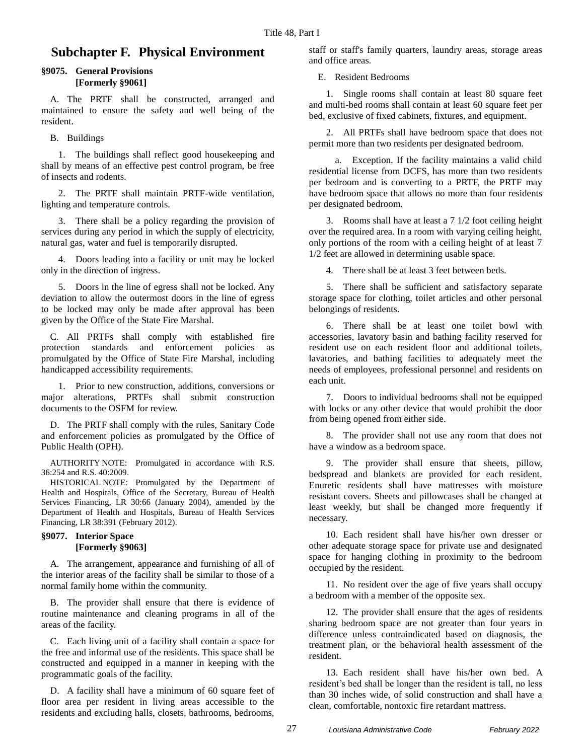## Subchapter F. Physical Environment

### §9075. General Provisions [Formerly §9061]

A. The PRTF shall be constructed, arranged and maintained to ensure the safety and well being of the resident.

B. Buildings

1. The buildings shall reflect good housekeeping and shall by means of an effective pest control program, be free of insects and rodents.

2. The PRTF shall maintain PRTF-wide ventilation, lighting and temperature controls.

3. There shall be a policy regarding the provision of services during any period in which the supply of electricity, natural gas, water and fuel is temporarily disrupted.

4. Doors leading into a facility or unit may be locked only in the direction of ingress.

5. Doors in the line of egress shall not be locked. Any deviation to allow the outermost doors in the line of egress to be locked may only be made after approval has been given by the Office of the State Fire Marshal.

C. All PRTFs shall comply with established fire protection standards and enforcement policies as promulgated by the Office of State Fire Marshal, including handicapped accessibility requirements.

1. Prior to new construction, additions, conversions or major alterations, PRTFs shall submit construction documents to the OSFM for review.

D. The PRTF shall comply with the rules, Sanitary Code and enforcement policies as promulgated by the Office of Public Health (OPH).

AUTHORITY NOTE: Promulgated in accordance with R.S. 36:254 and R.S. 40:2009.

HISTORICAL NOTE: Promulgated by the Department of Health and Hospitals, Office of the Secretary, Bureau of Health Services Financing, LR 30:66 (January 2004), amended by the Department of Health and Hospitals, Bureau of Health Services Financing, LR 38:391 (February 2012).

### §9077. Interior Space [Formerly §9063]

A. The arrangement, appearance and furnishing of all of the interior areas of the facility shall be similar to those of a normal family home within the community.

B. The provider shall ensure that there is evidence of routine maintenance and cleaning programs in all of the areas of the facility.

C. Each living unit of a facility shall contain a space for the free and informal use of the residents. This space shall be constructed and equipped in a manner in keeping with the programmatic goals of the facility.

D. A facility shall have a minimum of 60 square feet of floor area per resident in living areas accessible to the residents and excluding halls, closets, bathrooms, bedrooms, staff or staff's family quarters, laundry areas, storage areas and office areas.

E. Resident Bedrooms

1. Single rooms shall contain at least 80 square feet and multi-bed rooms shall contain at least 60 square feet per bed, exclusive of fixed cabinets, fixtures, and equipment.

2. All PRTFs shall have bedroom space that does not permit more than two residents per designated bedroom.

a. Exception. If the facility maintains a valid child residential license from DCFS, has more than two residents per bedroom and is converting to a PRTF, the PRTF may have bedroom space that allows no more than four residents per designated bedroom.

3. Rooms shall have at least a 7 1/2 foot ceiling height over the required area. In a room with varying ceiling height, only portions of the room with a ceiling height of at least 7 1/2 feet are allowed in determining usable space.

4. There shall be at least 3 feet between beds.

5. There shall be sufficient and satisfactory separate storage space for clothing, toilet articles and other personal belongings of residents.

6. There shall be at least one toilet bowl with accessories, lavatory basin and bathing facility reserved for resident use on each resident floor and additional toilets, lavatories, and bathing facilities to adequately meet the needs of employees, professional personnel and residents on each unit.

7. Doors to individual bedrooms shall not be equipped with locks or any other device that would prohibit the door from being opened from either side.

8. The provider shall not use any room that does not have a window as a bedroom space.

9. The provider shall ensure that sheets, pillow, bedspread and blankets are provided for each resident. Enuretic residents shall have mattresses with moisture resistant covers. Sheets and pillowcases shall be changed at least weekly, but shall be changed more frequently if necessary.

10. Each resident shall have his/her own dresser or other adequate storage space for private use and designated space for hanging clothing in proximity to the bedroom occupied by the resident.

11. No resident over the age of five years shall occupy a bedroom with a member of the opposite sex.

12. The provider shall ensure that the ages of residents sharing bedroom space are not greater than four years in difference unless contraindicated based on diagnosis, the treatment plan, or the behavioral health assessment of the resident.

13. Each resident shall have his/her own bed. A resident's bed shall be longer than the resident is tall, no less than 30 inches wide, of solid construction and shall have a clean, comfortable, nontoxic fire retardant mattress.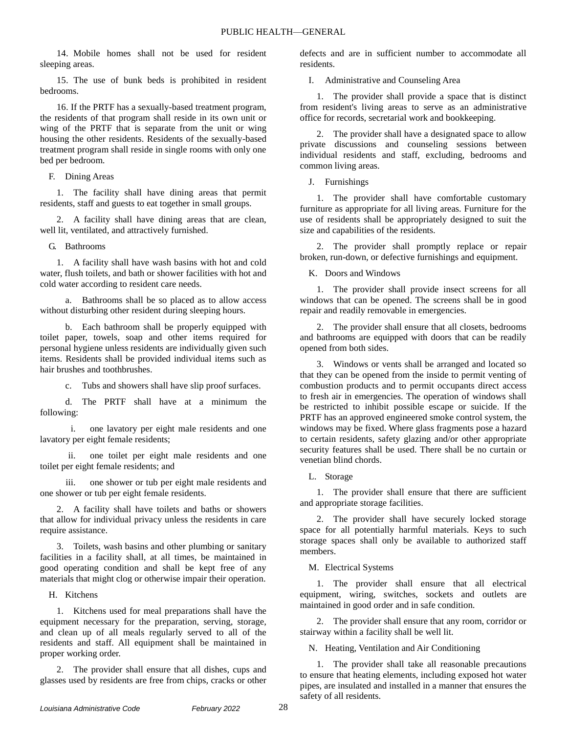14. Mobile homes shall not be used for resident sleeping areas.

15. The use of bunk beds is prohibited in resident bedrooms.

16. If the PRTF has a sexually-based treatment program, the residents of that program shall reside in its own unit or wing of the PRTF that is separate from the unit or wing housing the other residents. Residents of the sexually-based treatment program shall reside in single rooms with only one bed per bedroom.

F. Dining Areas

1. The facility shall have dining areas that permit residents, staff and guests to eat together in small groups.

2. A facility shall have dining areas that are clean, well lit, ventilated, and attractively furnished.

G. Bathrooms

1. A facility shall have wash basins with hot and cold water, flush toilets, and bath or shower facilities with hot and cold water according to resident care needs.

a. Bathrooms shall be so placed as to allow access without disturbing other resident during sleeping hours.

b. Each bathroom shall be properly equipped with toilet paper, towels, soap and other items required for personal hygiene unless residents are individually given such items. Residents shall be provided individual items such as hair brushes and toothbrushes.

c. Tubs and showers shall have slip proof surfaces.

d. The PRTF shall have at a minimum the following:

i. one lavatory per eight male residents and one lavatory per eight female residents;

ii. one toilet per eight male residents and one toilet per eight female residents; and

iii. one shower or tub per eight male residents and one shower or tub per eight female residents.

2. A facility shall have toilets and baths or showers that allow for individual privacy unless the residents in care require assistance.

3. Toilets, wash basins and other plumbing or sanitary facilities in a facility shall, at all times, be maintained in good operating condition and shall be kept free of any materials that might clog or otherwise impair their operation.

H. Kitchens

1. Kitchens used for meal preparations shall have the equipment necessary for the preparation, serving, storage, and clean up of all meals regularly served to all of the residents and staff. All equipment shall be maintained in proper working order.

2. The provider shall ensure that all dishes, cups and glasses used by residents are free from chips, cracks or other defects and are in sufficient number to accommodate all residents.

I. Administrative and Counseling Area

1. The provider shall provide a space that is distinct from resident's living areas to serve as an administrative office for records, secretarial work and bookkeeping.

2. The provider shall have a designated space to allow private discussions and counseling sessions between individual residents and staff, excluding, bedrooms and common living areas.

J. Furnishings

1. The provider shall have comfortable customary furniture as appropriate for all living areas. Furniture for the use of residents shall be appropriately designed to suit the size and capabilities of the residents.

2. The provider shall promptly replace or repair broken, run-down, or defective furnishings and equipment.

K. Doors and Windows

1. The provider shall provide insect screens for all windows that can be opened. The screens shall be in good repair and readily removable in emergencies.

2. The provider shall ensure that all closets, bedrooms and bathrooms are equipped with doors that can be readily opened from both sides.

3. Windows or vents shall be arranged and located so that they can be opened from the inside to permit venting of combustion products and to permit occupants direct access to fresh air in emergencies. The operation of windows shall be restricted to inhibit possible escape or suicide. If the PRTF has an approved engineered smoke control system, the windows may be fixed. Where glass fragments pose a hazard to certain residents, safety glazing and/or other appropriate security features shall be used. There shall be no curtain or venetian blind chords.

L. Storage

1. The provider shall ensure that there are sufficient and appropriate storage facilities.

2. The provider shall have securely locked storage space for all potentially harmful materials. Keys to such storage spaces shall only be available to authorized staff members.

M. Electrical Systems

1. The provider shall ensure that all electrical equipment, wiring, switches, sockets and outlets are maintained in good order and in safe condition.

2. The provider shall ensure that any room, corridor or stairway within a facility shall be well lit.

N. Heating, Ventilation and Air Conditioning

1. The provider shall take all reasonable precautions to ensure that heating elements, including exposed hot water pipes, are insulated and installed in a manner that ensures the safety of all residents.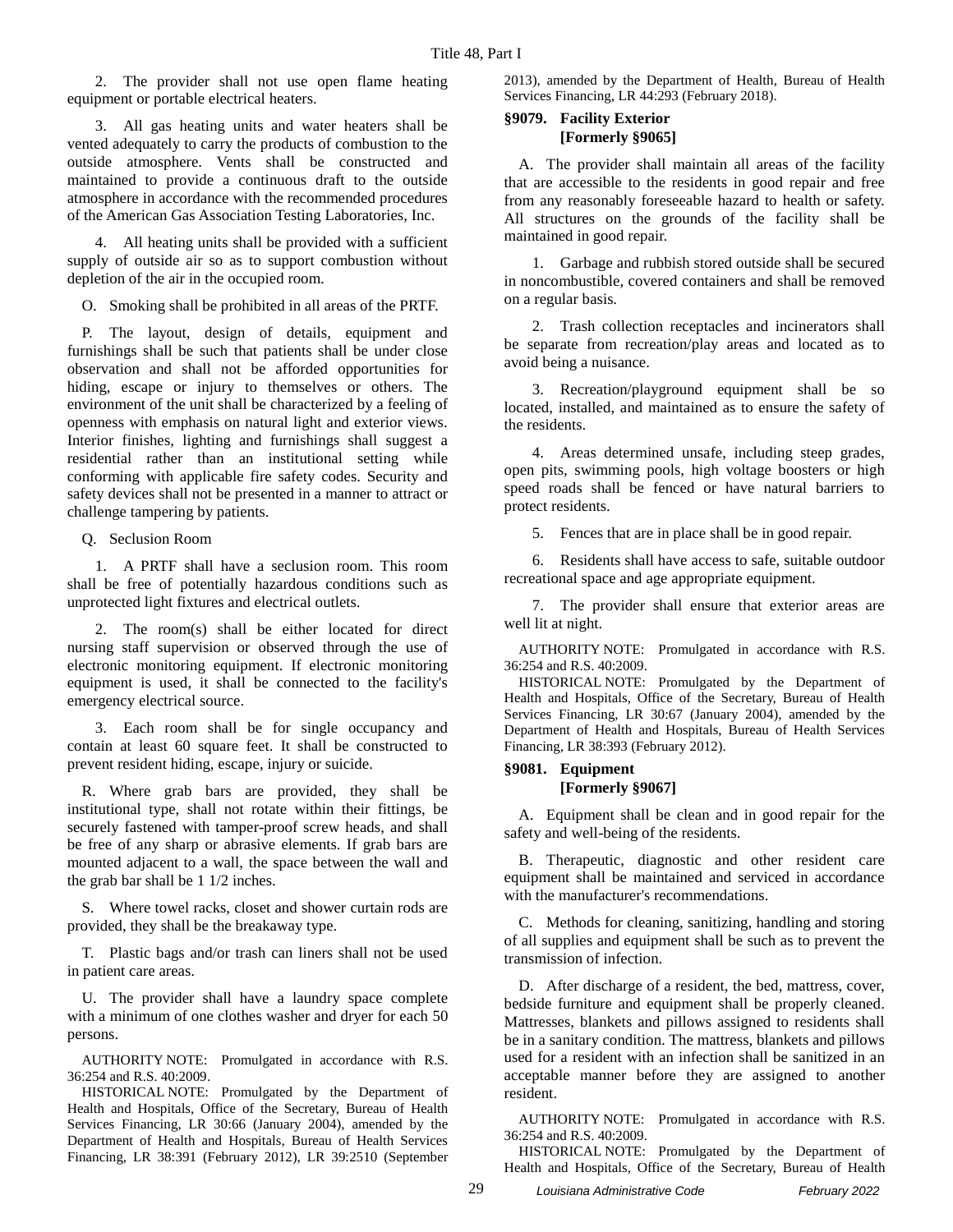2. The provider shall not use open flame heating equipment or portable electrical heaters.

3. All gas heating units and water heaters shall be vented adequately to carry the products of combustion to the outside atmosphere. Vents shall be constructed and maintained to provide a continuous draft to the outside atmosphere in accordance with the recommended procedures of the American Gas Association Testing Laboratories, Inc.

4. All heating units shall be provided with a sufficient supply of outside air so as to support combustion without depletion of the air in the occupied room.

O. Smoking shall be prohibited in all areas of the PRTF.

P. The layout, design of details, equipment and furnishings shall be such that patients shall be under close observation and shall not be afforded opportunities for hiding, escape or injury to themselves or others. The environment of the unit shall be characterized by a feeling of openness with emphasis on natural light and exterior views. Interior finishes, lighting and furnishings shall suggest a residential rather than an institutional setting while conforming with applicable fire safety codes. Security and safety devices shall not be presented in a manner to attract or challenge tampering by patients.

Q. Seclusion Room

1. A PRTF shall have a seclusion room. This room shall be free of potentially hazardous conditions such as unprotected light fixtures and electrical outlets.

2. The room(s) shall be either located for direct nursing staff supervision or observed through the use of electronic monitoring equipment. If electronic monitoring equipment is used, it shall be connected to the facility's emergency electrical source.

3. Each room shall be for single occupancy and contain at least 60 square feet. It shall be constructed to prevent resident hiding, escape, injury or suicide.

R. Where grab bars are provided, they shall be institutional type, shall not rotate within their fittings, be securely fastened with tamper-proof screw heads, and shall be free of any sharp or abrasive elements. If grab bars are mounted adjacent to a wall, the space between the wall and the grab bar shall be 1 1/2 inches.

S. Where towel racks, closet and shower curtain rods are provided, they shall be the breakaway type.

T. Plastic bags and/or trash can liners shall not be used in patient care areas.

U. The provider shall have a laundry space complete with a minimum of one clothes washer and dryer for each 50 persons.

AUTHORITY NOTE: Promulgated in accordance with R.S. 36:254 and R.S. 40:2009.

HISTORICAL NOTE: Promulgated by the Department of Health and Hospitals, Office of the Secretary, Bureau of Health Services Financing, LR 30:66 (January 2004), amended by the Department of Health and Hospitals, Bureau of Health Services Financing, LR 38:391 (February 2012), LR 39:2510 (September 2013), amended by the Department of Health, Bureau of Health Services Financing, LR 44:293 (February 2018).

### §9079. Facility Exterior [Formerly §9065]

A. The provider shall maintain all areas of the facility that are accessible to the residents in good repair and free from any reasonably foreseeable hazard to health or safety. All structures on the grounds of the facility shall be maintained in good repair.

1. Garbage and rubbish stored outside shall be secured in noncombustible, covered containers and shall be removed on a regular basis.

2. Trash collection receptacles and incinerators shall be separate from recreation/play areas and located as to avoid being a nuisance.

3. Recreation/playground equipment shall be so located, installed, and maintained as to ensure the safety of the residents.

4. Areas determined unsafe, including steep grades, open pits, swimming pools, high voltage boosters or high speed roads shall be fenced or have natural barriers to protect residents.

5. Fences that are in place shall be in good repair.

6. Residents shall have access to safe, suitable outdoor recreational space and age appropriate equipment.

7. The provider shall ensure that exterior areas are well lit at night.

AUTHORITY NOTE: Promulgated in accordance with R.S. 36:254 and R.S. 40:2009.

HISTORICAL NOTE: Promulgated by the Department of Health and Hospitals, Office of the Secretary, Bureau of Health Services Financing, LR 30:67 (January 2004), amended by the Department of Health and Hospitals, Bureau of Health Services Financing, LR 38:393 (February 2012).

### §9081. Equipment [Formerly §9067]

A. Equipment shall be clean and in good repair for the safety and well-being of the residents.

B. Therapeutic, diagnostic and other resident care equipment shall be maintained and serviced in accordance with the manufacturer's recommendations.

C. Methods for cleaning, sanitizing, handling and storing of all supplies and equipment shall be such as to prevent the transmission of infection.

D. After discharge of a resident, the bed, mattress, cover, bedside furniture and equipment shall be properly cleaned. Mattresses, blankets and pillows assigned to residents shall be in a sanitary condition. The mattress, blankets and pillows used for a resident with an infection shall be sanitized in an acceptable manner before they are assigned to another resident.

AUTHORITY NOTE: Promulgated in accordance with R.S. 36:254 and R.S. 40:2009.

HISTORICAL NOTE: Promulgated by the Department of Health and Hospitals, Office of the Secretary, Bureau of Health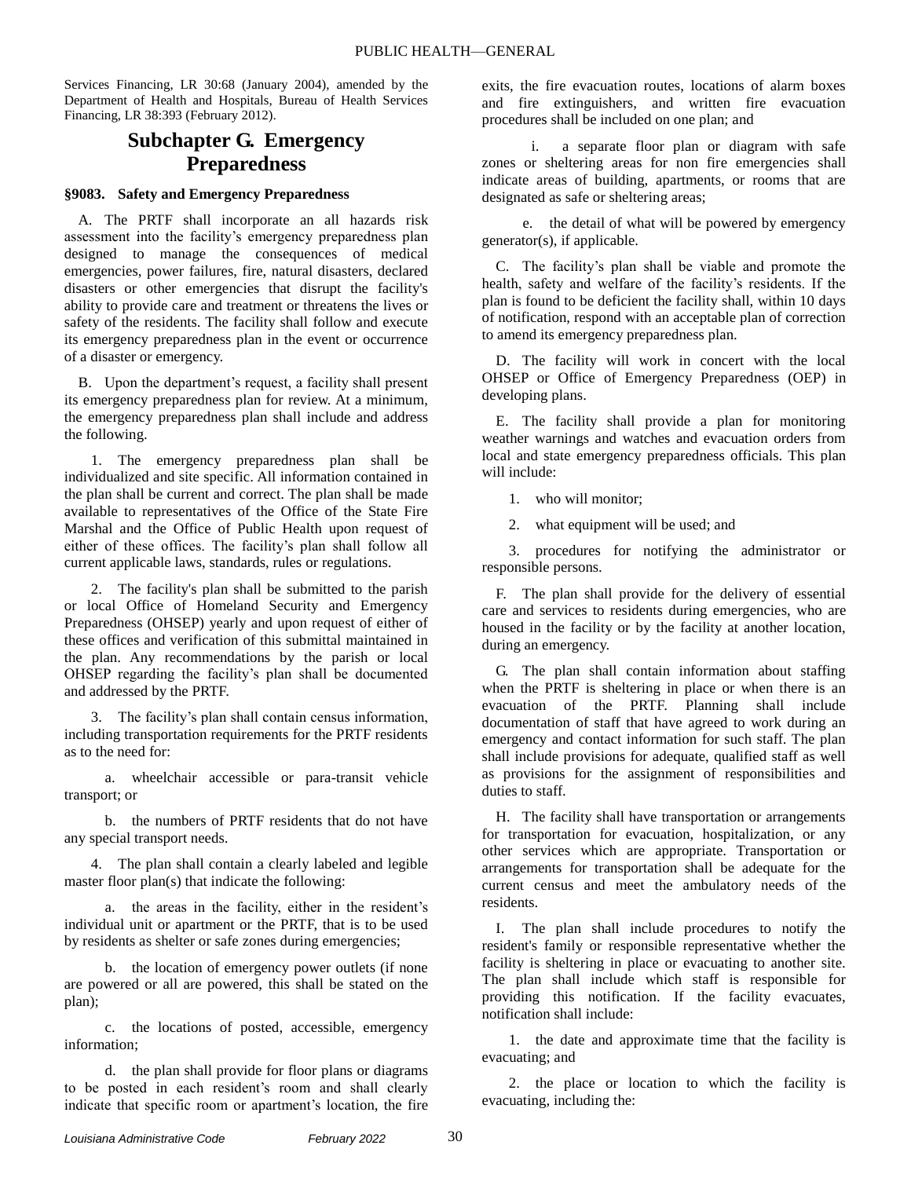Services Financing, LR 30:68 (January 2004), amended by the Department of Health and Hospitals, Bureau of Health Services Financing, LR 38:393 (February 2012).

## Subchapter G. Emergency Preparedness

### §9083. Safety and Emergency Preparedness

A. The PRTF shall incorporate an all hazards risk assessment into the facility's emergency preparedness plan designed to manage the consequences of medical emergencies, power failures, fire, natural disasters, declared disasters or other emergencies that disrupt the facility's ability to provide care and treatment or threatens the lives or safety of the residents. The facility shall follow and execute its emergency preparedness plan in the event or occurrence of a disaster or emergency.

B. Upon the department's request, a facility shall present its emergency preparedness plan for review. At a minimum, the emergency preparedness plan shall include and address the following.

1. The emergency preparedness plan shall be individualized and site specific. All information contained in the plan shall be current and correct. The plan shall be made available to representatives of the Office of the State Fire Marshal and the Office of Public Health upon request of either of these offices. The facility's plan shall follow all current applicable laws, standards, rules or regulations.

2. The facility's plan shall be submitted to the parish or local Office of Homeland Security and Emergency Preparedness (OHSEP) yearly and upon request of either of these offices and verification of this submittal maintained in the plan. Any recommendations by the parish or local OHSEP regarding the facility's plan shall be documented and addressed by the PRTF.

3. The facility's plan shall contain census information, including transportation requirements for the PRTF residents as to the need for:

a. wheelchair accessible or para-transit vehicle transport; or

b. the numbers of PRTF residents that do not have any special transport needs.

4. The plan shall contain a clearly labeled and legible master floor plan(s) that indicate the following:

a. the areas in the facility, either in the resident's individual unit or apartment or the PRTF, that is to be used by residents as shelter or safe zones during emergencies;

b. the location of emergency power outlets (if none are powered or all are powered, this shall be stated on the plan);

c. the locations of posted, accessible, emergency information;

d. the plan shall provide for floor plans or diagrams to be posted in each resident's room and shall clearly indicate that specific room or apartment's location, the fire exits, the fire evacuation routes, locations of alarm boxes and fire extinguishers, and written fire evacuation procedures shall be included on one plan; and

i. a separate floor plan or diagram with safe zones or sheltering areas for non fire emergencies shall indicate areas of building, apartments, or rooms that are designated as safe or sheltering areas;

e. the detail of what will be powered by emergency generator(s), if applicable.

C. The facility's plan shall be viable and promote the health, safety and welfare of the facility's residents. If the plan is found to be deficient the facility shall, within 10 days of notification, respond with an acceptable plan of correction to amend its emergency preparedness plan.

D. The facility will work in concert with the local OHSEP or Office of Emergency Preparedness (OEP) in developing plans.

E. The facility shall provide a plan for monitoring weather warnings and watches and evacuation orders from local and state emergency preparedness officials. This plan will include:

1. who will monitor;

2. what equipment will be used; and

3. procedures for notifying the administrator or responsible persons.

F. The plan shall provide for the delivery of essential care and services to residents during emergencies, who are housed in the facility or by the facility at another location, during an emergency.

G. The plan shall contain information about staffing when the PRTF is sheltering in place or when there is an evacuation of the PRTF. Planning shall include documentation of staff that have agreed to work during an emergency and contact information for such staff. The plan shall include provisions for adequate, qualified staff as well as provisions for the assignment of responsibilities and duties to staff.

H. The facility shall have transportation or arrangements for transportation for evacuation, hospitalization, or any other services which are appropriate. Transportation or arrangements for transportation shall be adequate for the current census and meet the ambulatory needs of the residents.

I. The plan shall include procedures to notify the resident's family or responsible representative whether the facility is sheltering in place or evacuating to another site. The plan shall include which staff is responsible for providing this notification. If the facility evacuates, notification shall include:

1. the date and approximate time that the facility is evacuating; and

2. the place or location to which the facility is evacuating, including the: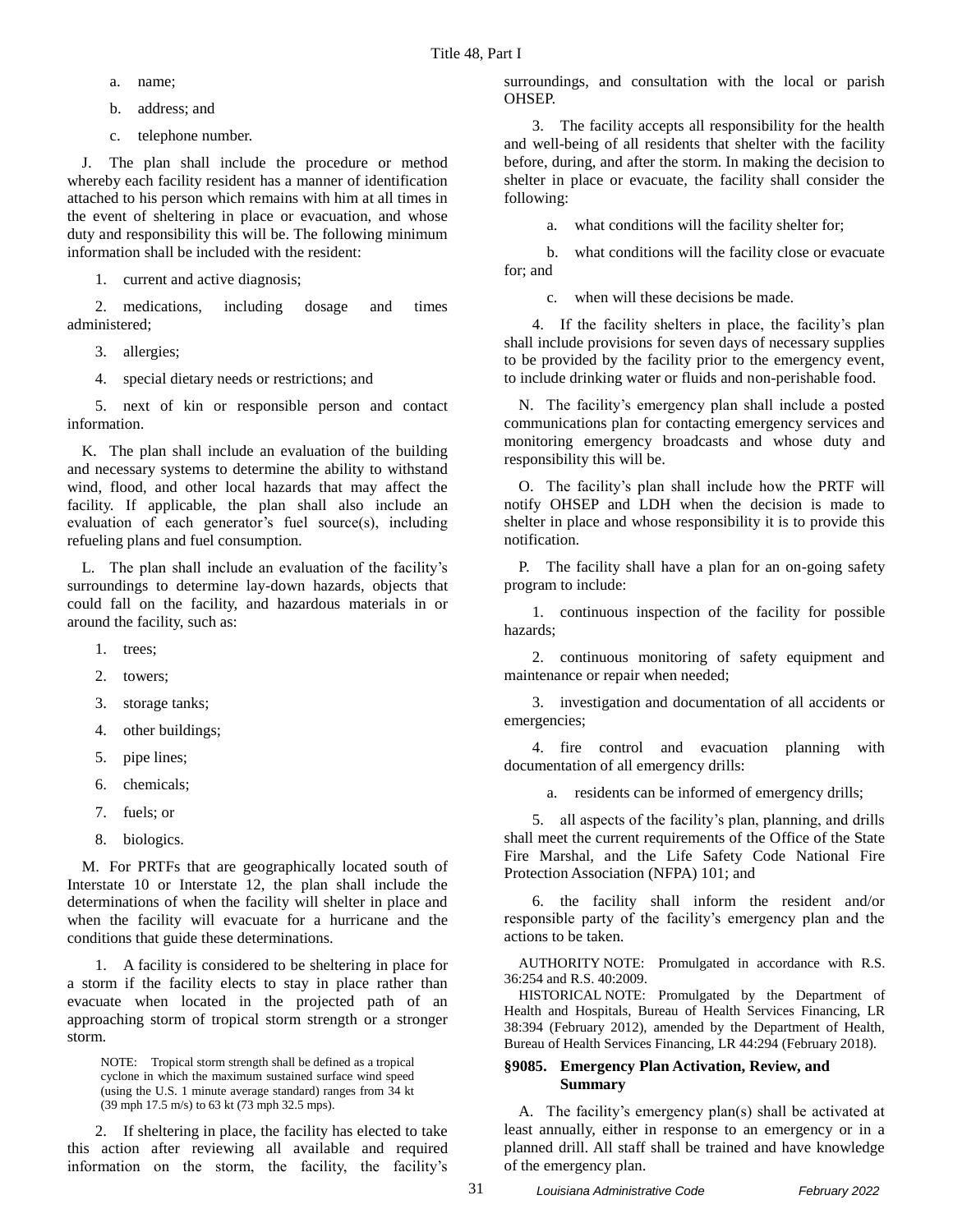a. name;

b. address; and

c. telephone number.

J. The plan shall include the procedure or method whereby each facility resident has a manner of identification attached to his person which remains with him at all times in the event of sheltering in place or evacuation, and whose duty and responsibility this will be. The following minimum information shall be included with the resident:

1. current and active diagnosis;

2. medications, including dosage and times administered;

3. allergies;

4. special dietary needs or restrictions; and

5. next of kin or responsible person and contact information.

K. The plan shall include an evaluation of the building and necessary systems to determine the ability to withstand wind, flood, and other local hazards that may affect the facility. If applicable, the plan shall also include an evaluation of each generator's fuel source(s), including refueling plans and fuel consumption.

L. The plan shall include an evaluation of the facility's surroundings to determine lay-down hazards, objects that could fall on the facility, and hazardous materials in or around the facility, such as:

1. trees;

2. towers;

3. storage tanks;

4. other buildings;

5. pipe lines;

6. chemicals;

7. fuels; or

8. biologics.

M. For PRTFs that are geographically located south of Interstate 10 or Interstate 12, the plan shall include the determinations of when the facility will shelter in place and when the facility will evacuate for a hurricane and the conditions that guide these determinations.

1. A facility is considered to be sheltering in place for a storm if the facility elects to stay in place rather than evacuate when located in the projected path of an approaching storm of tropical storm strength or a stronger storm.

NOTE: Tropical storm strength shall be defined as a tropical cyclone in which the maximum sustained surface wind speed (using the U.S. 1 minute average standard) ranges from 34 kt (39 mph 17.5 m/s) to 63 kt (73 mph 32.5 mps).

2. If sheltering in place, the facility has elected to take this action after reviewing all available and required information on the storm, the facility, the facility's surroundings, and consultation with the local or parish OHSEP.

3. The facility accepts all responsibility for the health and well-being of all residents that shelter with the facility before, during, and after the storm. In making the decision to shelter in place or evacuate, the facility shall consider the following:

a. what conditions will the facility shelter for;

b. what conditions will the facility close or evacuate for; and

c. when will these decisions be made.

4. If the facility shelters in place, the facility's plan shall include provisions for seven days of necessary supplies to be provided by the facility prior to the emergency event, to include drinking water or fluids and non-perishable food.

N. The facility's emergency plan shall include a posted communications plan for contacting emergency services and monitoring emergency broadcasts and whose duty and responsibility this will be.

O. The facility's plan shall include how the PRTF will notify OHSEP and LDH when the decision is made to shelter in place and whose responsibility it is to provide this notification.

P. The facility shall have a plan for an on-going safety program to include:

1. continuous inspection of the facility for possible hazards;

2. continuous monitoring of safety equipment and maintenance or repair when needed;

3. investigation and documentation of all accidents or emergencies;

4. fire control and evacuation planning with documentation of all emergency drills:

a. residents can be informed of emergency drills;

5. all aspects of the facility's plan, planning, and drills shall meet the current requirements of the Office of the State Fire Marshal, and the Life Safety Code National Fire Protection Association (NFPA) 101; and

6. the facility shall inform the resident and/or responsible party of the facility's emergency plan and the actions to be taken.

AUTHORITY NOTE: Promulgated in accordance with R.S. 36:254 and R.S. 40:2009.

HISTORICAL NOTE: Promulgated by the Department of Health and Hospitals, Bureau of Health Services Financing, LR 38:394 (February 2012), amended by the Department of Health, Bureau of Health Services Financing, LR 44:294 (February 2018).

### §9085. Emergency Plan Activation, Review, and Summary

A. The facility's emergency plan(s) shall be activated at least annually, either in response to an emergency or in a planned drill. All staff shall be trained and have knowledge of the emergency plan.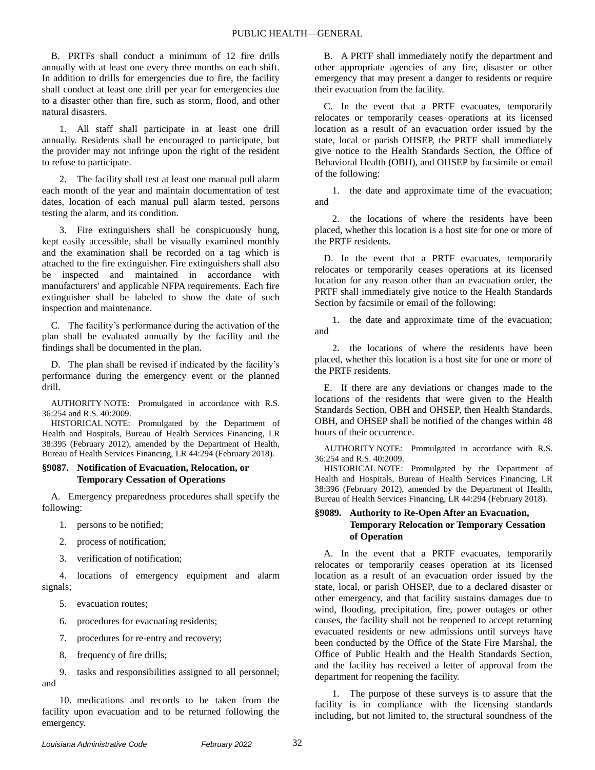B. PRTFs shall conduct a minimum of 12 fire drills annually with at least one every three months on each shift. In addition to drills for emergencies due to fire, the facility shall conduct at least one drill per year for emergencies due to a disaster other than fire, such as storm, flood, and other natural disasters.

1. All staff shall participate in at least one drill annually. Residents shall be encouraged to participate, but the provider may not infringe upon the right of the resident to refuse to participate.

2. The facility shall test at least one manual pull alarm each month of the year and maintain documentation of test dates, location of each manual pull alarm tested, persons testing the alarm, and its condition.

3. Fire extinguishers shall be conspicuously hung, kept easily accessible, shall be visually examined monthly and the examination shall be recorded on a tag which is attached to the fire extinguisher. Fire extinguishers shall also be inspected and maintained in accordance with manufacturers' and applicable NFPA requirements. Each fire extinguisher shall be labeled to show the date of such inspection and maintenance.

C. The facility's performance during the activation of the plan shall be evaluated annually by the facility and the findings shall be documented in the plan.

D. The plan shall be revised if indicated by the facility's performance during the emergency event or the planned drill.

AUTHORITY NOTE: Promulgated in accordance with R.S. 36:254 and R.S. 40:2009.

HISTORICAL NOTE: Promulgated by the Department of Health and Hospitals, Bureau of Health Services Financing, LR 38:395 (February 2012), amended by the Department of Health, Bureau of Health Services Financing, LR 44:294 (February 2018).

### §9087. Notification of Evacuation, Relocation, or Temporary Cessation of Operations

A. Emergency preparedness procedures shall specify the following:

1. persons to be notified;

2. process of notification;

3. verification of notification;

4. locations of emergency equipment and alarm signals;

5. evacuation routes;

6. procedures for evacuating residents;

7. procedures for re-entry and recovery;

8. frequency of fire drills;

9. tasks and responsibilities assigned to all personnel; and

10. medications and records to be taken from the facility upon evacuation and to be returned following the emergency.

B. A PRTF shall immediately notify the department and other appropriate agencies of any fire, disaster or other emergency that may present a danger to residents or require their evacuation from the facility.

C. In the event that a PRTF evacuates, temporarily relocates or temporarily ceases operations at its licensed location as a result of an evacuation order issued by the state, local or parish OHSEP, the PRTF shall immediately give notice to the Health Standards Section, the Office of Behavioral Health (OBH), and OHSEP by facsimile or email of the following:

1. the date and approximate time of the evacuation; and

2. the locations of where the residents have been placed, whether this location is a host site for one or more of the PRTF residents.

D. In the event that a PRTF evacuates, temporarily relocates or temporarily ceases operations at its licensed location for any reason other than an evacuation order, the PRTF shall immediately give notice to the Health Standards Section by facsimile or email of the following:

1. the date and approximate time of the evacuation; and

2. the locations of where the residents have been placed, whether this location is a host site for one or more of the PRTF residents.

E. If there are any deviations or changes made to the locations of the residents that were given to the Health Standards Section, OBH and OHSEP, then Health Standards, OBH, and OHSEP shall be notified of the changes within 48 hours of their occurrence.

AUTHORITY NOTE: Promulgated in accordance with R.S. 36:254 and R.S. 40:2009.

HISTORICAL NOTE: Promulgated by the Department of Health and Hospitals, Bureau of Health Services Financing, LR 38:396 (February 2012), amended by the Department of Health, Bureau of Health Services Financing, LR 44:294 (February 2018).

### §9089. Authority to Re-Open After an Evacuation, Temporary Relocation or Temporary Cessation of Operation

A. In the event that a PRTF evacuates, temporarily relocates or temporarily ceases operation at its licensed location as a result of an evacuation order issued by the state, local, or parish OHSEP, due to a declared disaster or other emergency, and that facility sustains damages due to wind, flooding, precipitation, fire, power outages or other causes, the facility shall not be reopened to accept returning evacuated residents or new admissions until surveys have been conducted by the Office of the State Fire Marshal, the Office of Public Health and the Health Standards Section, and the facility has received a letter of approval from the department for reopening the facility.

1. The purpose of these surveys is to assure that the facility is in compliance with the licensing standards including, but not limited to, the structural soundness of the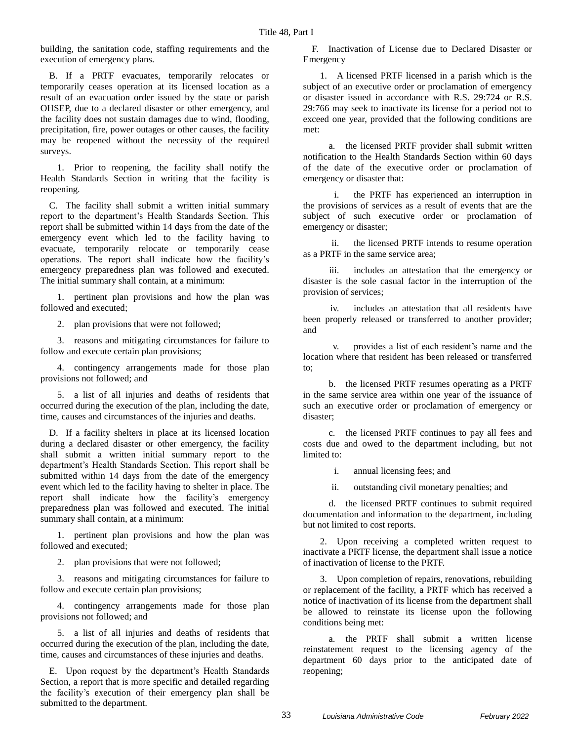building, the sanitation code, staffing requirements and the execution of emergency plans.

B. If a PRTF evacuates, temporarily relocates or temporarily ceases operation at its licensed location as a result of an evacuation order issued by the state or parish OHSEP, due to a declared disaster or other emergency, and the facility does not sustain damages due to wind, flooding, precipitation, fire, power outages or other causes, the facility may be reopened without the necessity of the required surveys.

1. Prior to reopening, the facility shall notify the Health Standards Section in writing that the facility is reopening.

C. The facility shall submit a written initial summary report to the department's Health Standards Section. This report shall be submitted within 14 days from the date of the emergency event which led to the facility having to evacuate, temporarily relocate or temporarily cease operations. The report shall indicate how the facility's emergency preparedness plan was followed and executed. The initial summary shall contain, at a minimum:

1. pertinent plan provisions and how the plan was followed and executed;

2. plan provisions that were not followed;

3. reasons and mitigating circumstances for failure to follow and execute certain plan provisions;

4. contingency arrangements made for those plan provisions not followed; and

5. a list of all injuries and deaths of residents that occurred during the execution of the plan, including the date, time, causes and circumstances of the injuries and deaths.

D. If a facility shelters in place at its licensed location during a declared disaster or other emergency, the facility shall submit a written initial summary report to the department's Health Standards Section. This report shall be submitted within 14 days from the date of the emergency event which led to the facility having to shelter in place. The report shall indicate how the facility's emergency preparedness plan was followed and executed. The initial summary shall contain, at a minimum:

1. pertinent plan provisions and how the plan was followed and executed;

2. plan provisions that were not followed;

3. reasons and mitigating circumstances for failure to follow and execute certain plan provisions;

4. contingency arrangements made for those plan provisions not followed; and

5. a list of all injuries and deaths of residents that occurred during the execution of the plan, including the date, time, causes and circumstances of these injuries and deaths.

E. Upon request by the department's Health Standards Section, a report that is more specific and detailed regarding the facility's execution of their emergency plan shall be submitted to the department.

F. Inactivation of License due to Declared Disaster or Emergency

1. A licensed PRTF licensed in a parish which is the subject of an executive order or proclamation of emergency or disaster issued in accordance with R.S. 29:724 or R.S. 29:766 may seek to inactivate its license for a period not to exceed one year, provided that the following conditions are met:

a. the licensed PRTF provider shall submit written notification to the Health Standards Section within 60 days of the date of the executive order or proclamation of emergency or disaster that:

i. the PRTF has experienced an interruption in the provisions of services as a result of events that are the subject of such executive order or proclamation of emergency or disaster;

ii. the licensed PRTF intends to resume operation as a PRTF in the same service area;

iii. includes an attestation that the emergency or disaster is the sole casual factor in the interruption of the provision of services;

iv. includes an attestation that all residents have been properly released or transferred to another provider; and

v. provides a list of each resident's name and the location where that resident has been released or transferred to;

b. the licensed PRTF resumes operating as a PRTF in the same service area within one year of the issuance of such an executive order or proclamation of emergency or disaster;

c. the licensed PRTF continues to pay all fees and costs due and owed to the department including, but not limited to:

i. annual licensing fees; and

ii. outstanding civil monetary penalties; and

d. the licensed PRTF continues to submit required documentation and information to the department, including but not limited to cost reports.

2. Upon receiving a completed written request to inactivate a PRTF license, the department shall issue a notice of inactivation of license to the PRTF.

3. Upon completion of repairs, renovations, rebuilding or replacement of the facility, a PRTF which has received a notice of inactivation of its license from the department shall be allowed to reinstate its license upon the following conditions being met:

a. the PRTF shall submit a written license reinstatement request to the licensing agency of the department 60 days prior to the anticipated date of reopening;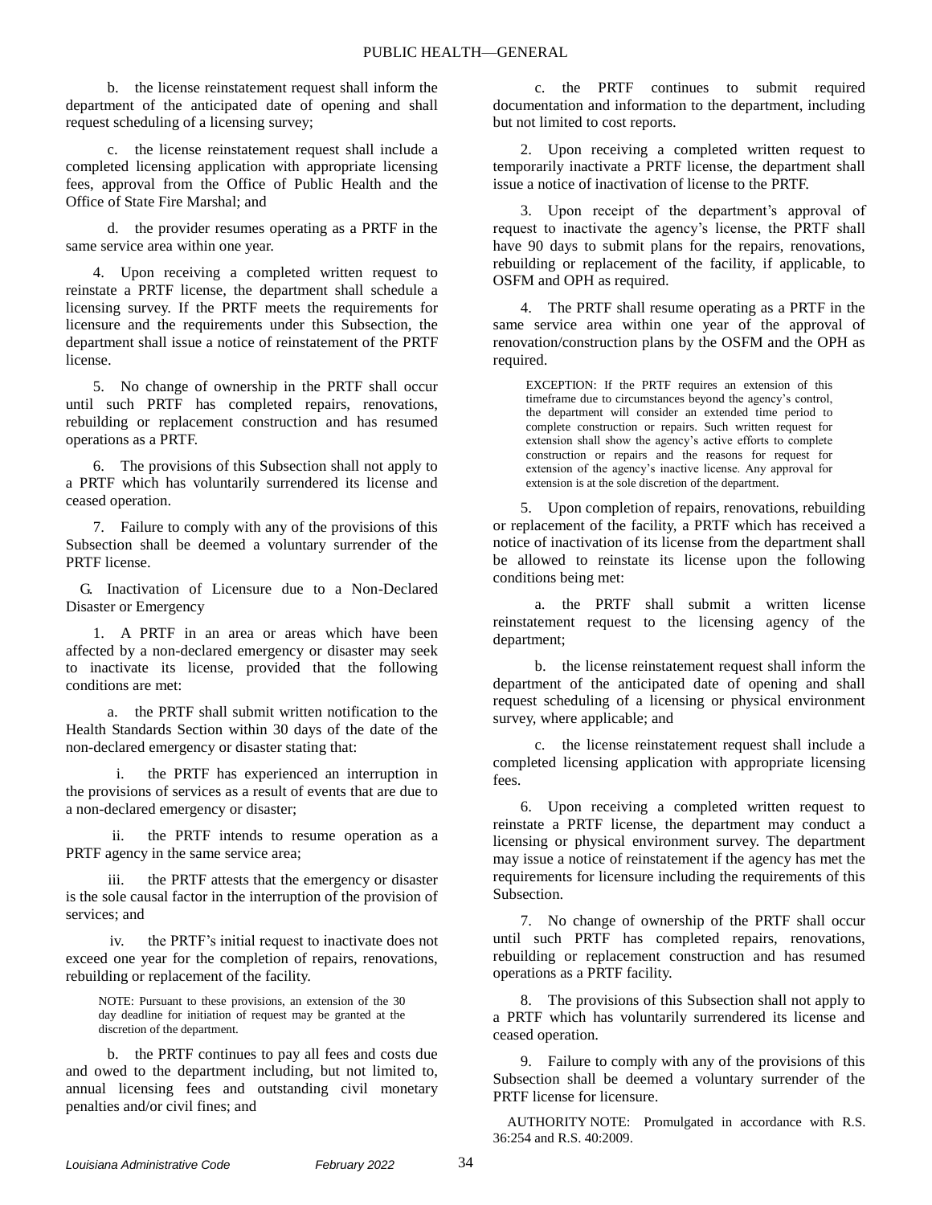b. the license reinstatement request shall inform the department of the anticipated date of opening and shall request scheduling of a licensing survey;

c. the license reinstatement request shall include a completed licensing application with appropriate licensing fees, approval from the Office of Public Health and the Office of State Fire Marshal; and

d. the provider resumes operating as a PRTF in the same service area within one year.

4. Upon receiving a completed written request to reinstate a PRTF license, the department shall schedule a licensing survey. If the PRTF meets the requirements for licensure and the requirements under this Subsection, the department shall issue a notice of reinstatement of the PRTF license.

5. No change of ownership in the PRTF shall occur until such PRTF has completed repairs, renovations, rebuilding or replacement construction and has resumed operations as a PRTF.

6. The provisions of this Subsection shall not apply to a PRTF which has voluntarily surrendered its license and ceased operation.

7. Failure to comply with any of the provisions of this Subsection shall be deemed a voluntary surrender of the PRTF license.

G. Inactivation of Licensure due to a Non-Declared Disaster or Emergency

1. A PRTF in an area or areas which have been affected by a non-declared emergency or disaster may seek to inactivate its license, provided that the following conditions are met:

a. the PRTF shall submit written notification to the Health Standards Section within 30 days of the date of the non-declared emergency or disaster stating that:

i. the PRTF has experienced an interruption in the provisions of services as a result of events that are due to a non-declared emergency or disaster;

ii. the PRTF intends to resume operation as a PRTF agency in the same service area;

iii. the PRTF attests that the emergency or disaster is the sole causal factor in the interruption of the provision of services; and

iv. the PRTF's initial request to inactivate does not exceed one year for the completion of repairs, renovations, rebuilding or replacement of the facility.

NOTE: Pursuant to these provisions, an extension of the 30 day deadline for initiation of request may be granted at the discretion of the department.

b. the PRTF continues to pay all fees and costs due and owed to the department including, but not limited to, annual licensing fees and outstanding civil monetary penalties and/or civil fines; and

c. the PRTF continues to submit required documentation and information to the department, including but not limited to cost reports.

2. Upon receiving a completed written request to temporarily inactivate a PRTF license, the department shall issue a notice of inactivation of license to the PRTF.

3. Upon receipt of the department's approval of request to inactivate the agency's license, the PRTF shall have 90 days to submit plans for the repairs, renovations, rebuilding or replacement of the facility, if applicable, to OSFM and OPH as required.

4. The PRTF shall resume operating as a PRTF in the same service area within one year of the approval of renovation/construction plans by the OSFM and the OPH as required.

EXCEPTION: If the PRTF requires an extension of this timeframe due to circumstances beyond the agency's control, the department will consider an extended time period to complete construction or repairs. Such written request for extension shall show the agency's active efforts to complete construction or repairs and the reasons for request for extension of the agency's inactive license. Any approval for extension is at the sole discretion of the department.

5. Upon completion of repairs, renovations, rebuilding or replacement of the facility, a PRTF which has received a notice of inactivation of its license from the department shall be allowed to reinstate its license upon the following conditions being met:

a. the PRTF shall submit a written license reinstatement request to the licensing agency of the department;

b. the license reinstatement request shall inform the department of the anticipated date of opening and shall request scheduling of a licensing or physical environment survey, where applicable; and

c. the license reinstatement request shall include a completed licensing application with appropriate licensing fees.

6. Upon receiving a completed written request to reinstate a PRTF license, the department may conduct a licensing or physical environment survey. The department may issue a notice of reinstatement if the agency has met the requirements for licensure including the requirements of this Subsection.

7. No change of ownership of the PRTF shall occur until such PRTF has completed repairs, renovations, rebuilding or replacement construction and has resumed operations as a PRTF facility.

8. The provisions of this Subsection shall not apply to a PRTF which has voluntarily surrendered its license and ceased operation.

9. Failure to comply with any of the provisions of this Subsection shall be deemed a voluntary surrender of the PRTF license for licensure.

AUTHORITY NOTE: Promulgated in accordance with R.S. 36:254 and R.S. 40:2009.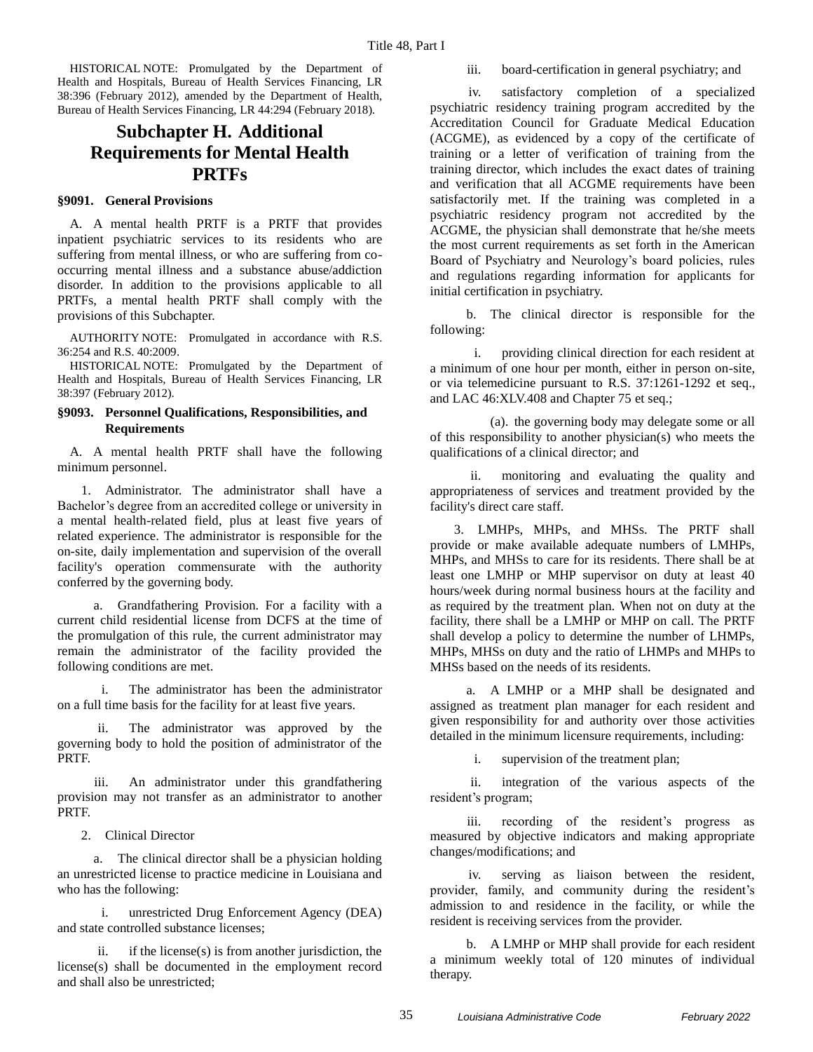HISTORICAL NOTE: Promulgated by the Department of Health and Hospitals, Bureau of Health Services Financing, LR 38:396 (February 2012), amended by the Department of Health, Bureau of Health Services Financing, LR 44:294 (February 2018).

## Subchapter H. Additional Requirements for Mental Health PRTFs

### §9091. General Provisions

A. A mental health PRTF is a PRTF that provides inpatient psychiatric services to its residents who are suffering from mental illness, or who are suffering from co-occurring mental illness and a substance abuse/addiction disorder. In addition to the provisions applicable to all PRTFs, a mental health PRTF shall comply with the provisions of this Subchapter.

AUTHORITY NOTE: Promulgated in accordance with R.S. 36:254 and R.S. 40:2009.

HISTORICAL NOTE: Promulgated by the Department of Health and Hospitals, Bureau of Health Services Financing, LR 38:397 (February 2012).

### §9093. Personnel Qualifications, Responsibilities, and Requirements

A. A mental health PRTF shall have the following minimum personnel.

1. Administrator. The administrator shall have a Bachelor's degree from an accredited college or university in a mental health-related field, plus at least five years of related experience. The administrator is responsible for the on-site, daily implementation and supervision of the overall facility's operation commensurate with the authority conferred by the governing body.

a. Grandfathering Provision. For a facility with a current child residential license from DCFS at the time of the promulgation of this rule, the current administrator may remain the administrator of the facility provided the following conditions are met.

i. The administrator has been the administrator on a full time basis for the facility for at least five years.

ii. The administrator was approved by the governing body to hold the position of administrator of the PRTF.

iii. An administrator under this grandfathering provision may not transfer as an administrator to another PRTF.

2. Clinical Director

a. The clinical director shall be a physician holding an unrestricted license to practice medicine in Louisiana and who has the following:

i. unrestricted Drug Enforcement Agency (DEA) and state controlled substance licenses;

ii. if the license(s) is from another jurisdiction, the license(s) shall be documented in the employment record and shall also be unrestricted;

iii. board-certification in general psychiatry; and

iv. satisfactory completion of a specialized psychiatric residency training program accredited by the Accreditation Council for Graduate Medical Education (ACGME), as evidenced by a copy of the certificate of training or a letter of verification of training from the training director, which includes the exact dates of training and verification that all ACGME requirements have been satisfactorily met. If the training was completed in a psychiatric residency program not accredited by the ACGME, the physician shall demonstrate that he/she meets the most current requirements as set forth in the American Board of Psychiatry and Neurology's board policies, rules and regulations regarding information for applicants for initial certification in psychiatry.

b. The clinical director is responsible for the following:

i. providing clinical direction for each resident at a minimum of one hour per month, either in person on-site, or via telemedicine pursuant to R.S. 37:1261-1292 et seq., and LAC 46:XLV.408 and Chapter 75 et seq.;

(a). the governing body may delegate some or all of this responsibility to another physician(s) who meets the qualifications of a clinical director; and

ii. monitoring and evaluating the quality and appropriateness of services and treatment provided by the facility's direct care staff.

3. LMHPs, MHPs, and MHSs. The PRTF shall provide or make available adequate numbers of LMHPs, MHPs, and MHSs to care for its residents. There shall be at least one LMHP or MHP supervisor on duty at least 40 hours/week during normal business hours at the facility and as required by the treatment plan. When not on duty at the facility, there shall be a LMHP or MHP on call. The PRTF shall develop a policy to determine the number of LHMPs, MHPs, MHSs on duty and the ratio of LHMPs and MHPs to MHSs based on the needs of its residents.

a. A LMHP or a MHP shall be designated and assigned as treatment plan manager for each resident and given responsibility for and authority over those activities detailed in the minimum licensure requirements, including:

i. supervision of the treatment plan;

ii. integration of the various aspects of the resident's program;

iii. recording of the resident's progress as measured by objective indicators and making appropriate changes/modifications; and

iv. serving as liaison between the resident, provider, family, and community during the resident's admission to and residence in the facility, or while the resident is receiving services from the provider.

b. A LMHP or MHP shall provide for each resident a minimum weekly total of 120 minutes of individual therapy.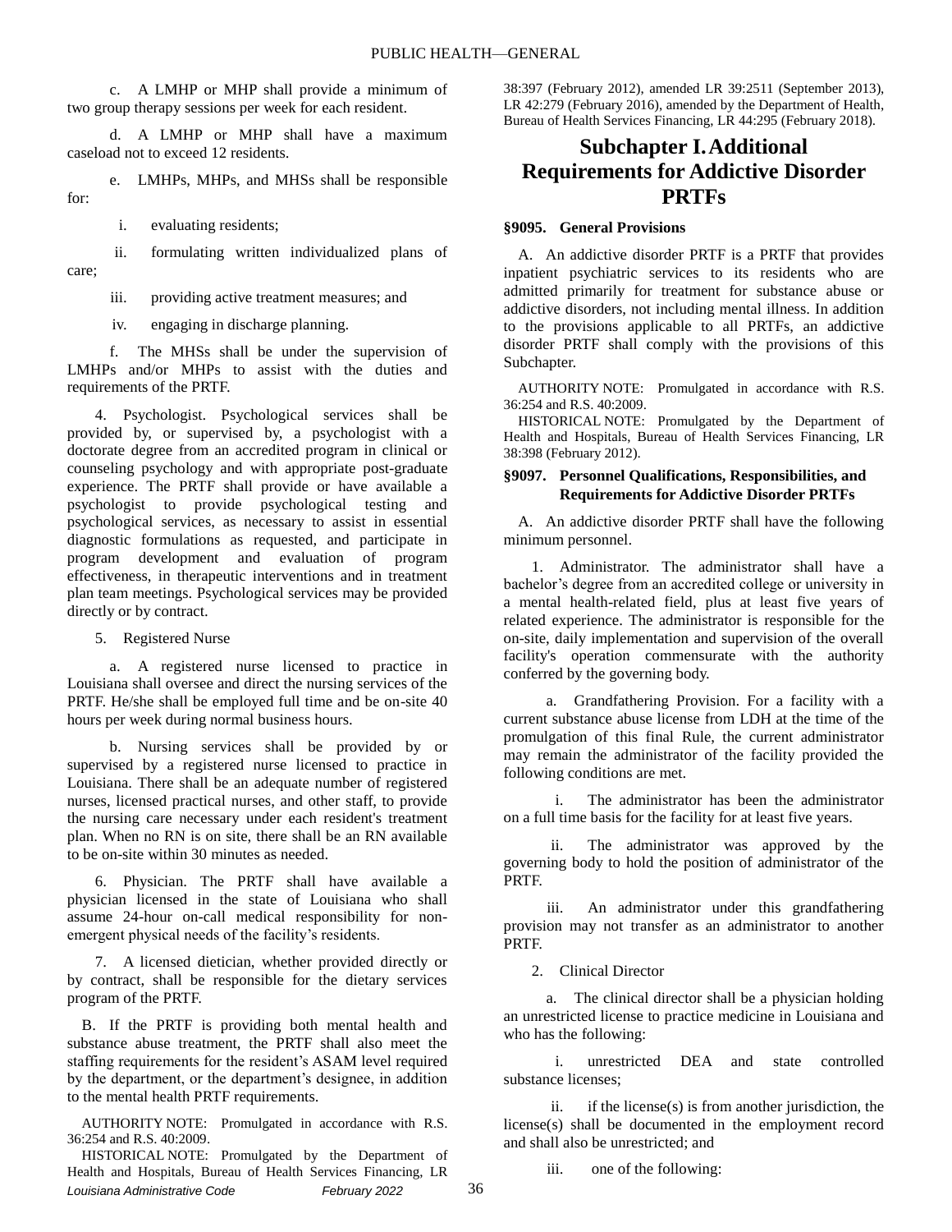c. A LMHP or MHP shall provide a minimum of two group therapy sessions per week for each resident.

d. A LMHP or MHP shall have a maximum caseload not to exceed 12 residents.

e. LMHPs, MHPs, and MHSs shall be responsible for:

i. evaluating residents;

ii. formulating written individualized plans of care;

iii. providing active treatment measures; and

iv. engaging in discharge planning.

f. The MHSs shall be under the supervision of LMHPs and/or MHPs to assist with the duties and requirements of the PRTF.

4. Psychologist. Psychological services shall be provided by, or supervised by, a psychologist with a doctorate degree from an accredited program in clinical or counseling psychology and with appropriate post-graduate experience. The PRTF shall provide or have available a psychologist to provide psychological testing and psychological services, as necessary to assist in essential diagnostic formulations as requested, and participate in program development and evaluation of program effectiveness, in therapeutic interventions and in treatment plan team meetings. Psychological services may be provided directly or by contract.

5. Registered Nurse

a. A registered nurse licensed to practice in Louisiana shall oversee and direct the nursing services of the PRTF. He/she shall be employed full time and be on-site 40 hours per week during normal business hours.

b. Nursing services shall be provided by or supervised by a registered nurse licensed to practice in Louisiana. There shall be an adequate number of registered nurses, licensed practical nurses, and other staff, to provide the nursing care necessary under each resident's treatment plan. When no RN is on site, there shall be an RN available to be on-site within 30 minutes as needed.

6. Physician. The PRTF shall have available a physician licensed in the state of Louisiana who shall assume 24-hour on-call medical responsibility for non-emergent physical needs of the facility's residents.

7. A licensed dietician, whether provided directly or by contract, shall be responsible for the dietary services program of the PRTF.

B. If the PRTF is providing both mental health and substance abuse treatment, the PRTF shall also meet the staffing requirements for the resident's ASAM level required by the department, or the department's designee, in addition to the mental health PRTF requirements.

AUTHORITY NOTE: Promulgated in accordance with R.S. 36:254 and R.S. 40:2009.

HISTORICAL NOTE: Promulgated by the Department of Health and Hospitals, Bureau of Health Services Financing, LR 38:397 (February 2012), amended LR 39:2511 (September 2013), LR 42:279 (February 2016), amended by the Department of Health, Bureau of Health Services Financing, LR 44:295 (February 2018).

## Subchapter I. Additional Requirements for Addictive Disorder PRTFs

### §9095. General Provisions

A. An addictive disorder PRTF is a PRTF that provides inpatient psychiatric services to its residents who are admitted primarily for treatment for substance abuse or addictive disorders, not including mental illness. In addition to the provisions applicable to all PRTFs, an addictive disorder PRTF shall comply with the provisions of this Subchapter.

AUTHORITY NOTE: Promulgated in accordance with R.S. 36:254 and R.S. 40:2009.

HISTORICAL NOTE: Promulgated by the Department of Health and Hospitals, Bureau of Health Services Financing, LR 38:398 (February 2012).

### §9097. Personnel Qualifications, Responsibilities, and Requirements for Addictive Disorder PRTFs

A. An addictive disorder PRTF shall have the following minimum personnel.

1. Administrator. The administrator shall have a bachelor's degree from an accredited college or university in a mental health-related field, plus at least five years of related experience. The administrator is responsible for the on-site, daily implementation and supervision of the overall facility's operation commensurate with the authority conferred by the governing body.

a. Grandfathering Provision. For a facility with a current substance abuse license from LDH at the time of the promulgation of this final Rule, the current administrator may remain the administrator of the facility provided the following conditions are met.

i. The administrator has been the administrator on a full time basis for the facility for at least five years.

ii. The administrator was approved by the governing body to hold the position of administrator of the PRTF.

iii. An administrator under this grandfathering provision may not transfer as an administrator to another PRTF.

2. Clinical Director

a. The clinical director shall be a physician holding an unrestricted license to practice medicine in Louisiana and who has the following:

i. unrestricted DEA and state controlled substance licenses;

ii. if the license(s) is from another jurisdiction, the license(s) shall be documented in the employment record and shall also be unrestricted; and

iii. one of the following: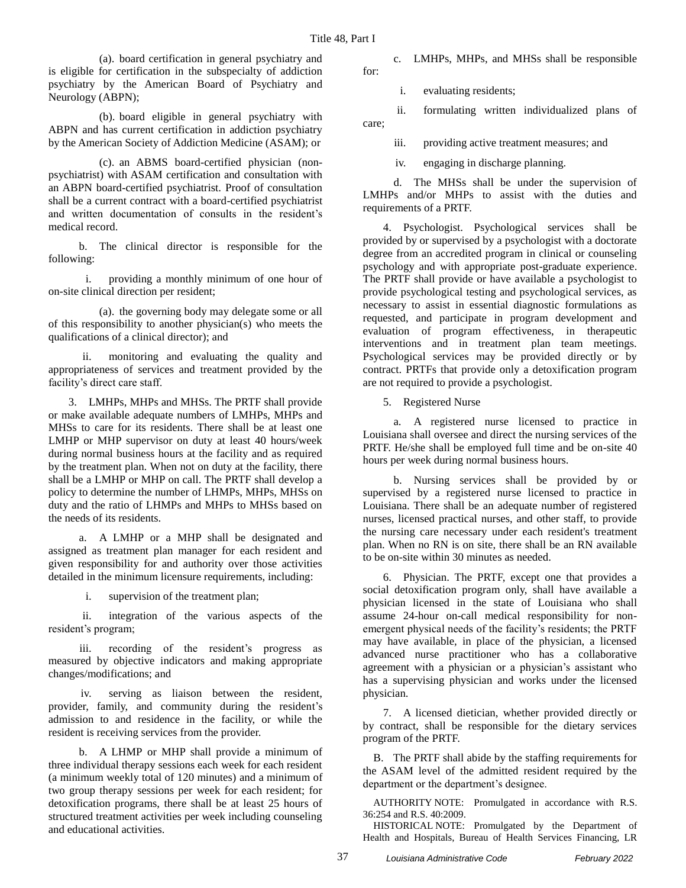(a). board certification in general psychiatry and is eligible for certification in the subspecialty of addiction psychiatry by the American Board of Psychiatry and Neurology (ABPN);

(b). board eligible in general psychiatry with ABPN and has current certification in addiction psychiatry by the American Society of Addiction Medicine (ASAM); or

(c). an ABMS board-certified physician (non-psychiatrist) with ASAM certification and consultation with an ABPN board-certified psychiatrist. Proof of consultation shall be a current contract with a board-certified psychiatrist and written documentation of consults in the resident's medical record.

b. The clinical director is responsible for the following:

i. providing a monthly minimum of one hour of on-site clinical direction per resident;

(a). the governing body may delegate some or all of this responsibility to another physician(s) who meets the qualifications of a clinical director); and

ii. monitoring and evaluating the quality and appropriateness of services and treatment provided by the facility's direct care staff.

3. LMHPs, MHPs and MHSs. The PRTF shall provide or make available adequate numbers of LMHPs, MHPs and MHSs to care for its residents. There shall be at least one LMHP or MHP supervisor on duty at least 40 hours/week during normal business hours at the facility and as required by the treatment plan. When not on duty at the facility, there shall be a LMHP or MHP on call. The PRTF shall develop a policy to determine the number of LHMPs, MHPs, MHSs on duty and the ratio of LHMPs and MHPs to MHSs based on the needs of its residents.

a. A LMHP or a MHP shall be designated and assigned as treatment plan manager for each resident and given responsibility for and authority over those activities detailed in the minimum licensure requirements, including:

i. supervision of the treatment plan;

ii. integration of the various aspects of the resident's program;

iii. recording of the resident's progress as measured by objective indicators and making appropriate changes/modifications; and

iv. serving as liaison between the resident, provider, family, and community during the resident's admission to and residence in the facility, or while the resident is receiving services from the provider.

b. A LHMP or MHP shall provide a minimum of three individual therapy sessions each week for each resident (a minimum weekly total of 120 minutes) and a minimum of two group therapy sessions per week for each resident; for detoxification programs, there shall be at least 25 hours of structured treatment activities per week including counseling and educational activities.

c. LMHPs, MHPs, and MHSs shall be responsible for:

i. evaluating residents;

ii. formulating written individualized plans of care;

iii. providing active treatment measures; and

iv. engaging in discharge planning.

d. The MHSs shall be under the supervision of LMHPs and/or MHPs to assist with the duties and requirements of a PRTF.

4. Psychologist. Psychological services shall be provided by or supervised by a psychologist with a doctorate degree from an accredited program in clinical or counseling psychology and with appropriate post-graduate experience. The PRTF shall provide or have available a psychologist to provide psychological testing and psychological services, as necessary to assist in essential diagnostic formulations as requested, and participate in program development and evaluation of program effectiveness, in therapeutic interventions and in treatment plan team meetings. Psychological services may be provided directly or by contract. PRTFs that provide only a detoxification program are not required to provide a psychologist.

5. Registered Nurse

a. A registered nurse licensed to practice in Louisiana shall oversee and direct the nursing services of the PRTF. He/she shall be employed full time and be on-site 40 hours per week during normal business hours.

b. Nursing services shall be provided by or supervised by a registered nurse licensed to practice in Louisiana. There shall be an adequate number of registered nurses, licensed practical nurses, and other staff, to provide the nursing care necessary under each resident's treatment plan. When no RN is on site, there shall be an RN available to be on-site within 30 minutes as needed.

6. Physician. The PRTF, except one that provides a social detoxification program only, shall have available a physician licensed in the state of Louisiana who shall assume 24-hour on-call medical responsibility for non-emergent physical needs of the facility's residents; the PRTF may have available, in place of the physician, a licensed advanced nurse practitioner who has a collaborative agreement with a physician or a physician's assistant who has a supervising physician and works under the licensed physician.

7. A licensed dietician, whether provided directly or by contract, shall be responsible for the dietary services program of the PRTF.

B. The PRTF shall abide by the staffing requirements for the ASAM level of the admitted resident required by the department or the department's designee.

AUTHORITY NOTE: Promulgated in accordance with R.S. 36:254 and R.S. 40:2009.

HISTORICAL NOTE: Promulgated by the Department of Health and Hospitals, Bureau of Health Services Financing, LR